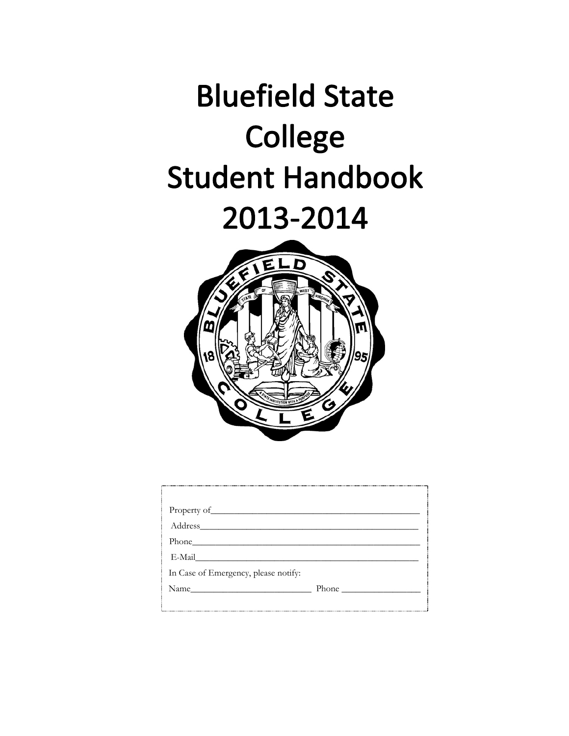# Bluefield State College Student Handbook 2013-2014

Property of___________________________________________

Address_____________________________________________

Phone______________________________________________

E-Mail______________________________________________

In Case of Emergency, please notify:

Name_________________________ Phone _______________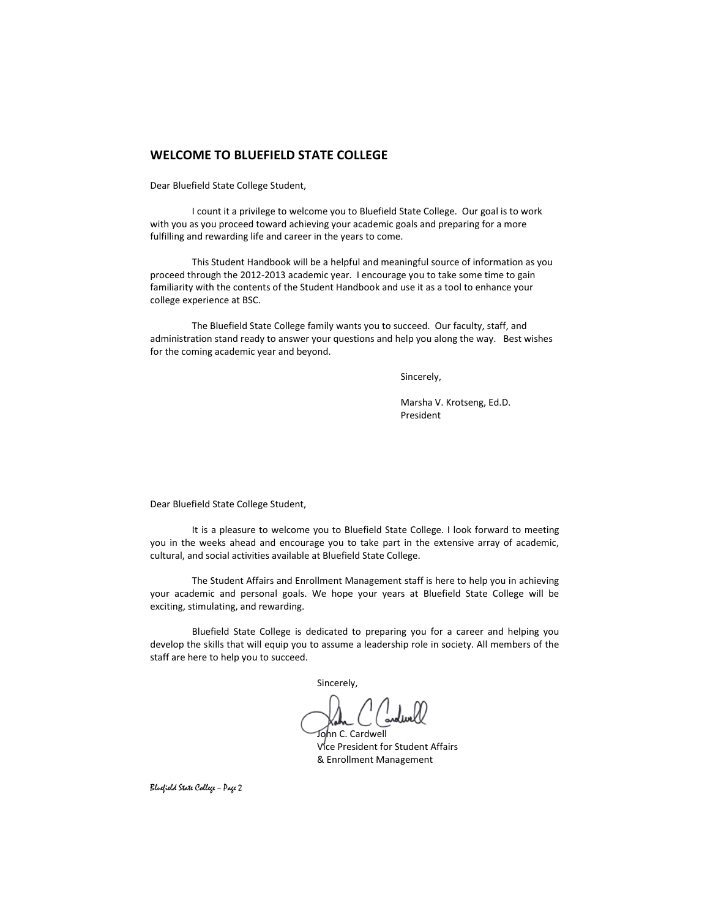## WELCOME TO BLUEFIELD STATE COLLEGE

Dear Bluefield State College Student,

I count it a privilege to welcome you to Bluefield State College. Our goal is to work with you as you proceed toward achieving your academic goals and preparing for a more fulfilling and rewarding life and career in the years to come.

This Student Handbook will be a helpful and meaningful source of information as you proceed through the 2012-2013 academic year. I encourage you to take some time to gain familiarity with the contents of the Student Handbook and use it as a tool to enhance your college experience at BSC.

The Bluefield State College family wants you to succeed. Our faculty, staff, and administration stand ready to answer your questions and help you along the way. Best wishes for the coming academic year and beyond.

Sincerely,

Marsha V. Krotseng, Ed.D.
President

Dear Bluefield State College Student,

It is a pleasure to welcome you to Bluefield State College. I look forward to meeting you in the weeks ahead and encourage you to take part in the extensive array of academic, cultural, and social activities available at Bluefield State College.

The Student Affairs and Enrollment Management staff is here to help you in achieving your academic and personal goals. We hope your years at Bluefield State College will be exciting, stimulating, and rewarding.

Bluefield State College is dedicated to preparing you for a career and helping you develop the skills that will equip you to assume a leadership role in society. All members of the staff are here to help you to succeed.

Sincerely,

John C. Cardwell
Vice President for Student Affairs
& Enrollment Management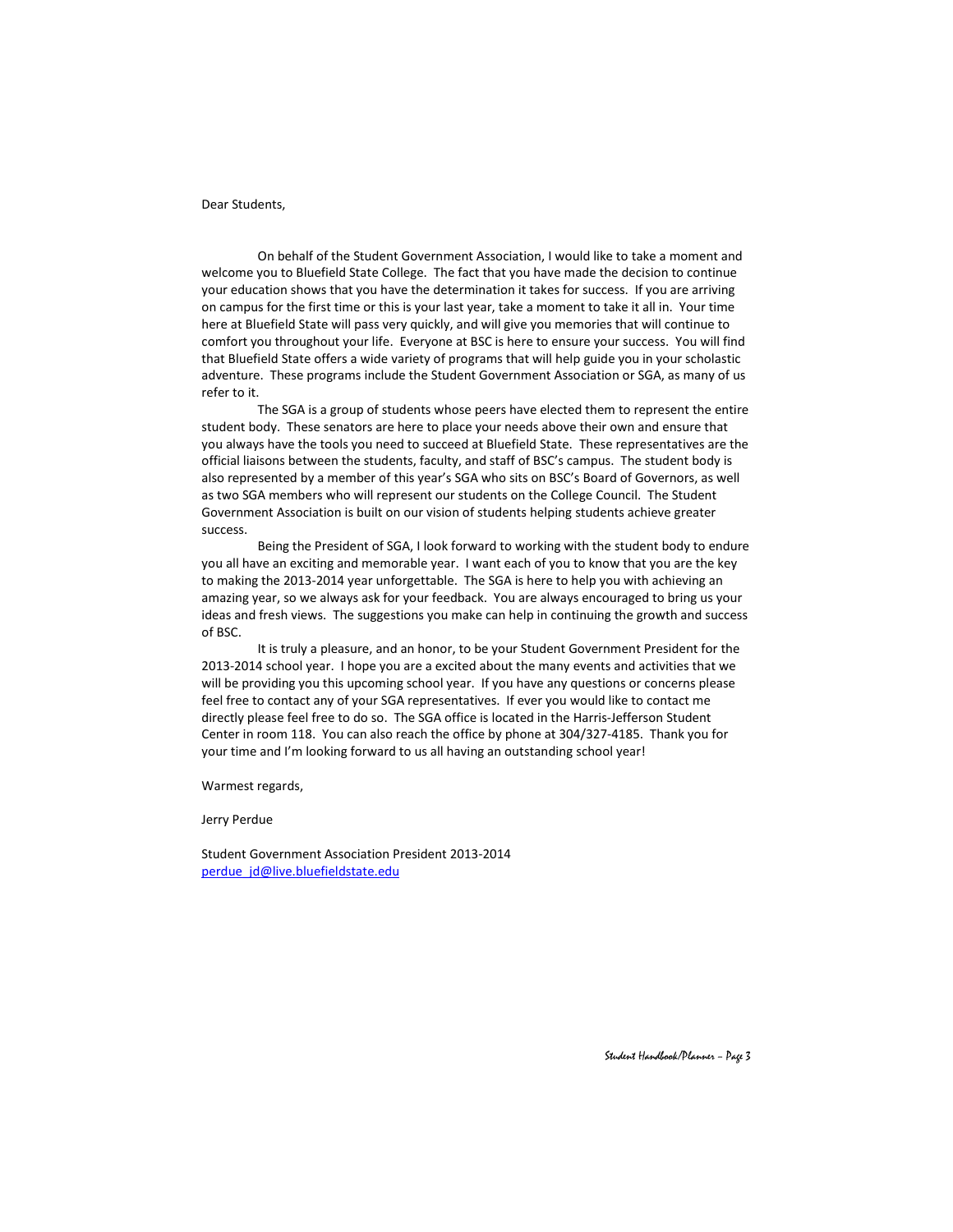Dear Students,

On behalf of the Student Government Association, I would like to take a moment and welcome you to Bluefield State College. The fact that you have made the decision to continue your education shows that you have the determination it takes for success. If you are arriving on campus for the first time or this is your last year, take a moment to take it all in. Your time here at Bluefield State will pass very quickly, and will give you memories that will continue to comfort you throughout your life. Everyone at BSC is here to ensure your success. You will find that Bluefield State offers a wide variety of programs that will help guide you in your scholastic adventure. These programs include the Student Government Association or SGA, as many of us refer to it.

The SGA is a group of students whose peers have elected them to represent the entire student body. These senators are here to place your needs above their own and ensure that you always have the tools you need to succeed at Bluefield State. These representatives are the official liaisons between the students, faculty, and staff of BSC's campus. The student body is also represented by a member of this year's SGA who sits on BSC's Board of Governors, as well as two SGA members who will represent our students on the College Council. The Student Government Association is built on our vision of students helping students achieve greater success.

Being the President of SGA, I look forward to working with the student body to endure you all have an exciting and memorable year. I want each of you to know that you are the key to making the 2013-2014 year unforgettable. The SGA is here to help you with achieving an amazing year, so we always ask for your feedback. You are always encouraged to bring us your ideas and fresh views. The suggestions you make can help in continuing the growth and success of BSC.

It is truly a pleasure, and an honor, to be your Student Government President for the 2013-2014 school year. I hope you are a excited about the many events and activities that we will be providing you this upcoming school year. If you have any questions or concerns please feel free to contact any of your SGA representatives. If ever you would like to contact me directly please feel free to do so. The SGA office is located in the Harris-Jefferson Student Center in room 118. You can also reach the office by phone at 304/327-4185. Thank you for your time and I'm looking forward to us all having an outstanding school year!

Warmest regards,

Jerry Perdue

Student Government Association President 2013-2014
perdue_jd@live.bluefieldstate.edu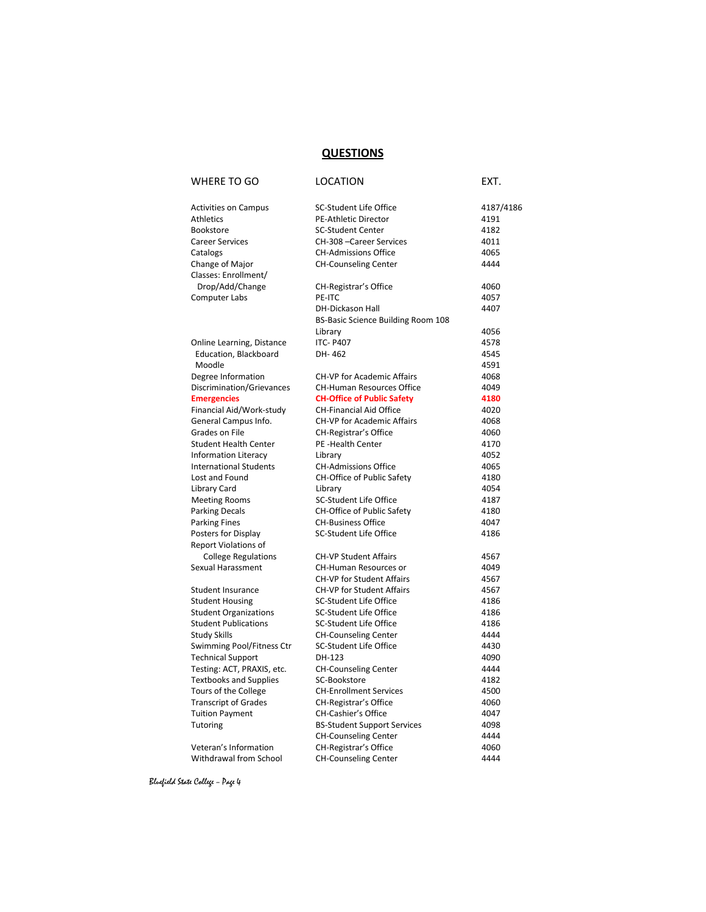## QUESTIONS

| WHERE TO GO | LOCATION | EXT. |
|---|---|---|
| Activities on Campus | SC-Student Life Office | 4187/4186 |
| Athletics | PE-Athletic Director | 4191 |
| Bookstore | SC-Student Center | 4182 |
| Career Services | CH-308 –Career Services | 4011 |
| Catalogs | CH-Admissions Office | 4065 |
| Change of Major | CH-Counseling Center | 4444 |
| Classes: Enrollment/ Drop/Add/Change | CH-Registrar's Office | 4060 |
| Computer Labs | PE-ITC | 4057 |
| | DH-Dickason Hall | 4407 |
| | BS-Basic Science Building Room 108 | |
| | Library | 4056 |
| Online Learning, Distance | ITC- P407 | 4578 |
| Education, Blackboard | DH- 462 | 4545 |
| Moodle | | 4591 |
| Degree Information | CH-VP for Academic Affairs | 4068 |
| Discrimination/Grievances | CH-Human Resources Office | 4049 |
| **Emergencies** | **CH-Office of Public Safety** | **4180** |
| Financial Aid/Work-study | CH-Financial Aid Office | 4020 |
| General Campus Info. | CH-VP for Academic Affairs | 4068 |
| Grades on File | CH-Registrar's Office | 4060 |
| Student Health Center | PE -Health Center | 4170 |
| Information Literacy | Library | 4052 |
| International Students | CH-Admissions Office | 4065 |
| Lost and Found | CH-Office of Public Safety | 4180 |
| Library Card | Library | 4054 |
| Meeting Rooms | SC-Student Life Office | 4187 |
| Parking Decals | CH-Office of Public Safety | 4180 |
| Parking Fines | CH-Business Office | 4047 |
| Posters for Display | SC-Student Life Office | 4186 |
| Report Violations of College Regulations | CH-VP Student Affairs | 4567 |
| Sexual Harassment | CH-Human Resources or | 4049 |
| | CH-VP for Student Affairs | 4567 |
| Student Insurance | CH-VP for Student Affairs | 4567 |
| Student Housing | SC-Student Life Office | 4186 |
| Student Organizations | SC-Student Life Office | 4186 |
| Student Publications | SC-Student Life Office | 4186 |
| Study Skills | CH-Counseling Center | 4444 |
| Swimming Pool/Fitness Ctr | SC-Student Life Office | 4430 |
| Technical Support | DH-123 | 4090 |
| Testing: ACT, PRAXIS, etc. | CH-Counseling Center | 4444 |
| Textbooks and Supplies | SC-Bookstore | 4182 |
| Tours of the College | CH-Enrollment Services | 4500 |
| Transcript of Grades | CH-Registrar's Office | 4060 |
| Tuition Payment | CH-Cashier's Office | 4047 |
| Tutoring | BS-Student Support Services | 4098 |
| | CH-Counseling Center | 4444 |
| Veteran's Information | CH-Registrar's Office | 4060 |
| Withdrawal from School | CH-Counseling Center | 4444 |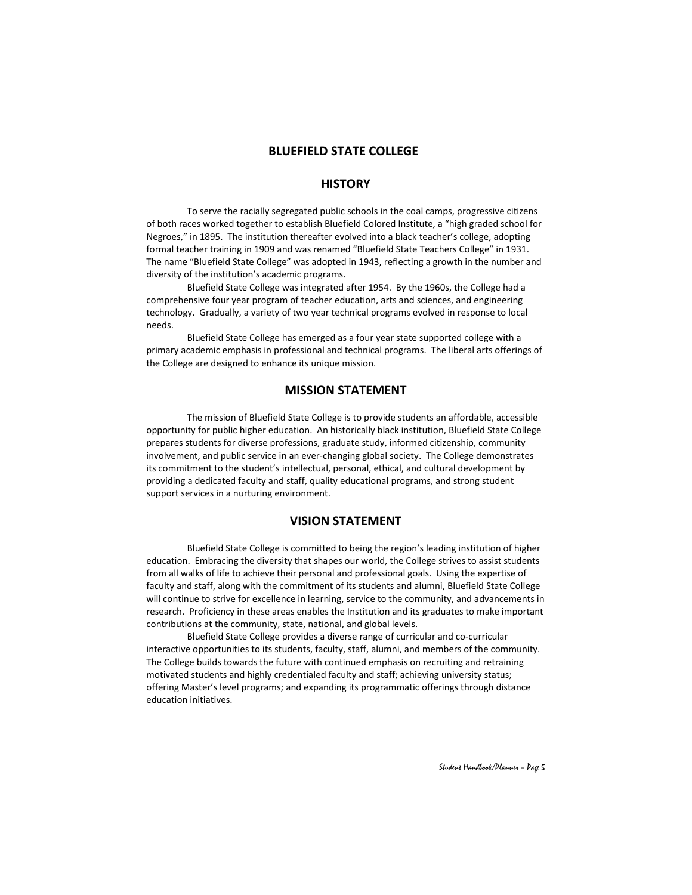# BLUEFIELD STATE COLLEGE

## HISTORY

To serve the racially segregated public schools in the coal camps, progressive citizens of both races worked together to establish Bluefield Colored Institute, a "high graded school for Negroes," in 1895. The institution thereafter evolved into a black teacher's college, adopting formal teacher training in 1909 and was renamed "Bluefield State Teachers College" in 1931. The name "Bluefield State College" was adopted in 1943, reflecting a growth in the number and diversity of the institution's academic programs.

Bluefield State College was integrated after 1954. By the 1960s, the College had a comprehensive four year program of teacher education, arts and sciences, and engineering technology. Gradually, a variety of two year technical programs evolved in response to local needs.

Bluefield State College has emerged as a four year state supported college with a primary academic emphasis in professional and technical programs. The liberal arts offerings of the College are designed to enhance its unique mission.

## MISSION STATEMENT

The mission of Bluefield State College is to provide students an affordable, accessible opportunity for public higher education. An historically black institution, Bluefield State College prepares students for diverse professions, graduate study, informed citizenship, community involvement, and public service in an ever-changing global society. The College demonstrates its commitment to the student's intellectual, personal, ethical, and cultural development by providing a dedicated faculty and staff, quality educational programs, and strong student support services in a nurturing environment.

## VISION STATEMENT

Bluefield State College is committed to being the region's leading institution of higher education. Embracing the diversity that shapes our world, the College strives to assist students from all walks of life to achieve their personal and professional goals. Using the expertise of faculty and staff, along with the commitment of its students and alumni, Bluefield State College will continue to strive for excellence in learning, service to the community, and advancements in research. Proficiency in these areas enables the Institution and its graduates to make important contributions at the community, state, national, and global levels.

Bluefield State College provides a diverse range of curricular and co-curricular interactive opportunities to its students, faculty, staff, alumni, and members of the community. The College builds towards the future with continued emphasis on recruiting and retraining motivated students and highly credentialed faculty and staff; achieving university status; offering Master's level programs; and expanding its programmatic offerings through distance education initiatives.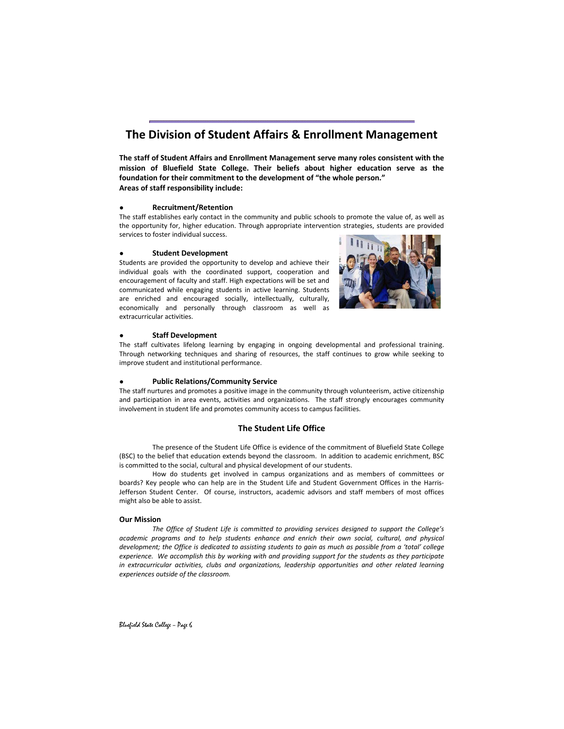# The Division of Student Affairs & Enrollment Management

**The staff of Student Affairs and Enrollment Management serve many roles consistent with the mission of Bluefield State College. Their beliefs about higher education serve as the foundation for their commitment to the development of "the whole person."**
**Areas of staff responsibility include:**

- **Recruitment/Retention**

The staff establishes early contact in the community and public schools to promote the value of, as well as the opportunity for, higher education. Through appropriate intervention strategies, students are provided services to foster individual success.

- **Student Development**

Students are provided the opportunity to develop and achieve their individual goals with the coordinated support, cooperation and encouragement of faculty and staff. High expectations will be set and communicated while engaging students in active learning. Students are enriched and encouraged socially, intellectually, culturally, economically and personally through classroom as well as extracurricular activities.

- **Staff Development**

The staff cultivates lifelong learning by engaging in ongoing developmental and professional training. Through networking techniques and sharing of resources, the staff continues to grow while seeking to improve student and institutional performance.

- **Public Relations/Community Service**

The staff nurtures and promotes a positive image in the community through volunteerism, active citizenship and participation in area events, activities and organizations. The staff strongly encourages community involvement in student life and promotes community access to campus facilities.

## The Student Life Office

The presence of the Student Life Office is evidence of the commitment of Bluefield State College (BSC) to the belief that education extends beyond the classroom. In addition to academic enrichment, BSC is committed to the social, cultural and physical development of our students.

How do students get involved in campus organizations and as members of committees or boards? Key people who can help are in the Student Life and Student Government Offices in the Harris-Jefferson Student Center. Of course, instructors, academic advisors and staff members of most offices might also be able to assist.

### Our Mission

*The Office of Student Life is committed to providing services designed to support the College's academic programs and to help students enhance and enrich their own social, cultural, and physical development; the Office is dedicated to assisting students to gain as much as possible from a 'total' college experience. We accomplish this by working with and providing support for the students as they participate in extracurricular activities, clubs and organizations, leadership opportunities and other related learning experiences outside of the classroom.*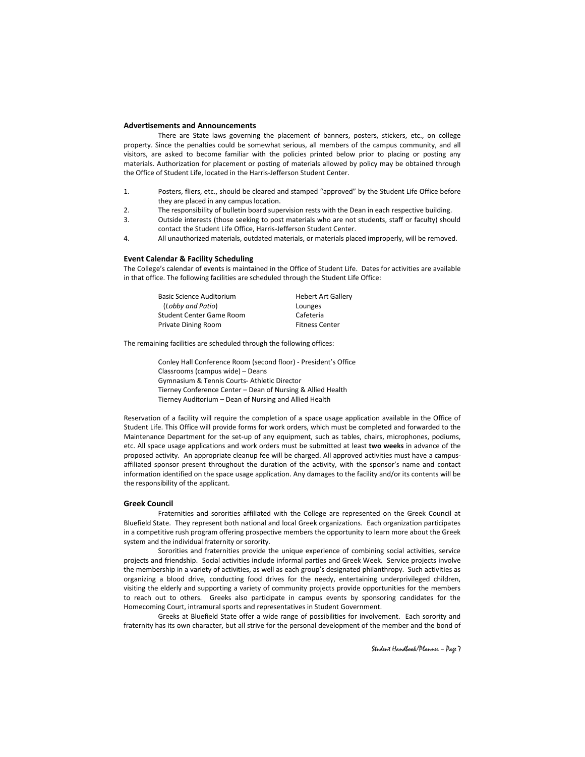### Advertisements and Announcements

There are State laws governing the placement of banners, posters, stickers, etc., on college property. Since the penalties could be somewhat serious, all members of the campus community, and all visitors, are asked to become familiar with the policies printed below prior to placing or posting any materials. Authorization for placement or posting of materials allowed by policy may be obtained through the Office of Student Life, located in the Harris-Jefferson Student Center.

1. Posters, fliers, etc., should be cleared and stamped "approved" by the Student Life Office before they are placed in any campus location.
2. The responsibility of bulletin board supervision rests with the Dean in each respective building.
3. Outside interests (those seeking to post materials who are not students, staff or faculty) should contact the Student Life Office, Harris-Jefferson Student Center.
4. All unauthorized materials, outdated materials, or materials placed improperly, will be removed.

### Event Calendar & Facility Scheduling

The College's calendar of events is maintained in the Office of Student Life. Dates for activities are available in that office. The following facilities are scheduled through the Student Life Office:

| | |
|---|---|
| Basic Science Auditorium (*Lobby and Patio*) | Hebert Art Gallery |
| | Lounges |
| Student Center Game Room | Cafeteria |
| Private Dining Room | Fitness Center |

The remaining facilities are scheduled through the following offices:

Conley Hall Conference Room (second floor) - President's Office
Classrooms (campus wide) – Deans
Gymnasium & Tennis Courts- Athletic Director
Tierney Conference Center – Dean of Nursing & Allied Health
Tierney Auditorium – Dean of Nursing and Allied Health

Reservation of a facility will require the completion of a space usage application available in the Office of Student Life. This Office will provide forms for work orders, which must be completed and forwarded to the Maintenance Department for the set-up of any equipment, such as tables, chairs, microphones, podiums, etc. All space usage applications and work orders must be submitted at least **two weeks** in advance of the proposed activity. An appropriate cleanup fee will be charged. All approved activities must have a campus-affiliated sponsor present throughout the duration of the activity, with the sponsor's name and contact information identified on the space usage application. Any damages to the facility and/or its contents will be the responsibility of the applicant.

### Greek Council

Fraternities and sororities affiliated with the College are represented on the Greek Council at Bluefield State. They represent both national and local Greek organizations. Each organization participates in a competitive rush program offering prospective members the opportunity to learn more about the Greek system and the individual fraternity or sorority.

Sororities and fraternities provide the unique experience of combining social activities, service projects and friendship. Social activities include informal parties and Greek Week. Service projects involve the membership in a variety of activities, as well as each group's designated philanthropy. Such activities as organizing a blood drive, conducting food drives for the needy, entertaining underprivileged children, visiting the elderly and supporting a variety of community projects provide opportunities for the members to reach out to others. Greeks also participate in campus events by sponsoring candidates for the Homecoming Court, intramural sports and representatives in Student Government.

Greeks at Bluefield State offer a wide range of possibilities for involvement. Each sorority and fraternity has its own character, but all strive for the personal development of the member and the bond of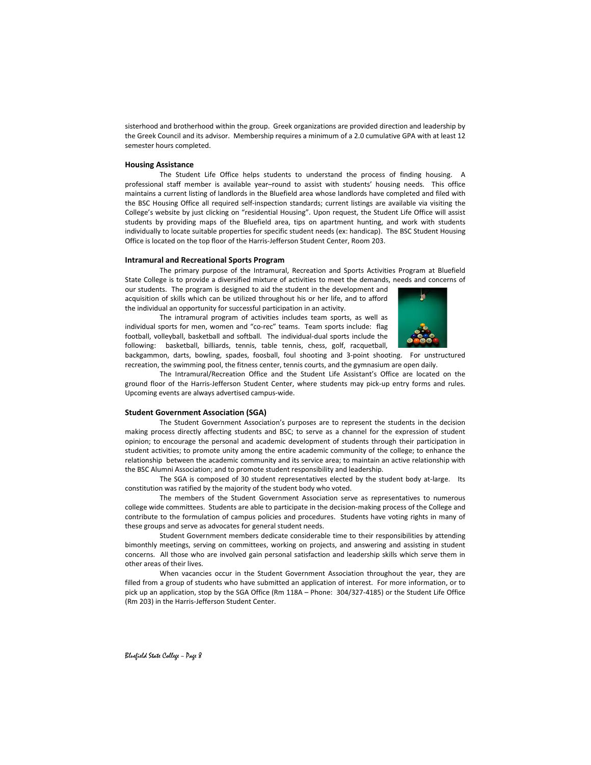sisterhood and brotherhood within the group. Greek organizations are provided direction and leadership by the Greek Council and its advisor. Membership requires a minimum of a 2.0 cumulative GPA with at least 12 semester hours completed.

### Housing Assistance

The Student Life Office helps students to understand the process of finding housing. A professional staff member is available year–round to assist with students' housing needs. This office maintains a current listing of landlords in the Bluefield area whose landlords have completed and filed with the BSC Housing Office all required self-inspection standards; current listings are available via visiting the College's website by just clicking on "residential Housing". Upon request, the Student Life Office will assist students by providing maps of the Bluefield area, tips on apartment hunting, and work with students individually to locate suitable properties for specific student needs (ex: handicap). The BSC Student Housing Office is located on the top floor of the Harris-Jefferson Student Center, Room 203.

### Intramural and Recreational Sports Program

The primary purpose of the Intramural, Recreation and Sports Activities Program at Bluefield State College is to provide a diversified mixture of activities to meet the demands, needs and concerns of our students. The program is designed to aid the student in the development and acquisition of skills which can be utilized throughout his or her life, and to afford the individual an opportunity for successful participation in an activity.

The intramural program of activities includes team sports, as well as individual sports for men, women and "co-rec" teams. Team sports include: flag football, volleyball, basketball and softball. The individual-dual sports include the following: basketball, billiards, tennis, table tennis, chess, golf, racquetball, backgammon, darts, bowling, spades, foosball, foul shooting and 3-point shooting. For unstructured recreation, the swimming pool, the fitness center, tennis courts, and the gymnasium are open daily.

The Intramural/Recreation Office and the Student Life Assistant's Office are located on the ground floor of the Harris-Jefferson Student Center, where students may pick-up entry forms and rules. Upcoming events are always advertised campus-wide.

### Student Government Association (SGA)

The Student Government Association's purposes are to represent the students in the decision making process directly affecting students and BSC; to serve as a channel for the expression of student opinion; to encourage the personal and academic development of students through their participation in student activities; to promote unity among the entire academic community of the college; to enhance the relationship between the academic community and its service area; to maintain an active relationship with the BSC Alumni Association; and to promote student responsibility and leadership.

The SGA is composed of 30 student representatives elected by the student body at-large. Its constitution was ratified by the majority of the student body who voted.

The members of the Student Government Association serve as representatives to numerous college wide committees. Students are able to participate in the decision-making process of the College and contribute to the formulation of campus policies and procedures. Students have voting rights in many of these groups and serve as advocates for general student needs.

Student Government members dedicate considerable time to their responsibilities by attending bimonthly meetings, serving on committees, working on projects, and answering and assisting in student concerns. All those who are involved gain personal satisfaction and leadership skills which serve them in other areas of their lives.

When vacancies occur in the Student Government Association throughout the year, they are filled from a group of students who have submitted an application of interest. For more information, or to pick up an application, stop by the SGA Office (Rm 118A – Phone: 304/327-4185) or the Student Life Office (Rm 203) in the Harris-Jefferson Student Center.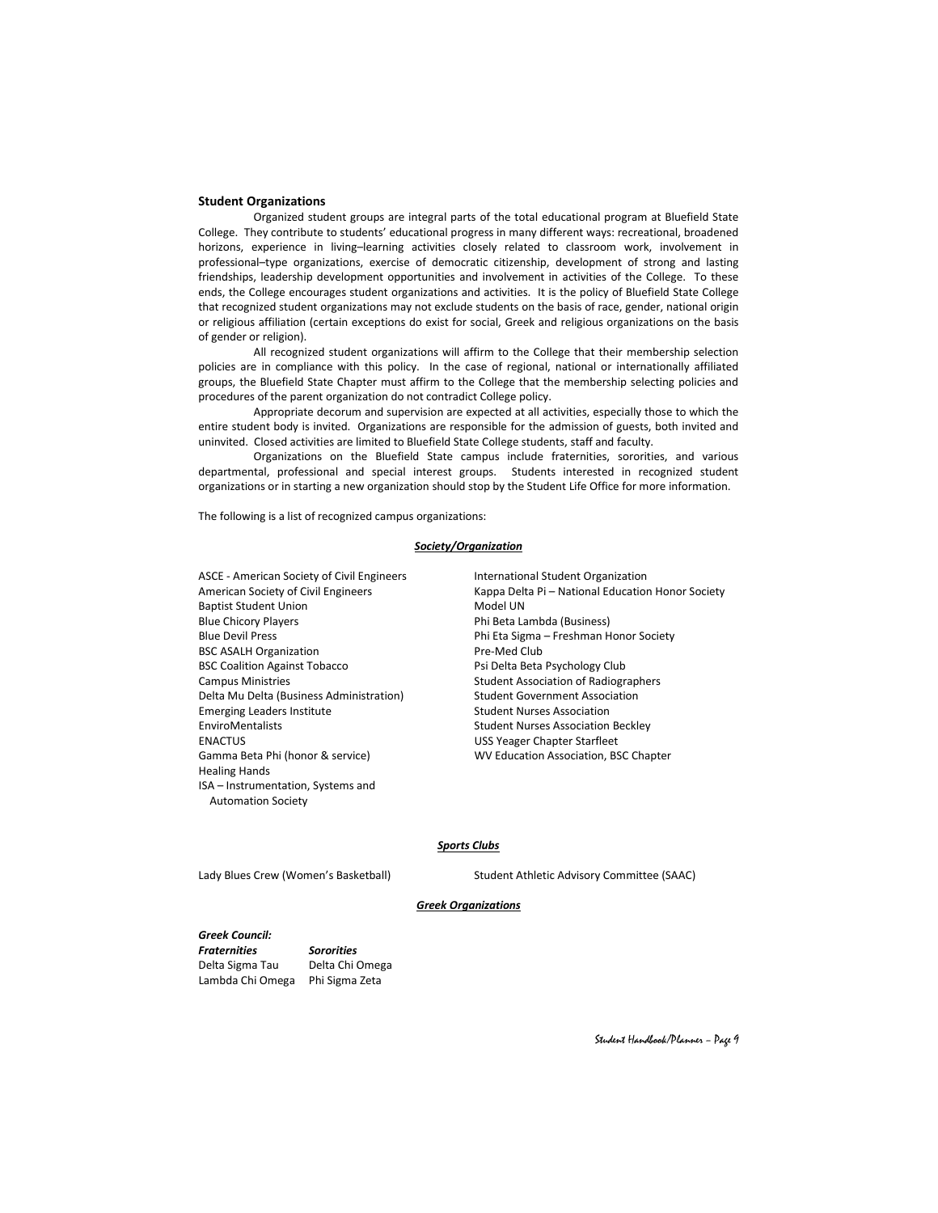## Student Organizations

Organized student groups are integral parts of the total educational program at Bluefield State College. They contribute to students' educational progress in many different ways: recreational, broadened horizons, experience in living–learning activities closely related to classroom work, involvement in professional–type organizations, exercise of democratic citizenship, development of strong and lasting friendships, leadership development opportunities and involvement in activities of the College. To these ends, the College encourages student organizations and activities. It is the policy of Bluefield State College that recognized student organizations may not exclude students on the basis of race, gender, national origin or religious affiliation (certain exceptions do exist for social, Greek and religious organizations on the basis of gender or religion).

All recognized student organizations will affirm to the College that their membership selection policies are in compliance with this policy. In the case of regional, national or internationally affiliated groups, the Bluefield State Chapter must affirm to the College that the membership selecting policies and procedures of the parent organization do not contradict College policy.

Appropriate decorum and supervision are expected at all activities, especially those to which the entire student body is invited. Organizations are responsible for the admission of guests, both invited and uninvited. Closed activities are limited to Bluefield State College students, staff and faculty.

Organizations on the Bluefield State campus include fraternities, sororities, and various departmental, professional and special interest groups. Students interested in recognized student organizations or in starting a new organization should stop by the Student Life Office for more information.

The following is a list of recognized campus organizations:

***Society/Organization***

- ASCE - American Society of Civil Engineers
- American Society of Civil Engineers
- Baptist Student Union
- Blue Chicory Players
- Blue Devil Press
- BSC ASALH Organization
- BSC Coalition Against Tobacco
- Campus Ministries
- Delta Mu Delta (Business Administration)
- Emerging Leaders Institute
- EnviroMentalists
- ENACTUS
- Gamma Beta Phi (honor & service)
- Healing Hands
- ISA – Instrumentation, Systems and Automation Society
- International Student Organization
- Kappa Delta Pi – National Education Honor Society
- Model UN
- Phi Beta Lambda (Business)
- Phi Eta Sigma – Freshman Honor Society
- Pre-Med Club
- Psi Delta Beta Psychology Club
- Student Association of Radiographers
- Student Government Association
- Student Nurses Association
- Student Nurses Association Beckley
- USS Yeager Chapter Starfleet
- WV Education Association, BSC Chapter

***Sports Clubs***

- Lady Blues Crew (Women's Basketball)
- Student Athletic Advisory Committee (SAAC)

***Greek Organizations***

***Greek Council:***

| ***Fraternities*** | ***Sororities*** |
|---|---|
| Delta Sigma Tau | Delta Chi Omega |
| Lambda Chi Omega | Phi Sigma Zeta |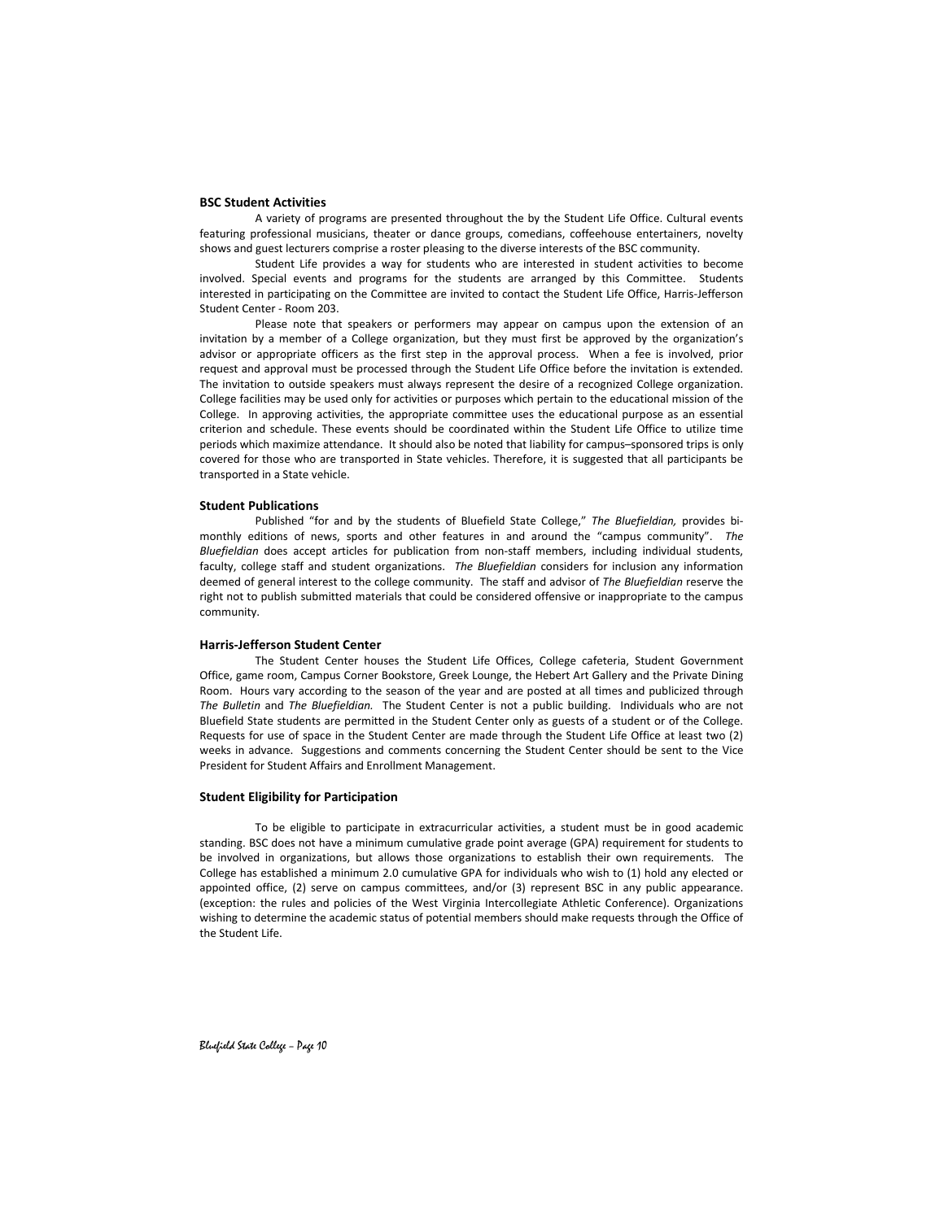**BSC Student Activities**

A variety of programs are presented throughout the by the Student Life Office. Cultural events featuring professional musicians, theater or dance groups, comedians, coffeehouse entertainers, novelty shows and guest lecturers comprise a roster pleasing to the diverse interests of the BSC community.

Student Life provides a way for students who are interested in student activities to become involved. Special events and programs for the students are arranged by this Committee. Students interested in participating on the Committee are invited to contact the Student Life Office, Harris-Jefferson Student Center - Room 203.

Please note that speakers or performers may appear on campus upon the extension of an invitation by a member of a College organization, but they must first be approved by the organization's advisor or appropriate officers as the first step in the approval process. When a fee is involved, prior request and approval must be processed through the Student Life Office before the invitation is extended. The invitation to outside speakers must always represent the desire of a recognized College organization. College facilities may be used only for activities or purposes which pertain to the educational mission of the College. In approving activities, the appropriate committee uses the educational purpose as an essential criterion and schedule. These events should be coordinated within the Student Life Office to utilize time periods which maximize attendance. It should also be noted that liability for campus–sponsored trips is only covered for those who are transported in State vehicles. Therefore, it is suggested that all participants be transported in a State vehicle.

**Student Publications**

Published "for and by the students of Bluefield State College," *The Bluefieldian,* provides bi-monthly editions of news, sports and other features in and around the "campus community". *The Bluefieldian* does accept articles for publication from non-staff members, including individual students, faculty, college staff and student organizations. *The Bluefieldian* considers for inclusion any information deemed of general interest to the college community. The staff and advisor of *The Bluefieldian* reserve the right not to publish submitted materials that could be considered offensive or inappropriate to the campus community.

**Harris-Jefferson Student Center**

The Student Center houses the Student Life Offices, College cafeteria, Student Government Office, game room, Campus Corner Bookstore, Greek Lounge, the Hebert Art Gallery and the Private Dining Room. Hours vary according to the season of the year and are posted at all times and publicized through *The Bulletin* and *The Bluefieldian.* The Student Center is not a public building. Individuals who are not Bluefield State students are permitted in the Student Center only as guests of a student or of the College. Requests for use of space in the Student Center are made through the Student Life Office at least two (2) weeks in advance. Suggestions and comments concerning the Student Center should be sent to the Vice President for Student Affairs and Enrollment Management.

**Student Eligibility for Participation**

To be eligible to participate in extracurricular activities, a student must be in good academic standing. BSC does not have a minimum cumulative grade point average (GPA) requirement for students to be involved in organizations, but allows those organizations to establish their own requirements. The College has established a minimum 2.0 cumulative GPA for individuals who wish to (1) hold any elected or appointed office, (2) serve on campus committees, and/or (3) represent BSC in any public appearance. (exception: the rules and policies of the West Virginia Intercollegiate Athletic Conference). Organizations wishing to determine the academic status of potential members should make requests through the Office of the Student Life.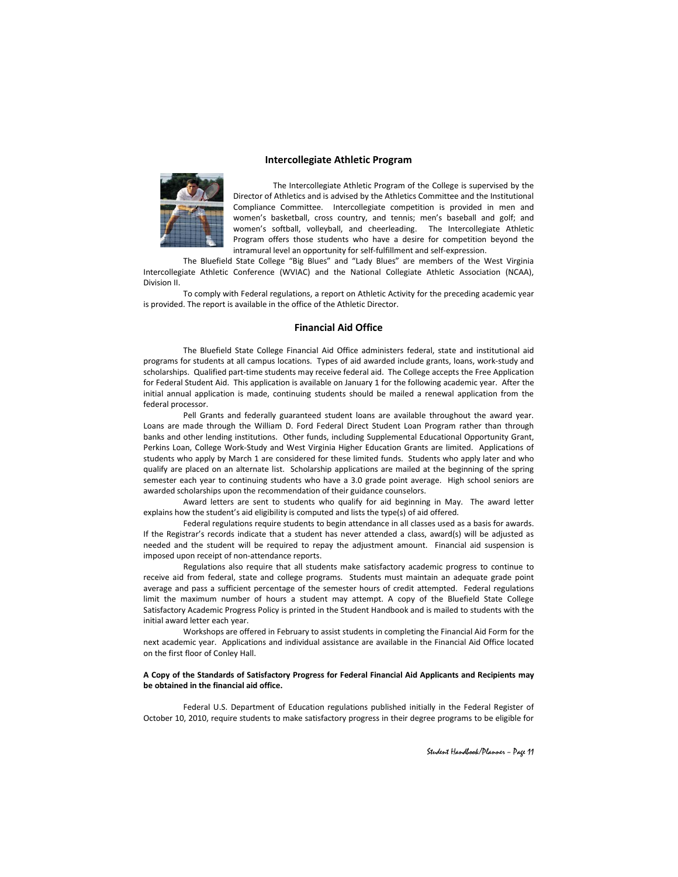## Intercollegiate Athletic Program

The Intercollegiate Athletic Program of the College is supervised by the Director of Athletics and is advised by the Athletics Committee and the Institutional Compliance Committee. Intercollegiate competition is provided in men and women's basketball, cross country, and tennis; men's baseball and golf; and women's softball, volleyball, and cheerleading. The Intercollegiate Athletic Program offers those students who have a desire for competition beyond the intramural level an opportunity for self-fulfillment and self-expression.

The Bluefield State College "Big Blues" and "Lady Blues" are members of the West Virginia Intercollegiate Athletic Conference (WVIAC) and the National Collegiate Athletic Association (NCAA), Division II.

To comply with Federal regulations, a report on Athletic Activity for the preceding academic year is provided. The report is available in the office of the Athletic Director.

## Financial Aid Office

The Bluefield State College Financial Aid Office administers federal, state and institutional aid programs for students at all campus locations. Types of aid awarded include grants, loans, work-study and scholarships. Qualified part-time students may receive federal aid. The College accepts the Free Application for Federal Student Aid. This application is available on January 1 for the following academic year. After the initial annual application is made, continuing students should be mailed a renewal application from the federal processor.

Pell Grants and federally guaranteed student loans are available throughout the award year. Loans are made through the William D. Ford Federal Direct Student Loan Program rather than through banks and other lending institutions. Other funds, including Supplemental Educational Opportunity Grant, Perkins Loan, College Work-Study and West Virginia Higher Education Grants are limited. Applications of students who apply by March 1 are considered for these limited funds. Students who apply later and who qualify are placed on an alternate list. Scholarship applications are mailed at the beginning of the spring semester each year to continuing students who have a 3.0 grade point average. High school seniors are awarded scholarships upon the recommendation of their guidance counselors.

Award letters are sent to students who qualify for aid beginning in May. The award letter explains how the student's aid eligibility is computed and lists the type(s) of aid offered.

Federal regulations require students to begin attendance in all classes used as a basis for awards. If the Registrar's records indicate that a student has never attended a class, award(s) will be adjusted as needed and the student will be required to repay the adjustment amount. Financial aid suspension is imposed upon receipt of non-attendance reports.

Regulations also require that all students make satisfactory academic progress to continue to receive aid from federal, state and college programs. Students must maintain an adequate grade point average and pass a sufficient percentage of the semester hours of credit attempted. Federal regulations limit the maximum number of hours a student may attempt. A copy of the Bluefield State College Satisfactory Academic Progress Policy is printed in the Student Handbook and is mailed to students with the initial award letter each year.

Workshops are offered in February to assist students in completing the Financial Aid Form for the next academic year. Applications and individual assistance are available in the Financial Aid Office located on the first floor of Conley Hall.

**A Copy of the Standards of Satisfactory Progress for Federal Financial Aid Applicants and Recipients may be obtained in the financial aid office.**

Federal U.S. Department of Education regulations published initially in the Federal Register of October 10, 2010, require students to make satisfactory progress in their degree programs to be eligible for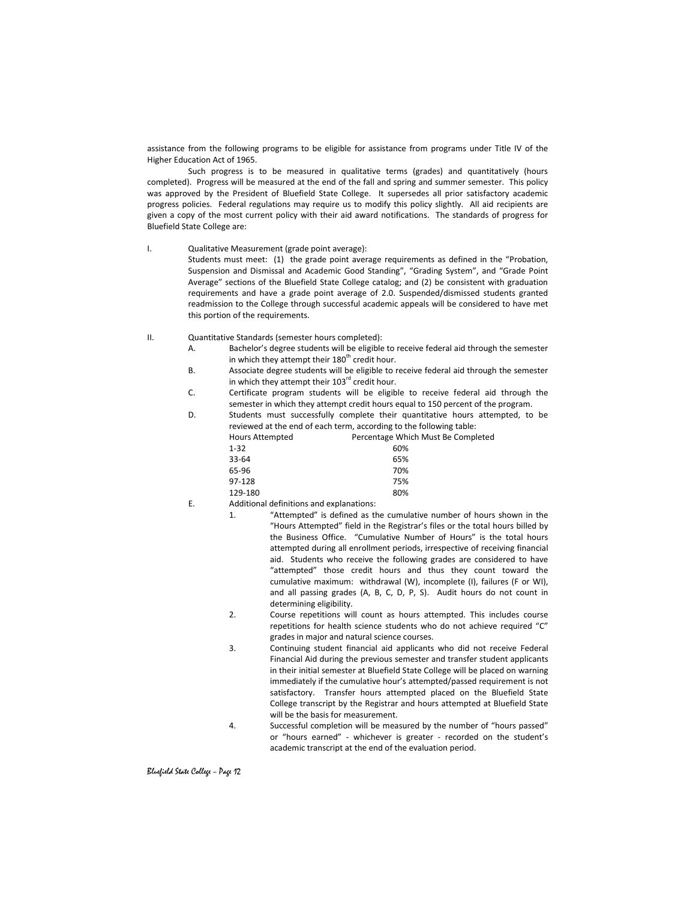assistance from the following programs to be eligible for assistance from programs under Title IV of the Higher Education Act of 1965.

Such progress is to be measured in qualitative terms (grades) and quantitatively (hours completed). Progress will be measured at the end of the fall and spring and summer semester. This policy was approved by the President of Bluefield State College. It supersedes all prior satisfactory academic progress policies. Federal regulations may require us to modify this policy slightly. All aid recipients are given a copy of the most current policy with their aid award notifications. The standards of progress for Bluefield State College are:

I. Qualitative Measurement (grade point average):

Students must meet: (1) the grade point average requirements as defined in the "Probation, Suspension and Dismissal and Academic Good Standing", "Grading System", and "Grade Point Average" sections of the Bluefield State College catalog; and (2) be consistent with graduation requirements and have a grade point average of 2.0. Suspended/dismissed students granted readmission to the College through successful academic appeals will be considered to have met this portion of the requirements.

II. Quantitative Standards (semester hours completed):

A. Bachelor's degree students will be eligible to receive federal aid through the semester in which they attempt their 180th credit hour.

B. Associate degree students will be eligible to receive federal aid through the semester in which they attempt their 103rd credit hour.

C. Certificate program students will be eligible to receive federal aid through the semester in which they attempt credit hours equal to 150 percent of the program.

D. Students must successfully complete their quantitative hours attempted, to be reviewed at the end of each term, according to the following table:

| Hours Attempted | Percentage Which Must Be Completed |
|---|---|
| 1-32 | 60% |
| 33-64 | 65% |
| 65-96 | 70% |
| 97-128 | 75% |
| 129-180 | 80% |

E. Additional definitions and explanations:

1. "Attempted" is defined as the cumulative number of hours shown in the "Hours Attempted" field in the Registrar's files or the total hours billed by the Business Office. "Cumulative Number of Hours" is the total hours attempted during all enrollment periods, irrespective of receiving financial aid. Students who receive the following grades are considered to have "attempted" those credit hours and thus they count toward the cumulative maximum: withdrawal (W), incomplete (I), failures (F or WI), and all passing grades (A, B, C, D, P, S). Audit hours do not count in determining eligibility.

2. Course repetitions will count as hours attempted. This includes course repetitions for health science students who do not achieve required "C" grades in major and natural science courses.

3. Continuing student financial aid applicants who did not receive Federal Financial Aid during the previous semester and transfer student applicants in their initial semester at Bluefield State College will be placed on warning immediately if the cumulative hour's attempted/passed requirement is not satisfactory. Transfer hours attempted placed on the Bluefield State College transcript by the Registrar and hours attempted at Bluefield State will be the basis for measurement.

4. Successful completion will be measured by the number of "hours passed" or "hours earned" - whichever is greater - recorded on the student's academic transcript at the end of the evaluation period.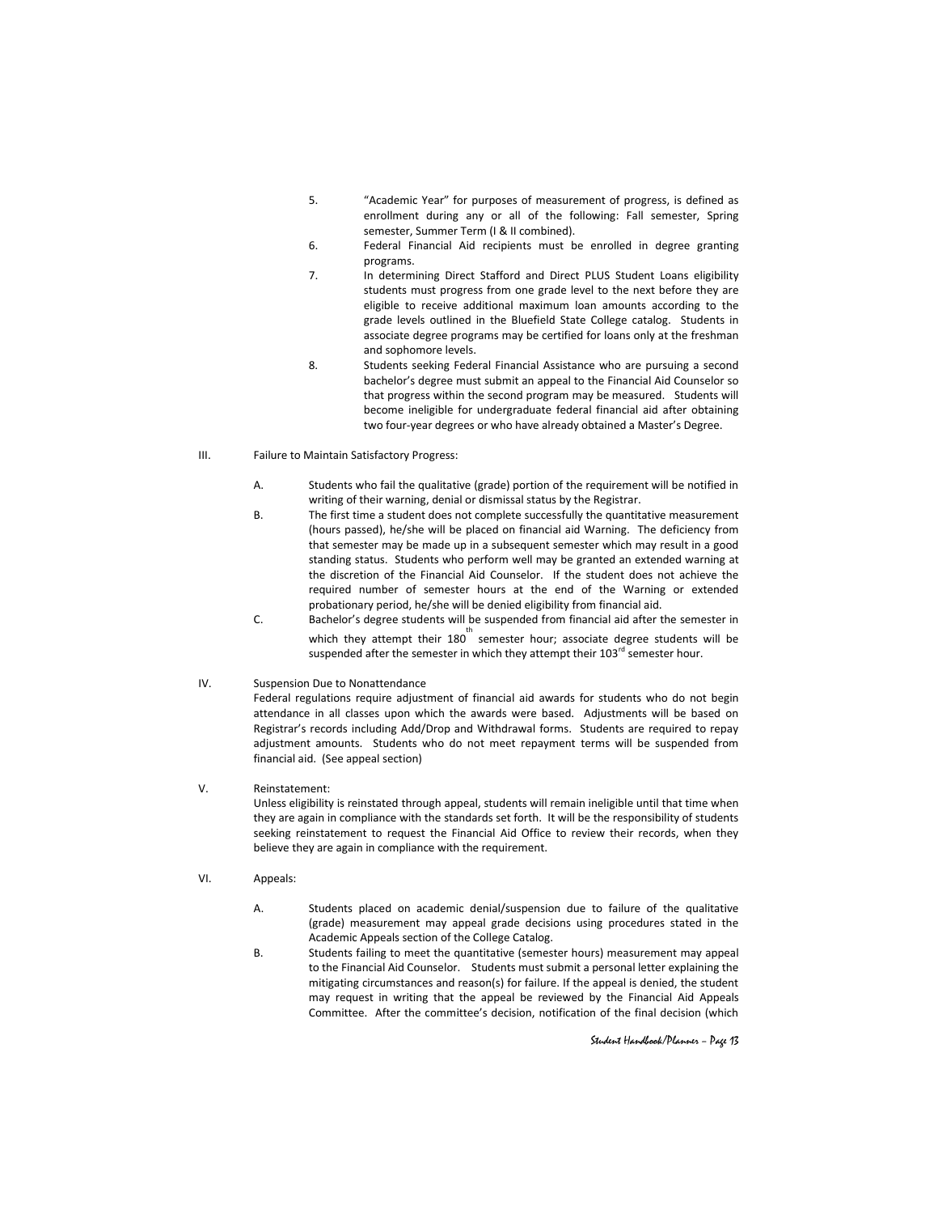5. "Academic Year" for purposes of measurement of progress, is defined as enrollment during any or all of the following: Fall semester, Spring semester, Summer Term (I & II combined).
6. Federal Financial Aid recipients must be enrolled in degree granting programs.
7. In determining Direct Stafford and Direct PLUS Student Loans eligibility students must progress from one grade level to the next before they are eligible to receive additional maximum loan amounts according to the grade levels outlined in the Bluefield State College catalog. Students in associate degree programs may be certified for loans only at the freshman and sophomore levels.
8. Students seeking Federal Financial Assistance who are pursuing a second bachelor's degree must submit an appeal to the Financial Aid Counselor so that progress within the second program may be measured. Students will become ineligible for undergraduate federal financial aid after obtaining two four-year degrees or who have already obtained a Master's Degree.

III. Failure to Maintain Satisfactory Progress:

A. Students who fail the qualitative (grade) portion of the requirement will be notified in writing of their warning, denial or dismissal status by the Registrar.

B. The first time a student does not complete successfully the quantitative measurement (hours passed), he/she will be placed on financial aid Warning. The deficiency from that semester may be made up in a subsequent semester which may result in a good standing status. Students who perform well may be granted an extended warning at the discretion of the Financial Aid Counselor. If the student does not achieve the required number of semester hours at the end of the Warning or extended probationary period, he/she will be denied eligibility from financial aid.

C. Bachelor's degree students will be suspended from financial aid after the semester in which they attempt their 180th semester hour; associate degree students will be suspended after the semester in which they attempt their 103rd semester hour.

IV. Suspension Due to Nonattendance

Federal regulations require adjustment of financial aid awards for students who do not begin attendance in all classes upon which the awards were based. Adjustments will be based on Registrar's records including Add/Drop and Withdrawal forms. Students are required to repay adjustment amounts. Students who do not meet repayment terms will be suspended from financial aid. (See appeal section)

V. Reinstatement:

Unless eligibility is reinstated through appeal, students will remain ineligible until that time when they are again in compliance with the standards set forth. It will be the responsibility of students seeking reinstatement to request the Financial Aid Office to review their records, when they believe they are again in compliance with the requirement.

VI. Appeals:

A. Students placed on academic denial/suspension due to failure of the qualitative (grade) measurement may appeal grade decisions using procedures stated in the Academic Appeals section of the College Catalog.

B. Students failing to meet the quantitative (semester hours) measurement may appeal to the Financial Aid Counselor. Students must submit a personal letter explaining the mitigating circumstances and reason(s) for failure. If the appeal is denied, the student may request in writing that the appeal be reviewed by the Financial Aid Appeals Committee. After the committee's decision, notification of the final decision (which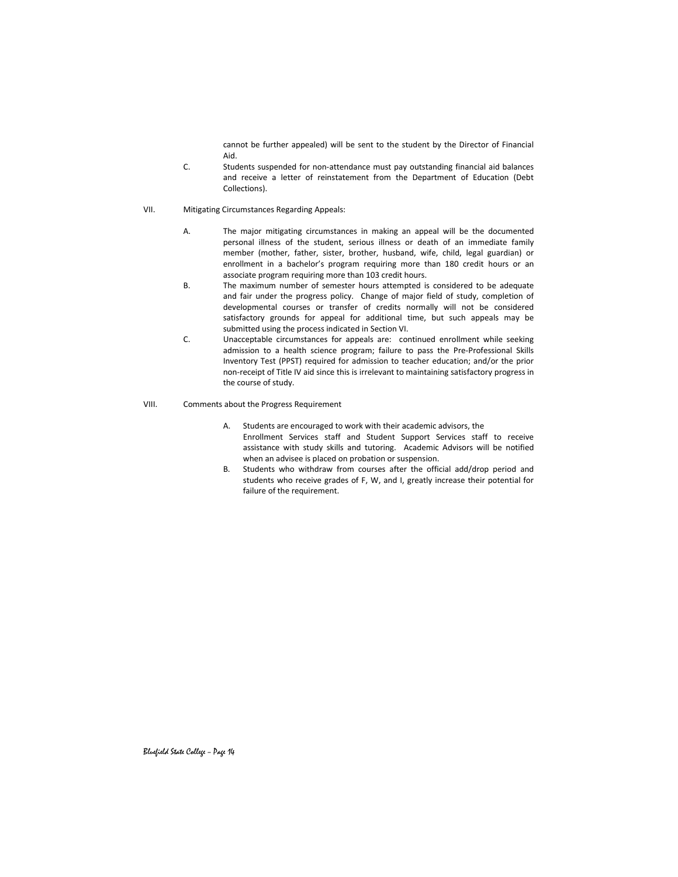cannot be further appealed) will be sent to the student by the Director of Financial Aid.

C. Students suspended for non-attendance must pay outstanding financial aid balances and receive a letter of reinstatement from the Department of Education (Debt Collections).

VII. Mitigating Circumstances Regarding Appeals:

A. The major mitigating circumstances in making an appeal will be the documented personal illness of the student, serious illness or death of an immediate family member (mother, father, sister, brother, husband, wife, child, legal guardian) or enrollment in a bachelor's program requiring more than 180 credit hours or an associate program requiring more than 103 credit hours.

B. The maximum number of semester hours attempted is considered to be adequate and fair under the progress policy. Change of major field of study, completion of developmental courses or transfer of credits normally will not be considered satisfactory grounds for appeal for additional time, but such appeals may be submitted using the process indicated in Section VI.

C. Unacceptable circumstances for appeals are: continued enrollment while seeking admission to a health science program; failure to pass the Pre-Professional Skills Inventory Test (PPST) required for admission to teacher education; and/or the prior non-receipt of Title IV aid since this is irrelevant to maintaining satisfactory progress in the course of study.

VIII. Comments about the Progress Requirement

A. Students are encouraged to work with their academic advisors, the Enrollment Services staff and Student Support Services staff to receive assistance with study skills and tutoring. Academic Advisors will be notified when an advisee is placed on probation or suspension.

B. Students who withdraw from courses after the official add/drop period and students who receive grades of F, W, and I, greatly increase their potential for failure of the requirement.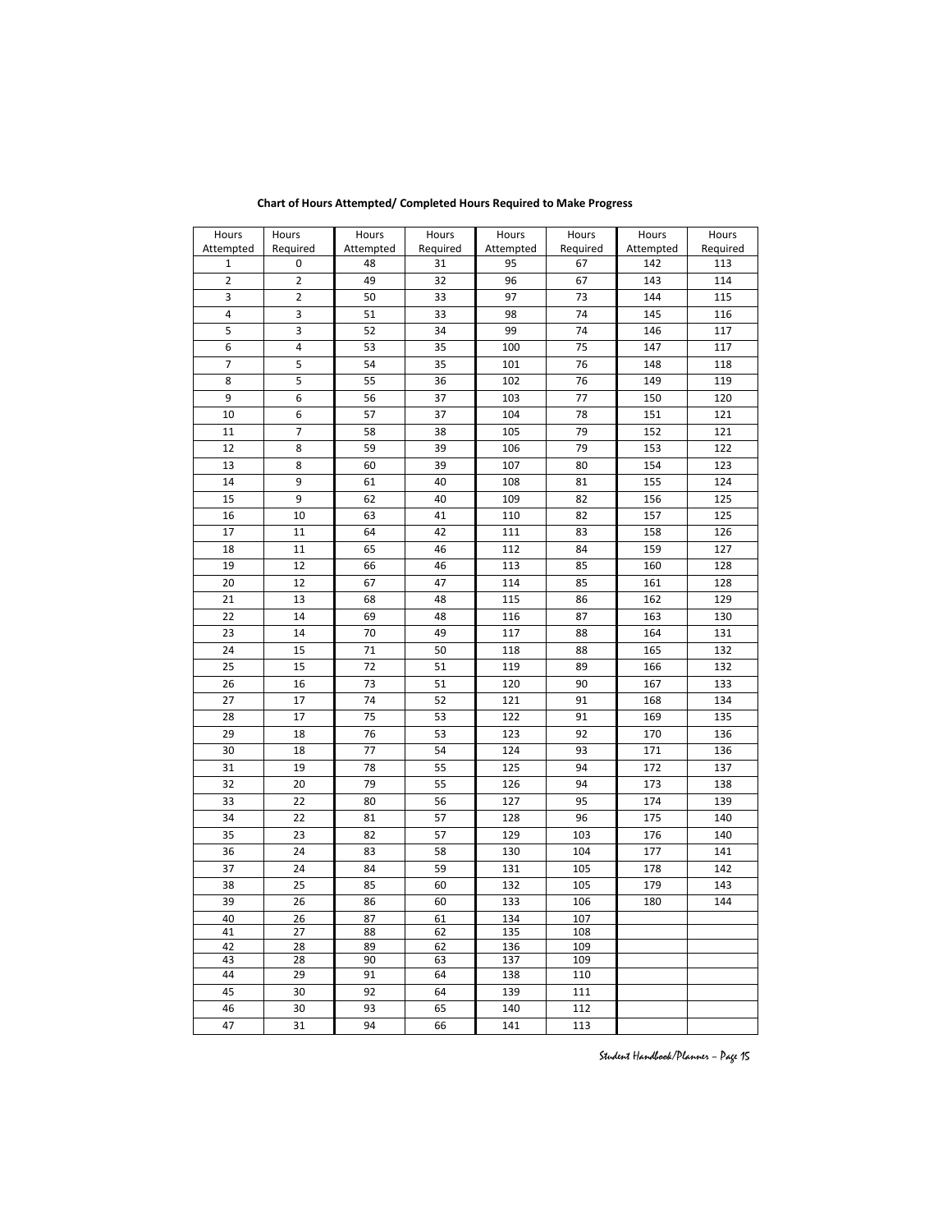**Chart of Hours Attempted/ Completed Hours Required to Make Progress**

| Hours Attempted | Hours Required | Hours Attempted | Hours Required | Hours Attempted | Hours Required | Hours Attempted | Hours Required |
|---|---|---|---|---|---|---|---|
| 1 | 0 | 48 | 31 | 95 | 67 | 142 | 113 |
| 2 | 2 | 49 | 32 | 96 | 67 | 143 | 114 |
| 3 | 2 | 50 | 33 | 97 | 73 | 144 | 115 |
| 4 | 3 | 51 | 33 | 98 | 74 | 145 | 116 |
| 5 | 3 | 52 | 34 | 99 | 74 | 146 | 117 |
| 6 | 4 | 53 | 35 | 100 | 75 | 147 | 117 |
| 7 | 5 | 54 | 35 | 101 | 76 | 148 | 118 |
| 8 | 5 | 55 | 36 | 102 | 76 | 149 | 119 |
| 9 | 6 | 56 | 37 | 103 | 77 | 150 | 120 |
| 10 | 6 | 57 | 37 | 104 | 78 | 151 | 121 |
| 11 | 7 | 58 | 38 | 105 | 79 | 152 | 121 |
| 12 | 8 | 59 | 39 | 106 | 79 | 153 | 122 |
| 13 | 8 | 60 | 39 | 107 | 80 | 154 | 123 |
| 14 | 9 | 61 | 40 | 108 | 81 | 155 | 124 |
| 15 | 9 | 62 | 40 | 109 | 82 | 156 | 125 |
| 16 | 10 | 63 | 41 | 110 | 82 | 157 | 125 |
| 17 | 11 | 64 | 42 | 111 | 83 | 158 | 126 |
| 18 | 11 | 65 | 46 | 112 | 84 | 159 | 127 |
| 19 | 12 | 66 | 46 | 113 | 85 | 160 | 128 |
| 20 | 12 | 67 | 47 | 114 | 85 | 161 | 128 |
| 21 | 13 | 68 | 48 | 115 | 86 | 162 | 129 |
| 22 | 14 | 69 | 48 | 116 | 87 | 163 | 130 |
| 23 | 14 | 70 | 49 | 117 | 88 | 164 | 131 |
| 24 | 15 | 71 | 50 | 118 | 88 | 165 | 132 |
| 25 | 15 | 72 | 51 | 119 | 89 | 166 | 132 |
| 26 | 16 | 73 | 51 | 120 | 90 | 167 | 133 |
| 27 | 17 | 74 | 52 | 121 | 91 | 168 | 134 |
| 28 | 17 | 75 | 53 | 122 | 91 | 169 | 135 |
| 29 | 18 | 76 | 53 | 123 | 92 | 170 | 136 |
| 30 | 18 | 77 | 54 | 124 | 93 | 171 | 136 |
| 31 | 19 | 78 | 55 | 125 | 94 | 172 | 137 |
| 32 | 20 | 79 | 55 | 126 | 94 | 173 | 138 |
| 33 | 22 | 80 | 56 | 127 | 95 | 174 | 139 |
| 34 | 22 | 81 | 57 | 128 | 96 | 175 | 140 |
| 35 | 23 | 82 | 57 | 129 | 103 | 176 | 140 |
| 36 | 24 | 83 | 58 | 130 | 104 | 177 | 141 |
| 37 | 24 | 84 | 59 | 131 | 105 | 178 | 142 |
| 38 | 25 | 85 | 60 | 132 | 105 | 179 | 143 |
| 39 | 26 | 86 | 60 | 133 | 106 | 180 | 144 |
| 40 | 26 | 87 | 61 | 134 | 107 | | |
| 41 | 27 | 88 | 62 | 135 | 108 | | |
| 42 | 28 | 89 | 62 | 136 | 109 | | |
| 43 | 28 | 90 | 63 | 137 | 109 | | |
| 44 | 29 | 91 | 64 | 138 | 110 | | |
| 45 | 30 | 92 | 64 | 139 | 111 | | |
| 46 | 30 | 93 | 65 | 140 | 112 | | |
| 47 | 31 | 94 | 66 | 141 | 113 | | |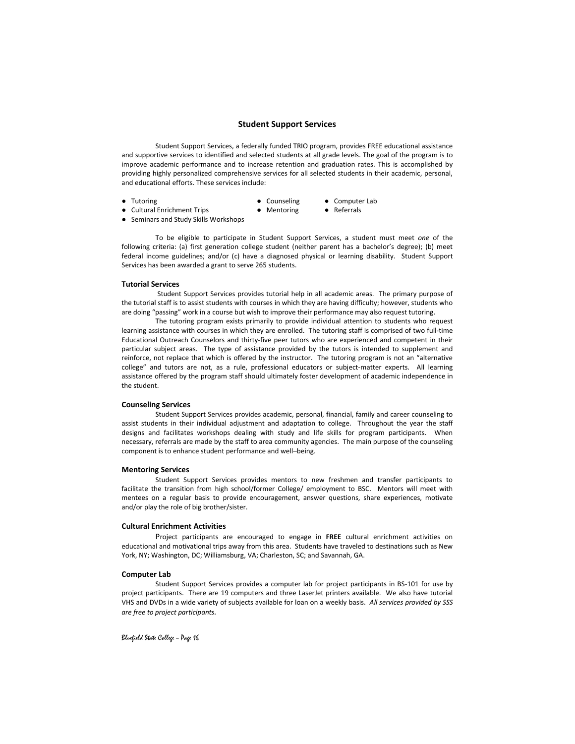## Student Support Services

Student Support Services, a federally funded TRIO program, provides FREE educational assistance and supportive services to identified and selected students at all grade levels. The goal of the program is to improve academic performance and to increase retention and graduation rates. This is accomplished by providing highly personalized comprehensive services for all selected students in their academic, personal, and educational efforts. These services include:

- Tutoring
- Counseling
- Computer Lab
- Cultural Enrichment Trips
- Mentoring
- Referrals
- Seminars and Study Skills Workshops

To be eligible to participate in Student Support Services, a student must meet *one* of the following criteria: (a) first generation college student (neither parent has a bachelor's degree); (b) meet federal income guidelines; and/or (c) have a diagnosed physical or learning disability. Student Support Services has been awarded a grant to serve 265 students.

### Tutorial Services

Student Support Services provides tutorial help in all academic areas. The primary purpose of the tutorial staff is to assist students with courses in which they are having difficulty; however, students who are doing "passing" work in a course but wish to improve their performance may also request tutoring.

The tutoring program exists primarily to provide individual attention to students who request learning assistance with courses in which they are enrolled. The tutoring staff is comprised of two full-time Educational Outreach Counselors and thirty-five peer tutors who are experienced and competent in their particular subject areas. The type of assistance provided by the tutors is intended to supplement and reinforce, not replace that which is offered by the instructor. The tutoring program is not an "alternative college" and tutors are not, as a rule, professional educators or subject-matter experts. All learning assistance offered by the program staff should ultimately foster development of academic independence in the student.

### Counseling Services

Student Support Services provides academic, personal, financial, family and career counseling to assist students in their individual adjustment and adaptation to college. Throughout the year the staff designs and facilitates workshops dealing with study and life skills for program participants. When necessary, referrals are made by the staff to area community agencies. The main purpose of the counseling component is to enhance student performance and well–being.

### Mentoring Services

Student Support Services provides mentors to new freshmen and transfer participants to facilitate the transition from high school/former College/ employment to BSC. Mentors will meet with mentees on a regular basis to provide encouragement, answer questions, share experiences, motivate and/or play the role of big brother/sister.

### Cultural Enrichment Activities

Project participants are encouraged to engage in **FREE** cultural enrichment activities on educational and motivational trips away from this area. Students have traveled to destinations such as New York, NY; Washington, DC; Williamsburg, VA; Charleston, SC; and Savannah, GA.

### Computer Lab

Student Support Services provides a computer lab for project participants in BS-101 for use by project participants. There are 19 computers and three LaserJet printers available. We also have tutorial VHS and DVDs in a wide variety of subjects available for loan on a weekly basis. *All services provided by SSS are free to project participants.*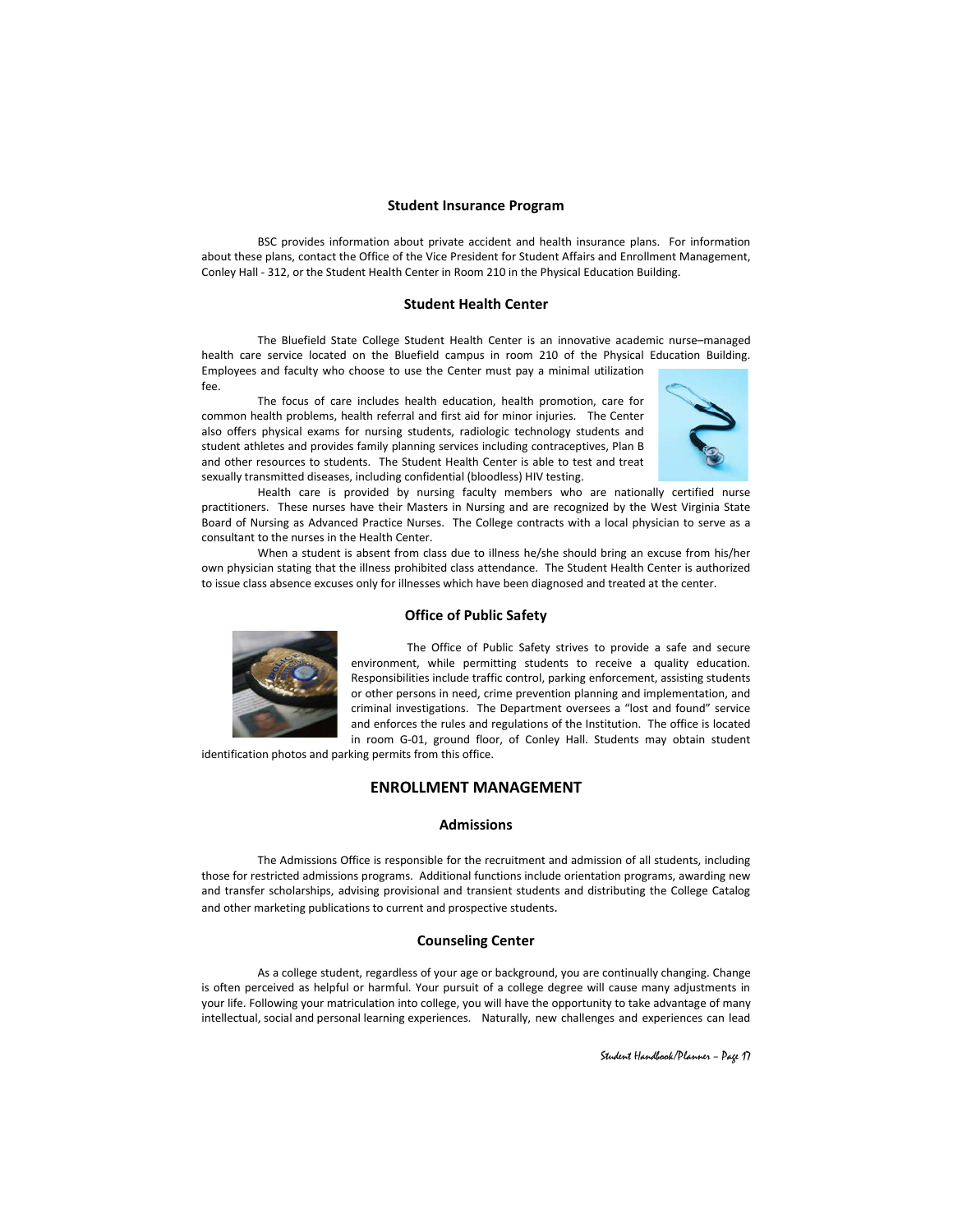### Student Insurance Program

BSC provides information about private accident and health insurance plans. For information about these plans, contact the Office of the Vice President for Student Affairs and Enrollment Management, Conley Hall - 312, or the Student Health Center in Room 210 in the Physical Education Building.

### Student Health Center

The Bluefield State College Student Health Center is an innovative academic nurse–managed health care service located on the Bluefield campus in room 210 of the Physical Education Building. Employees and faculty who choose to use the Center must pay a minimal utilization fee.

The focus of care includes health education, health promotion, care for common health problems, health referral and first aid for minor injuries. The Center also offers physical exams for nursing students, radiologic technology students and student athletes and provides family planning services including contraceptives, Plan B and other resources to students. The Student Health Center is able to test and treat sexually transmitted diseases, including confidential (bloodless) HIV testing.

Health care is provided by nursing faculty members who are nationally certified nurse practitioners. These nurses have their Masters in Nursing and are recognized by the West Virginia State Board of Nursing as Advanced Practice Nurses. The College contracts with a local physician to serve as a consultant to the nurses in the Health Center.

When a student is absent from class due to illness he/she should bring an excuse from his/her own physician stating that the illness prohibited class attendance. The Student Health Center is authorized to issue class absence excuses only for illnesses which have been diagnosed and treated at the center.

### Office of Public Safety

The Office of Public Safety strives to provide a safe and secure environment, while permitting students to receive a quality education. Responsibilities include traffic control, parking enforcement, assisting students or other persons in need, crime prevention planning and implementation, and criminal investigations. The Department oversees a "lost and found" service and enforces the rules and regulations of the Institution. The office is located in room G-01, ground floor, of Conley Hall. Students may obtain student identification photos and parking permits from this office.

## ENROLLMENT MANAGEMENT

### Admissions

The Admissions Office is responsible for the recruitment and admission of all students, including those for restricted admissions programs. Additional functions include orientation programs, awarding new and transfer scholarships, advising provisional and transient students and distributing the College Catalog and other marketing publications to current and prospective students.

### Counseling Center

As a college student, regardless of your age or background, you are continually changing. Change is often perceived as helpful or harmful. Your pursuit of a college degree will cause many adjustments in your life. Following your matriculation into college, you will have the opportunity to take advantage of many intellectual, social and personal learning experiences. Naturally, new challenges and experiences can lead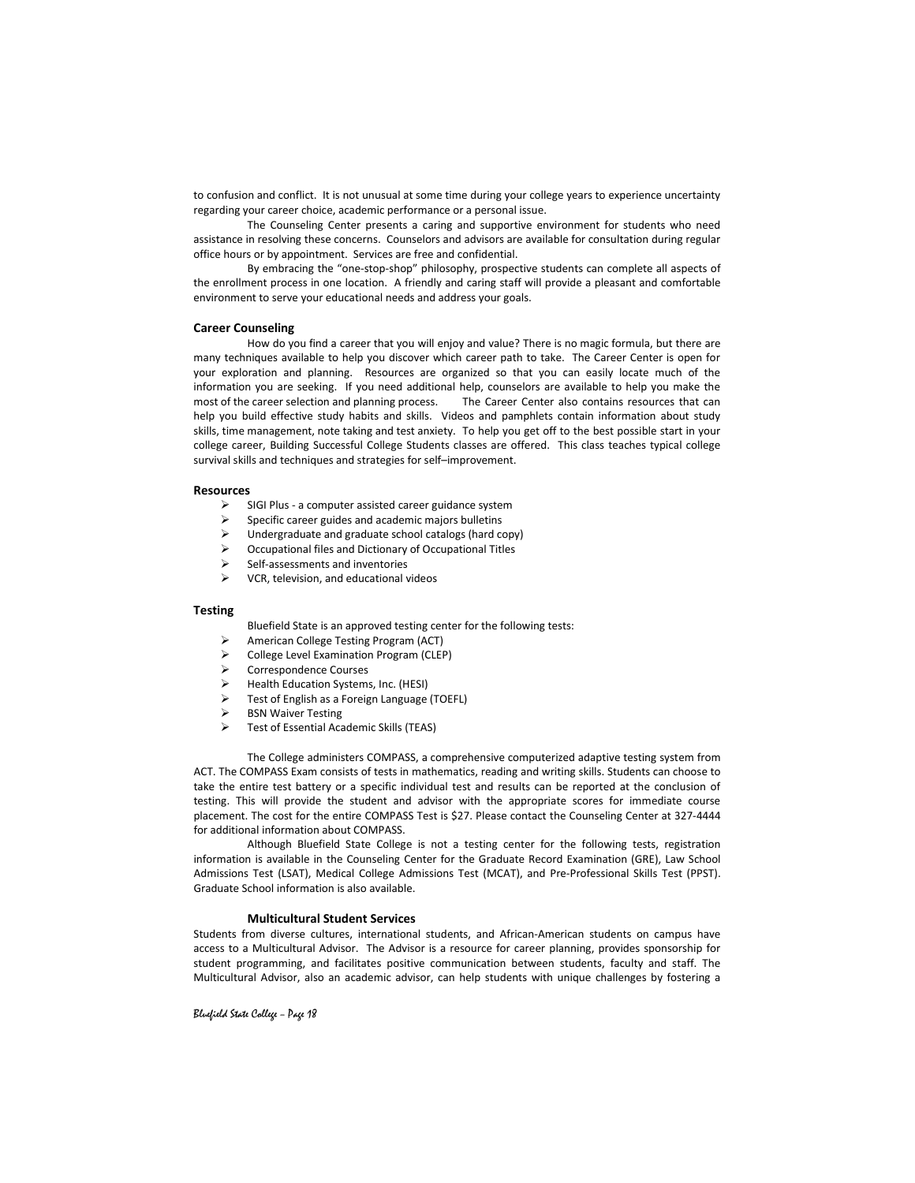to confusion and conflict. It is not unusual at some time during your college years to experience uncertainty regarding your career choice, academic performance or a personal issue.

The Counseling Center presents a caring and supportive environment for students who need assistance in resolving these concerns. Counselors and advisors are available for consultation during regular office hours or by appointment. Services are free and confidential.

By embracing the "one-stop-shop" philosophy, prospective students can complete all aspects of the enrollment process in one location. A friendly and caring staff will provide a pleasant and comfortable environment to serve your educational needs and address your goals.

**Career Counseling**

How do you find a career that you will enjoy and value? There is no magic formula, but there are many techniques available to help you discover which career path to take. The Career Center is open for your exploration and planning. Resources are organized so that you can easily locate much of the information you are seeking. If you need additional help, counselors are available to help you make the most of the career selection and planning process. The Career Center also contains resources that can help you build effective study habits and skills. Videos and pamphlets contain information about study skills, time management, note taking and test anxiety. To help you get off to the best possible start in your college career, Building Successful College Students classes are offered. This class teaches typical college survival skills and techniques and strategies for self–improvement.

**Resources**

- SIGI Plus - a computer assisted career guidance system
- Specific career guides and academic majors bulletins
- Undergraduate and graduate school catalogs (hard copy)
- Occupational files and Dictionary of Occupational Titles
- Self-assessments and inventories
- VCR, television, and educational videos

**Testing**

Bluefield State is an approved testing center for the following tests:

- American College Testing Program (ACT)
- College Level Examination Program (CLEP)
- Correspondence Courses
- Health Education Systems, Inc. (HESI)
- Test of English as a Foreign Language (TOEFL)
- BSN Waiver Testing
- Test of Essential Academic Skills (TEAS)

The College administers COMPASS, a comprehensive computerized adaptive testing system from ACT. The COMPASS Exam consists of tests in mathematics, reading and writing skills. Students can choose to take the entire test battery or a specific individual test and results can be reported at the conclusion of testing. This will provide the student and advisor with the appropriate scores for immediate course placement. The cost for the entire COMPASS Test is $27. Please contact the Counseling Center at 327-4444 for additional information about COMPASS.

Although Bluefield State College is not a testing center for the following tests, registration information is available in the Counseling Center for the Graduate Record Examination (GRE), Law School Admissions Test (LSAT), Medical College Admissions Test (MCAT), and Pre-Professional Skills Test (PPST). Graduate School information is also available.

**Multicultural Student Services**

Students from diverse cultures, international students, and African-American students on campus have access to a Multicultural Advisor. The Advisor is a resource for career planning, provides sponsorship for student programming, and facilitates positive communication between students, faculty and staff. The Multicultural Advisor, also an academic advisor, can help students with unique challenges by fostering a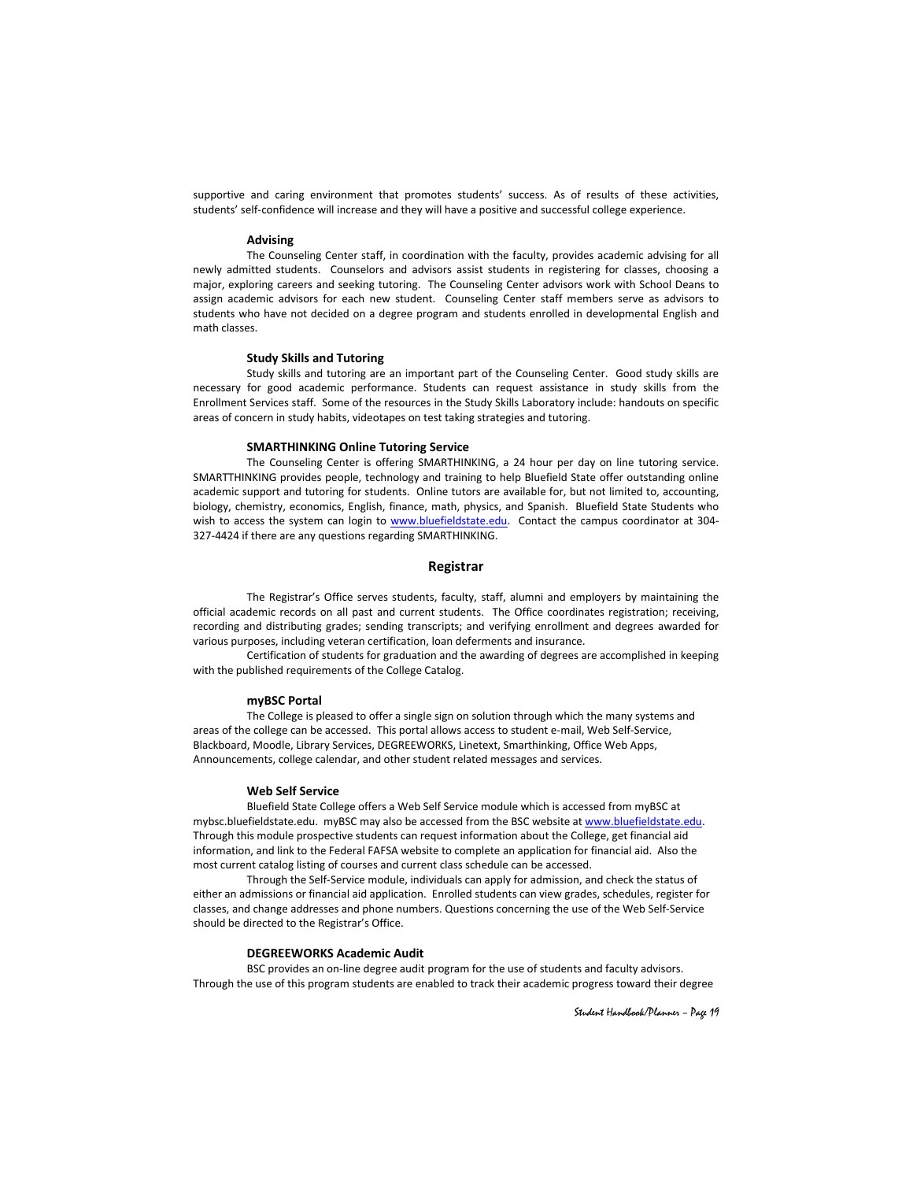supportive and caring environment that promotes students' success. As of results of these activities, students' self-confidence will increase and they will have a positive and successful college experience.

### Advising

The Counseling Center staff, in coordination with the faculty, provides academic advising for all newly admitted students. Counselors and advisors assist students in registering for classes, choosing a major, exploring careers and seeking tutoring. The Counseling Center advisors work with School Deans to assign academic advisors for each new student. Counseling Center staff members serve as advisors to students who have not decided on a degree program and students enrolled in developmental English and math classes.

### Study Skills and Tutoring

Study skills and tutoring are an important part of the Counseling Center. Good study skills are necessary for good academic performance. Students can request assistance in study skills from the Enrollment Services staff. Some of the resources in the Study Skills Laboratory include: handouts on specific areas of concern in study habits, videotapes on test taking strategies and tutoring.

### SMARTHINKING Online Tutoring Service

The Counseling Center is offering SMARTHINKING, a 24 hour per day on line tutoring service. SMARTTHINKING provides people, technology and training to help Bluefield State offer outstanding online academic support and tutoring for students. Online tutors are available for, but not limited to, accounting, biology, chemistry, economics, English, finance, math, physics, and Spanish. Bluefield State Students who wish to access the system can login to www.bluefieldstate.edu. Contact the campus coordinator at 304-327-4424 if there are any questions regarding SMARTHINKING.

## Registrar

The Registrar's Office serves students, faculty, staff, alumni and employers by maintaining the official academic records on all past and current students. The Office coordinates registration; receiving, recording and distributing grades; sending transcripts; and verifying enrollment and degrees awarded for various purposes, including veteran certification, loan deferments and insurance.

Certification of students for graduation and the awarding of degrees are accomplished in keeping with the published requirements of the College Catalog.

### myBSC Portal

The College is pleased to offer a single sign on solution through which the many systems and areas of the college can be accessed. This portal allows access to student e-mail, Web Self-Service, Blackboard, Moodle, Library Services, DEGREEWORKS, Linetext, Smarthinking, Office Web Apps, Announcements, college calendar, and other student related messages and services.

### Web Self Service

Bluefield State College offers a Web Self Service module which is accessed from myBSC at mybsc.bluefieldstate.edu. myBSC may also be accessed from the BSC website at www.bluefieldstate.edu. Through this module prospective students can request information about the College, get financial aid information, and link to the Federal FAFSA website to complete an application for financial aid. Also the most current catalog listing of courses and current class schedule can be accessed.

Through the Self-Service module, individuals can apply for admission, and check the status of either an admissions or financial aid application. Enrolled students can view grades, schedules, register for classes, and change addresses and phone numbers. Questions concerning the use of the Web Self-Service should be directed to the Registrar's Office.

### DEGREEWORKS Academic Audit

BSC provides an on-line degree audit program for the use of students and faculty advisors. Through the use of this program students are enabled to track their academic progress toward their degree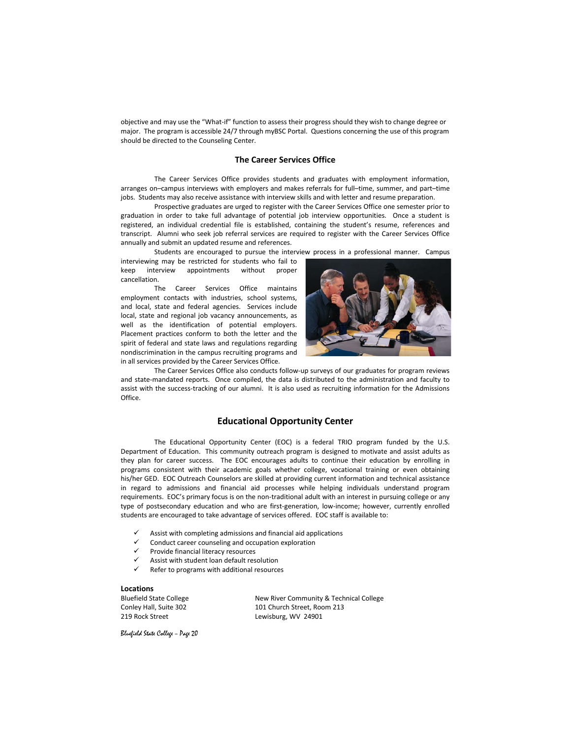objective and may use the "What-if" function to assess their progress should they wish to change degree or major. The program is accessible 24/7 through myBSC Portal. Questions concerning the use of this program should be directed to the Counseling Center.

## The Career Services Office

The Career Services Office provides students and graduates with employment information, arranges on–campus interviews with employers and makes referrals for full–time, summer, and part–time jobs. Students may also receive assistance with interview skills and with letter and resume preparation.

Prospective graduates are urged to register with the Career Services Office one semester prior to graduation in order to take full advantage of potential job interview opportunities. Once a student is registered, an individual credential file is established, containing the student's resume, references and transcript. Alumni who seek job referral services are required to register with the Career Services Office annually and submit an updated resume and references.

Students are encouraged to pursue the interview process in a professional manner. Campus interviewing may be restricted for students who fail to keep interview appointments without proper cancellation.

The Career Services Office maintains employment contacts with industries, school systems, and local, state and federal agencies. Services include local, state and regional job vacancy announcements, as well as the identification of potential employers. Placement practices conform to both the letter and the spirit of federal and state laws and regulations regarding nondiscrimination in the campus recruiting programs and in all services provided by the Career Services Office.

The Career Services Office also conducts follow-up surveys of our graduates for program reviews and state-mandated reports. Once compiled, the data is distributed to the administration and faculty to assist with the success-tracking of our alumni. It is also used as recruiting information for the Admissions Office.

## Educational Opportunity Center

The Educational Opportunity Center (EOC) is a federal TRIO program funded by the U.S. Department of Education. This community outreach program is designed to motivate and assist adults as they plan for career success. The EOC encourages adults to continue their education by enrolling in programs consistent with their academic goals whether college, vocational training or even obtaining his/her GED. EOC Outreach Counselors are skilled at providing current information and technical assistance in regard to admissions and financial aid processes while helping individuals understand program requirements. EOC's primary focus is on the non-traditional adult with an interest in pursuing college or any type of postsecondary education and who are first-generation, low-income; however, currently enrolled students are encouraged to take advantage of services offered. EOC staff is available to:

- ✓ Assist with completing admissions and financial aid applications
- ✓ Conduct career counseling and occupation exploration
- ✓ Provide financial literacy resources
- ✓ Assist with student loan default resolution
- ✓ Refer to programs with additional resources

**Locations**

Bluefield State College
Conley Hall, Suite 302
219 Rock Street

New River Community & Technical College
101 Church Street, Room 213
Lewisburg, WV 24901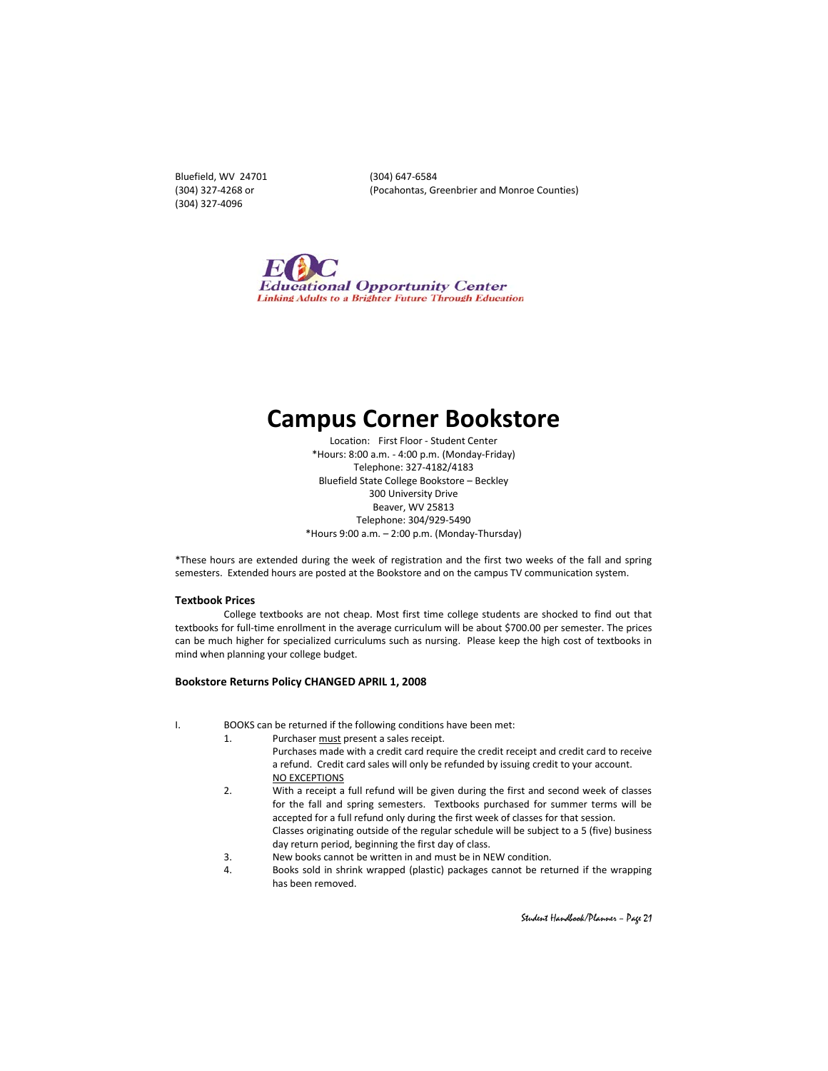Bluefield, WV 24701
(304) 327-4268 or
(304) 327-4096

(304) 647-6584
(Pocahontas, Greenbrier and Monroe Counties)

EOC
Educational Opportunity Center
Linking Adults to a Brighter Future Through Education

# Campus Corner Bookstore

Location: First Floor - Student Center
*Hours: 8:00 a.m. - 4:00 p.m. (Monday-Friday)
Telephone: 327-4182/4183
Bluefield State College Bookstore – Beckley
300 University Drive
Beaver, WV 25813
Telephone: 304/929-5490
*Hours 9:00 a.m. – 2:00 p.m. (Monday-Thursday)

*These hours are extended during the week of registration and the first two weeks of the fall and spring semesters. Extended hours are posted at the Bookstore and on the campus TV communication system.

### Textbook Prices

College textbooks are not cheap. Most first time college students are shocked to find out that textbooks for full-time enrollment in the average curriculum will be about $700.00 per semester. The prices can be much higher for specialized curriculums such as nursing. Please keep the high cost of textbooks in mind when planning your college budget.

### Bookstore Returns Policy CHANGED APRIL 1, 2008

I. BOOKS can be returned if the following conditions have been met:

1. Purchaser <u>must</u> present a sales receipt.
   Purchases made with a credit card require the credit receipt and credit card to receive a refund. Credit card sales will only be refunded by issuing credit to your account.
   <u>NO EXCEPTIONS</u>
2. With a receipt a full refund will be given during the first and second week of classes for the fall and spring semesters. Textbooks purchased for summer terms will be accepted for a full refund only during the first week of classes for that session.
   Classes originating outside of the regular schedule will be subject to a 5 (five) business day return period, beginning the first day of class.
3. New books cannot be written in and must be in NEW condition.
4. Books sold in shrink wrapped (plastic) packages cannot be returned if the wrapping has been removed.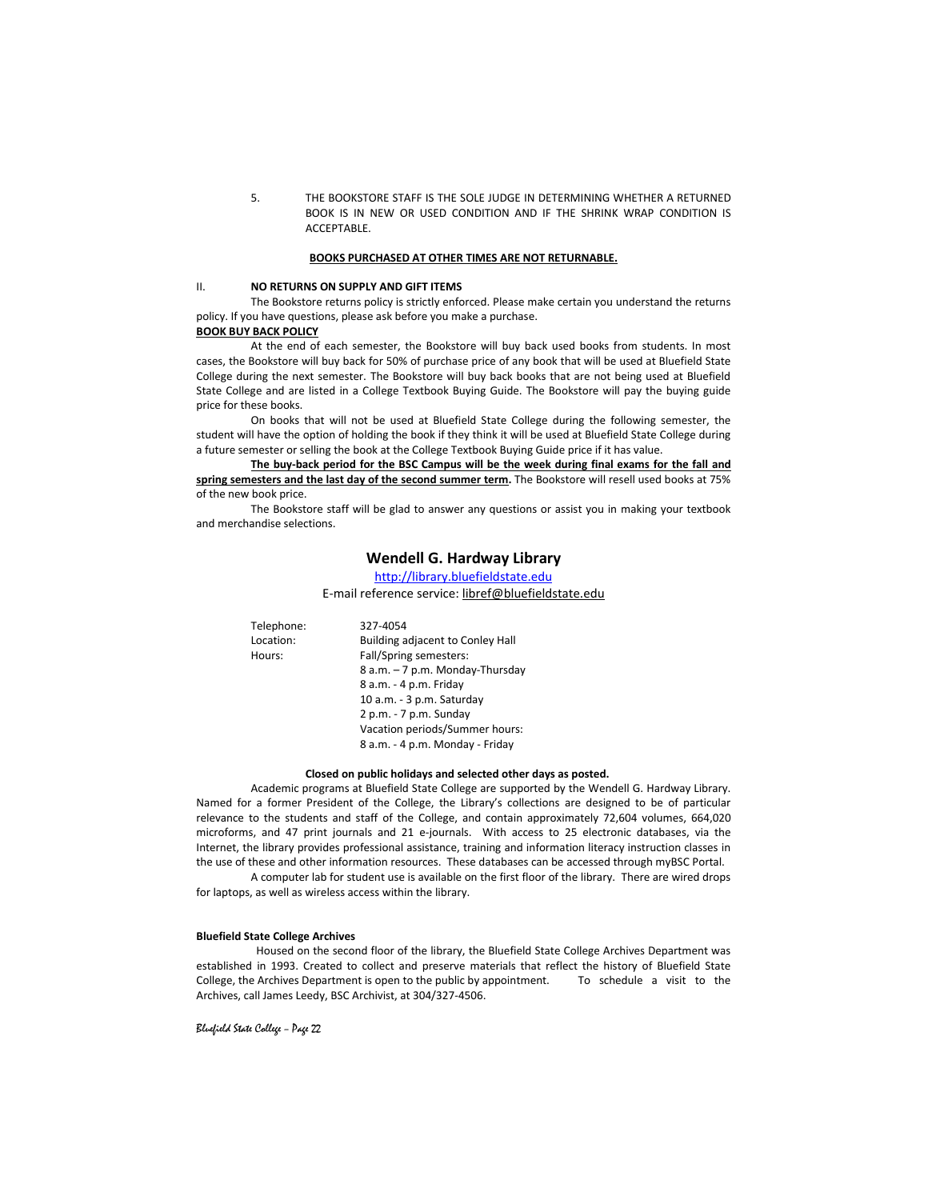5. THE BOOKSTORE STAFF IS THE SOLE JUDGE IN DETERMINING WHETHER A RETURNED BOOK IS IN NEW OR USED CONDITION AND IF THE SHRINK WRAP CONDITION IS ACCEPTABLE.

**BOOKS PURCHASED AT OTHER TIMES ARE NOT RETURNABLE.**

II. **NO RETURNS ON SUPPLY AND GIFT ITEMS**

The Bookstore returns policy is strictly enforced. Please make certain you understand the returns policy. If you have questions, please ask before you make a purchase.

**BOOK BUY BACK POLICY**

At the end of each semester, the Bookstore will buy back used books from students. In most cases, the Bookstore will buy back for 50% of purchase price of any book that will be used at Bluefield State College during the next semester. The Bookstore will buy back books that are not being used at Bluefield State College and are listed in a College Textbook Buying Guide. The Bookstore will pay the buying guide price for these books.

On books that will not be used at Bluefield State College during the following semester, the student will have the option of holding the book if they think it will be used at Bluefield State College during a future semester or selling the book at the College Textbook Buying Guide price if it has value.

**The buy-back period for the BSC Campus will be the week during final exams for the fall and spring semesters and the last day of the second summer term.** The Bookstore will resell used books at 75% of the new book price.

The Bookstore staff will be glad to answer any questions or assist you in making your textbook and merchandise selections.

## Wendell G. Hardway Library

http://library.bluefieldstate.edu

E-mail reference service: libref@bluefieldstate.edu

| | |
|---|---|
| Telephone: | 327-4054 |
| Location: | Building adjacent to Conley Hall |
| Hours: | Fall/Spring semesters: |
| | 8 a.m. – 7 p.m. Monday-Thursday |
| | 8 a.m. - 4 p.m. Friday |
| | 10 a.m. - 3 p.m. Saturday |
| | 2 p.m. - 7 p.m. Sunday |
| | Vacation periods/Summer hours: |
| | 8 a.m. - 4 p.m. Monday - Friday |

**Closed on public holidays and selected other days as posted.**

Academic programs at Bluefield State College are supported by the Wendell G. Hardway Library. Named for a former President of the College, the Library's collections are designed to be of particular relevance to the students and staff of the College, and contain approximately 72,604 volumes, 664,020 microforms, and 47 print journals and 21 e-journals. With access to 25 electronic databases, via the Internet, the library provides professional assistance, training and information literacy instruction classes in the use of these and other information resources. These databases can be accessed through myBSC Portal.

A computer lab for student use is available on the first floor of the library. There are wired drops for laptops, as well as wireless access within the library.

**Bluefield State College Archives**

Housed on the second floor of the library, the Bluefield State College Archives Department was established in 1993. Created to collect and preserve materials that reflect the history of Bluefield State College, the Archives Department is open to the public by appointment. To schedule a visit to the Archives, call James Leedy, BSC Archivist, at 304/327-4506.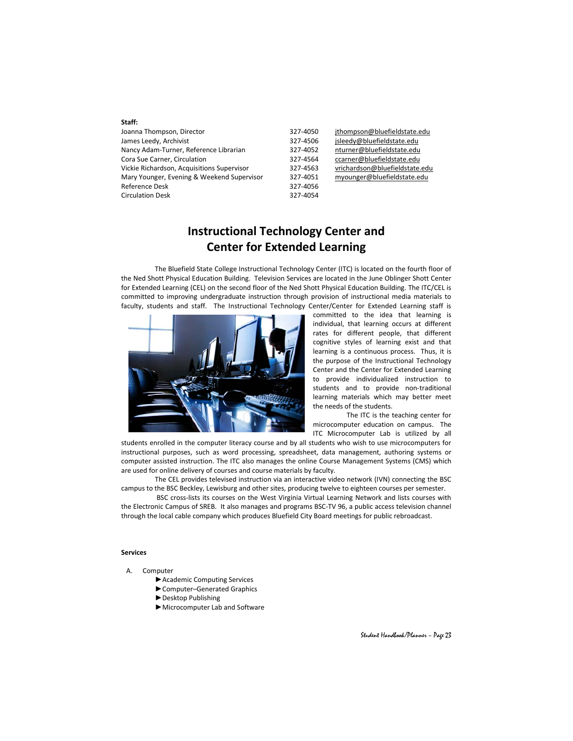**Staff:**

| | | |
|---|---|---|
| Joanna Thompson, Director | 327-4050 | jthompson@bluefieldstate.edu |
| James Leedy, Archivist | 327-4506 | jsleedy@bluefieldstate.edu |
| Nancy Adam-Turner, Reference Librarian | 327-4052 | nturner@bluefieldstate.edu |
| Cora Sue Carner, Circulation | 327-4564 | ccarner@bluefieldstate.edu |
| Vickie Richardson, Acquisitions Supervisor | 327-4563 | vrichardson@bluefieldstate.edu |
| Mary Younger, Evening & Weekend Supervisor | 327-4051 | myounger@bluefieldstate.edu |
| Reference Desk | 327-4056 | |
| Circulation Desk | 327-4054 | |

# Instructional Technology Center and Center for Extended Learning

The Bluefield State College Instructional Technology Center (ITC) is located on the fourth floor of the Ned Shott Physical Education Building. Television Services are located in the June Oblinger Shott Center for Extended Learning (CEL) on the second floor of the Ned Shott Physical Education Building. The ITC/CEL is committed to improving undergraduate instruction through provision of instructional media materials to faculty, students and staff. The Instructional Technology Center/Center for Extended Learning staff is committed to the idea that learning is individual, that learning occurs at different rates for different people, that different cognitive styles of learning exist and that learning is a continuous process. Thus, it is the purpose of the Instructional Technology Center and the Center for Extended Learning to provide individualized instruction to students and to provide non-traditional learning materials which may better meet the needs of the students.

The ITC is the teaching center for microcomputer education on campus. The ITC Microcomputer Lab is utilized by all students enrolled in the computer literacy course and by all students who wish to use microcomputers for instructional purposes, such as word processing, spreadsheet, data management, authoring systems or computer assisted instruction. The ITC also manages the online Course Management Systems (CMS) which are used for online delivery of courses and course materials by faculty.

The CEL provides televised instruction via an interactive video network (IVN) connecting the BSC campus to the BSC Beckley, Lewisburg and other sites, producing twelve to eighteen courses per semester.

BSC cross-lists its courses on the West Virginia Virtual Learning Network and lists courses with the Electronic Campus of SREB. It also manages and programs BSC-TV 96, a public access television channel through the local cable company which produces Bluefield City Board meetings for public rebroadcast.

**Services**

A. Computer
   - ►Academic Computing Services
   - ►Computer–Generated Graphics
   - ►Desktop Publishing
   - ►Microcomputer Lab and Software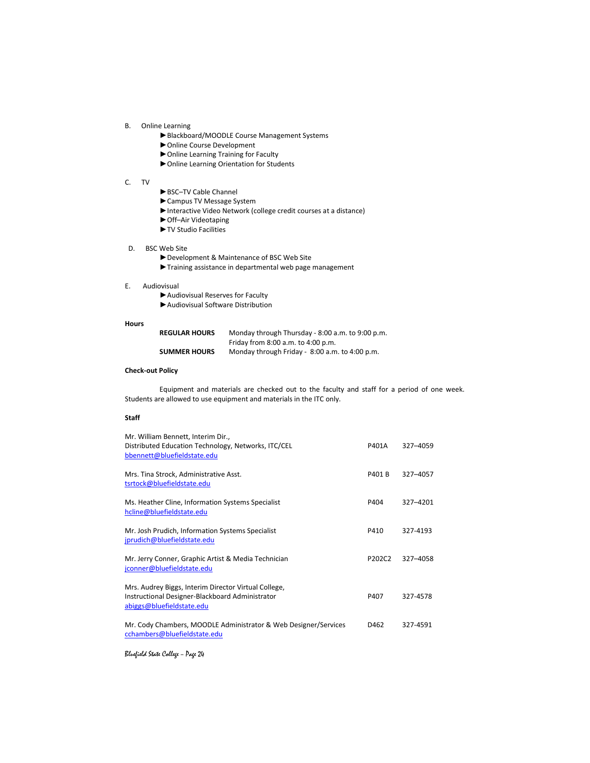B. Online Learning

- ►Blackboard/MOODLE Course Management Systems
- ►Online Course Development
- ►Online Learning Training for Faculty
- ►Online Learning Orientation for Students

C. TV

- ►BSC–TV Cable Channel
- ►Campus TV Message System
- ►Interactive Video Network (college credit courses at a distance)
- ►Off–Air Videotaping
- ►TV Studio Facilities

D. BSC Web Site

- ►Development & Maintenance of BSC Web Site
- ►Training assistance in departmental web page management

E. Audiovisual

- ►Audiovisual Reserves for Faculty
- ►Audiovisual Software Distribution

**Hours**

| | |
|---|---|
| **REGULAR HOURS** | Monday through Thursday - 8:00 a.m. to 9:00 p.m.<br>Friday from 8:00 a.m. to 4:00 p.m. |
| **SUMMER HOURS** | Monday through Friday - 8:00 a.m. to 4:00 p.m. |

**Check-out Policy**

Equipment and materials are checked out to the faculty and staff for a period of one week. Students are allowed to use equipment and materials in the ITC only.

**Staff**

| | | |
|---|---|---|
| Mr. William Bennett, Interim Dir.,<br>Distributed Education Technology, Networks, ITC/CEL<br>bbennett@bluefieldstate.edu | P401A | 327–4059 |
| Mrs. Tina Strock, Administrative Asst.<br>tsrtock@bluefieldstate.edu | P401 B | 327–4057 |
| Ms. Heather Cline, Information Systems Specialist<br>hcline@bluefieldstate.edu | P404 | 327–4201 |
| Mr. Josh Prudich, Information Systems Specialist<br>jprudich@bluefieldstate.edu | P410 | 327-4193 |
| Mr. Jerry Conner, Graphic Artist & Media Technician<br>jconner@bluefieldstate.edu | P202C2 | 327–4058 |
| Mrs. Audrey Biggs, Interim Director Virtual College,<br>Instructional Designer-Blackboard Administrator<br>abiggs@bluefieldstate.edu | P407 | 327-4578 |
| Mr. Cody Chambers, MOODLE Administrator & Web Designer/Services<br>cchambers@bluefieldstate.edu | D462 | 327-4591 |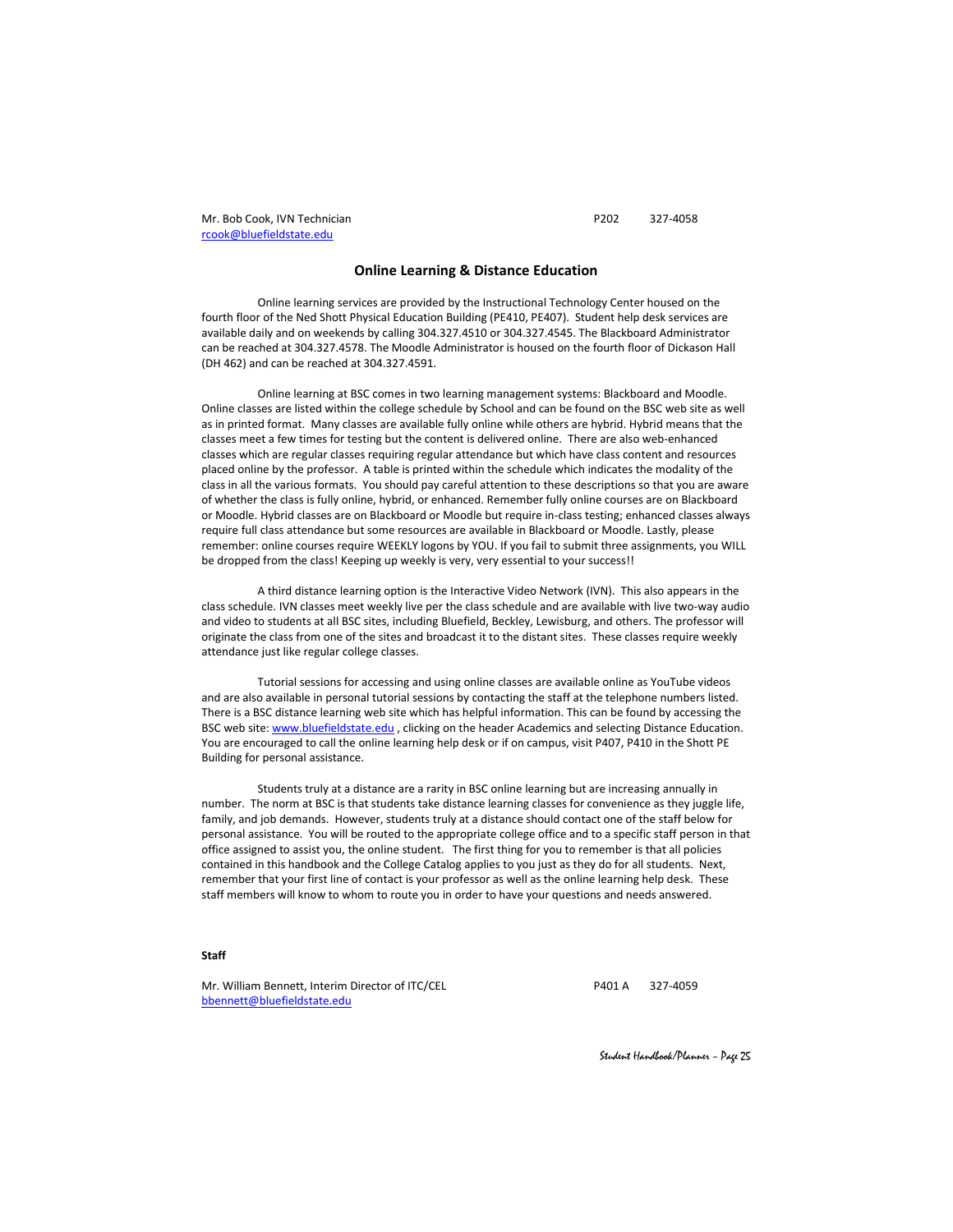Mr. Bob Cook, IVN Technician P202 327-4058
rcook@bluefieldstate.edu

## Online Learning & Distance Education

Online learning services are provided by the Instructional Technology Center housed on the fourth floor of the Ned Shott Physical Education Building (PE410, PE407). Student help desk services are available daily and on weekends by calling 304.327.4510 or 304.327.4545. The Blackboard Administrator can be reached at 304.327.4578. The Moodle Administrator is housed on the fourth floor of Dickason Hall (DH 462) and can be reached at 304.327.4591.

Online learning at BSC comes in two learning management systems: Blackboard and Moodle. Online classes are listed within the college schedule by School and can be found on the BSC web site as well as in printed format. Many classes are available fully online while others are hybrid. Hybrid means that the classes meet a few times for testing but the content is delivered online. There are also web-enhanced classes which are regular classes requiring regular attendance but which have class content and resources placed online by the professor. A table is printed within the schedule which indicates the modality of the class in all the various formats. You should pay careful attention to these descriptions so that you are aware of whether the class is fully online, hybrid, or enhanced. Remember fully online courses are on Blackboard or Moodle. Hybrid classes are on Blackboard or Moodle but require in-class testing; enhanced classes always require full class attendance but some resources are available in Blackboard or Moodle. Lastly, please remember: online courses require WEEKLY logons by YOU. If you fail to submit three assignments, you WILL be dropped from the class! Keeping up weekly is very, very essential to your success!!

A third distance learning option is the Interactive Video Network (IVN). This also appears in the class schedule. IVN classes meet weekly live per the class schedule and are available with live two-way audio and video to students at all BSC sites, including Bluefield, Beckley, Lewisburg, and others. The professor will originate the class from one of the sites and broadcast it to the distant sites. These classes require weekly attendance just like regular college classes.

Tutorial sessions for accessing and using online classes are available online as YouTube videos and are also available in personal tutorial sessions by contacting the staff at the telephone numbers listed. There is a BSC distance learning web site which has helpful information. This can be found by accessing the BSC web site: www.bluefieldstate.edu , clicking on the header Academics and selecting Distance Education. You are encouraged to call the online learning help desk or if on campus, visit P407, P410 in the Shott PE Building for personal assistance.

Students truly at a distance are a rarity in BSC online learning but are increasing annually in number. The norm at BSC is that students take distance learning classes for convenience as they juggle life, family, and job demands. However, students truly at a distance should contact one of the staff below for personal assistance. You will be routed to the appropriate college office and to a specific staff person in that office assigned to assist you, the online student. The first thing for you to remember is that all policies contained in this handbook and the College Catalog applies to you just as they do for all students. Next, remember that your first line of contact is your professor as well as the online learning help desk. These staff members will know to whom to route you in order to have your questions and needs answered.

**Staff**

Mr. William Bennett, Interim Director of ITC/CEL P401 A 327-4059
bbennett@bluefieldstate.edu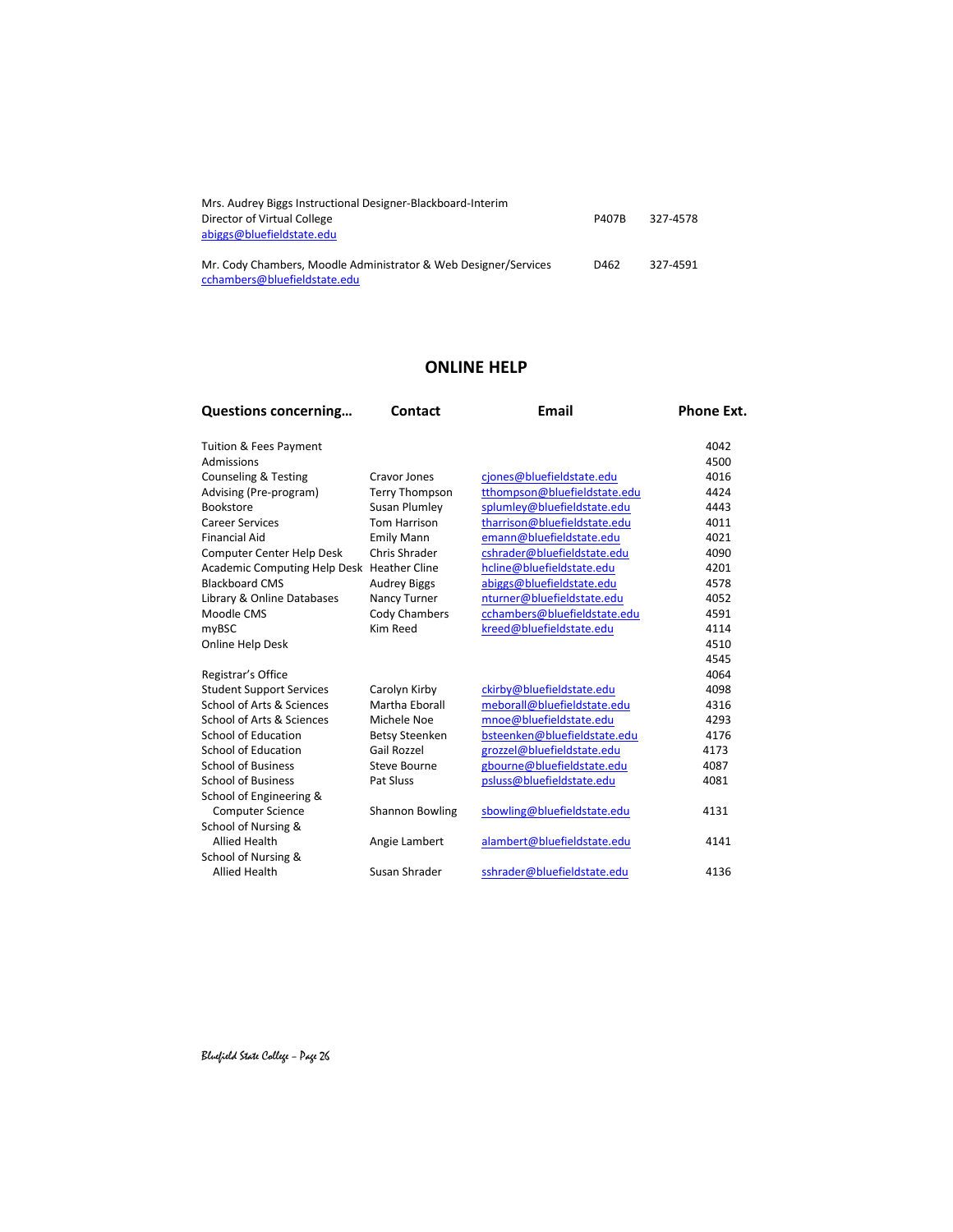Mrs. Audrey Biggs Instructional Designer-Blackboard-Interim Director of Virtual College P407B 327-4578
abiggs@bluefieldstate.edu

Mr. Cody Chambers, Moodle Administrator & Web Designer/Services D462 327-4591
cchambers@bluefieldstate.edu

## ONLINE HELP

| Questions concerning… | Contact | Email | Phone Ext. |
|---|---|---|---|
| Tuition & Fees Payment | | | 4042 |
| Admissions | | | 4500 |
| Counseling & Testing | Cravor Jones | cjones@bluefieldstate.edu | 4016 |
| Advising (Pre-program) | Terry Thompson | tthompson@bluefieldstate.edu | 4424 |
| Bookstore | Susan Plumley | splumley@bluefieldstate.edu | 4443 |
| Career Services | Tom Harrison | tharrison@bluefieldstate.edu | 4011 |
| Financial Aid | Emily Mann | emann@bluefieldstate.edu | 4021 |
| Computer Center Help Desk | Chris Shrader | cshrader@bluefieldstate.edu | 4090 |
| Academic Computing Help Desk | Heather Cline | hcline@bluefieldstate.edu | 4201 |
| Blackboard CMS | Audrey Biggs | abiggs@bluefieldstate.edu | 4578 |
| Library & Online Databases | Nancy Turner | nturner@bluefieldstate.edu | 4052 |
| Moodle CMS | Cody Chambers | cchambers@bluefieldstate.edu | 4591 |
| myBSC | Kim Reed | kreed@bluefieldstate.edu | 4114 |
| Online Help Desk | | | 4510<br>4545 |
| Registrar's Office | | | 4064 |
| Student Support Services | Carolyn Kirby | ckirby@bluefieldstate.edu | 4098 |
| School of Arts & Sciences | Martha Eborall | meborall@bluefieldstate.edu | 4316 |
| School of Arts & Sciences | Michele Noe | mnoe@bluefieldstate.edu | 4293 |
| School of Education | Betsy Steenken | bsteenken@bluefieldstate.edu | 4176 |
| School of Education | Gail Rozzel | grozzel@bluefieldstate.edu | 4173 |
| School of Business | Steve Bourne | gbourne@bluefieldstate.edu | 4087 |
| School of Business | Pat Sluss | psluss@bluefieldstate.edu | 4081 |
| School of Engineering & Computer Science | Shannon Bowling | sbowling@bluefieldstate.edu | 4131 |
| School of Nursing & Allied Health | Angie Lambert | alambert@bluefieldstate.edu | 4141 |
| School of Nursing & Allied Health | Susan Shrader | sshrader@bluefieldstate.edu | 4136 |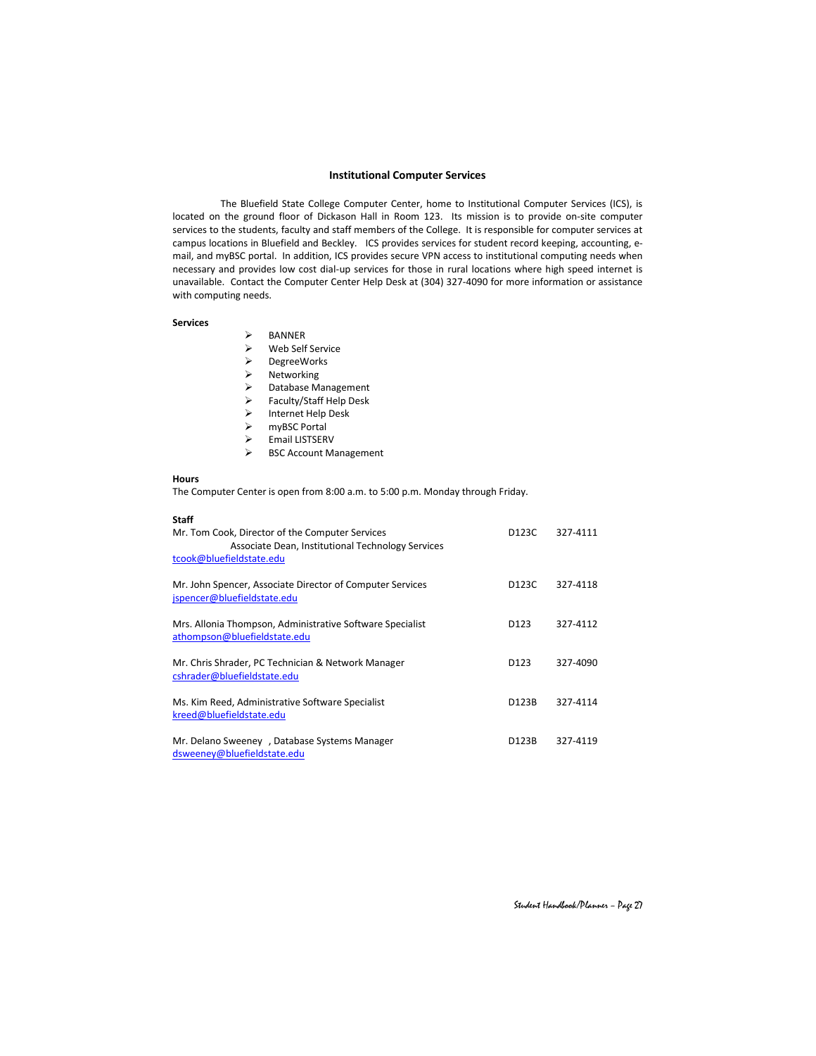## Institutional Computer Services

The Bluefield State College Computer Center, home to Institutional Computer Services (ICS), is located on the ground floor of Dickason Hall in Room 123. Its mission is to provide on-site computer services to the students, faculty and staff members of the College. It is responsible for computer services at campus locations in Bluefield and Beckley. ICS provides services for student record keeping, accounting, e-mail, and myBSC portal. In addition, ICS provides secure VPN access to institutional computing needs when necessary and provides low cost dial-up services for those in rural locations where high speed internet is unavailable. Contact the Computer Center Help Desk at (304) 327-4090 for more information or assistance with computing needs.

**Services**

- BANNER
- Web Self Service
- DegreeWorks
- Networking
- Database Management
- Faculty/Staff Help Desk
- Internet Help Desk
- myBSC Portal
- Email LISTSERV
- BSC Account Management

**Hours**

The Computer Center is open from 8:00 a.m. to 5:00 p.m. Monday through Friday.

**Staff**

| | | |
|---|---|---|
| Mr. Tom Cook, Director of the Computer Services<br>Associate Dean, Institutional Technology Services<br>tcook@bluefieldstate.edu | D123C | 327-4111 |
| Mr. John Spencer, Associate Director of Computer Services<br>jspencer@bluefieldstate.edu | D123C | 327-4118 |
| Mrs. Allonia Thompson, Administrative Software Specialist<br>athompson@bluefieldstate.edu | D123 | 327-4112 |
| Mr. Chris Shrader, PC Technician & Network Manager<br>cshrader@bluefieldstate.edu | D123 | 327-4090 |
| Ms. Kim Reed, Administrative Software Specialist<br>kreed@bluefieldstate.edu | D123B | 327-4114 |
| Mr. Delano Sweeney , Database Systems Manager<br>dsweeney@bluefieldstate.edu | D123B | 327-4119 |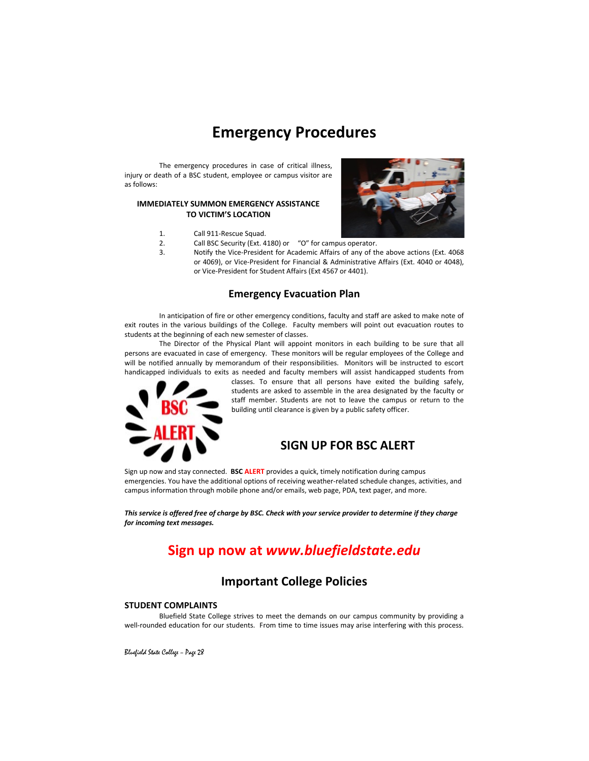# Emergency Procedures

The emergency procedures in case of critical illness, injury or death of a BSC student, employee or campus visitor are as follows:

**IMMEDIATELY SUMMON EMERGENCY ASSISTANCE TO VICTIM'S LOCATION**

1. Call 911-Rescue Squad.
2. Call BSC Security (Ext. 4180) or "O" for campus operator.
3. Notify the Vice-President for Academic Affairs of any of the above actions (Ext. 4068 or 4069), or Vice-President for Financial & Administrative Affairs (Ext. 4040 or 4048), or Vice-President for Student Affairs (Ext 4567 or 4401).

## Emergency Evacuation Plan

In anticipation of fire or other emergency conditions, faculty and staff are asked to make note of exit routes in the various buildings of the College. Faculty members will point out evacuation routes to students at the beginning of each new semester of classes.

The Director of the Physical Plant will appoint monitors in each building to be sure that all persons are evacuated in case of emergency. These monitors will be regular employees of the College and will be notified annually by memorandum of their responsibilities. Monitors will be instructed to escort handicapped individuals to exits as needed and faculty members will assist handicapped students from classes. To ensure that all persons have exited the building safely, students are asked to assemble in the area designated by the faculty or staff member. Students are not to leave the campus or return to the building until clearance is given by a public safety officer.

## SIGN UP FOR BSC ALERT

Sign up now and stay connected. **BSC ALERT** provides a quick, timely notification during campus emergencies. You have the additional options of receiving weather-related schedule changes, activities, and campus information through mobile phone and/or emails, web page, PDA, text pager, and more.

***This service is offered free of charge by BSC. Check with your service provider to determine if they charge for incoming text messages.***

## Sign up now at *www.bluefieldstate.edu*

## Important College Policies

### STUDENT COMPLAINTS

Bluefield State College strives to meet the demands on our campus community by providing a well-rounded education for our students. From time to time issues may arise interfering with this process.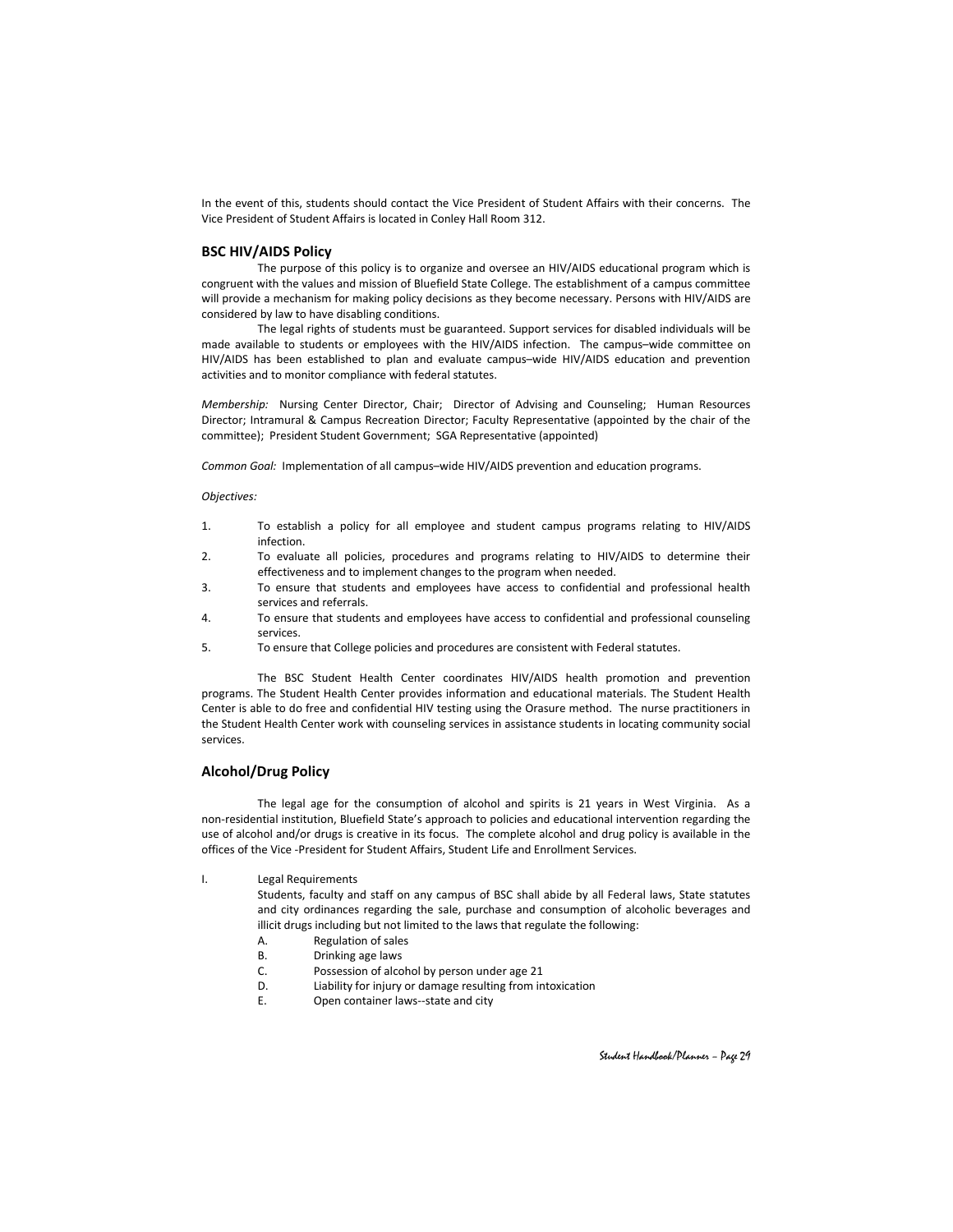In the event of this, students should contact the Vice President of Student Affairs with their concerns. The Vice President of Student Affairs is located in Conley Hall Room 312.

## BSC HIV/AIDS Policy

The purpose of this policy is to organize and oversee an HIV/AIDS educational program which is congruent with the values and mission of Bluefield State College. The establishment of a campus committee will provide a mechanism for making policy decisions as they become necessary. Persons with HIV/AIDS are considered by law to have disabling conditions.

The legal rights of students must be guaranteed. Support services for disabled individuals will be made available to students or employees with the HIV/AIDS infection. The campus–wide committee on HIV/AIDS has been established to plan and evaluate campus–wide HIV/AIDS education and prevention activities and to monitor compliance with federal statutes.

*Membership:* Nursing Center Director, Chair; Director of Advising and Counseling; Human Resources Director; Intramural & Campus Recreation Director; Faculty Representative (appointed by the chair of the committee); President Student Government; SGA Representative (appointed)

*Common Goal:* Implementation of all campus–wide HIV/AIDS prevention and education programs.

*Objectives:*

1. To establish a policy for all employee and student campus programs relating to HIV/AIDS infection.
2. To evaluate all policies, procedures and programs relating to HIV/AIDS to determine their effectiveness and to implement changes to the program when needed.
3. To ensure that students and employees have access to confidential and professional health services and referrals.
4. To ensure that students and employees have access to confidential and professional counseling services.
5. To ensure that College policies and procedures are consistent with Federal statutes.

The BSC Student Health Center coordinates HIV/AIDS health promotion and prevention programs. The Student Health Center provides information and educational materials. The Student Health Center is able to do free and confidential HIV testing using the Orasure method. The nurse practitioners in the Student Health Center work with counseling services in assistance students in locating community social services.

## Alcohol/Drug Policy

The legal age for the consumption of alcohol and spirits is 21 years in West Virginia. As a non-residential institution, Bluefield State's approach to policies and educational intervention regarding the use of alcohol and/or drugs is creative in its focus. The complete alcohol and drug policy is available in the offices of the Vice -President for Student Affairs, Student Life and Enrollment Services.

I. Legal Requirements

Students, faculty and staff on any campus of BSC shall abide by all Federal laws, State statutes and city ordinances regarding the sale, purchase and consumption of alcoholic beverages and illicit drugs including but not limited to the laws that regulate the following:

A. Regulation of sales
B. Drinking age laws
C. Possession of alcohol by person under age 21
D. Liability for injury or damage resulting from intoxication
E. Open container laws--state and city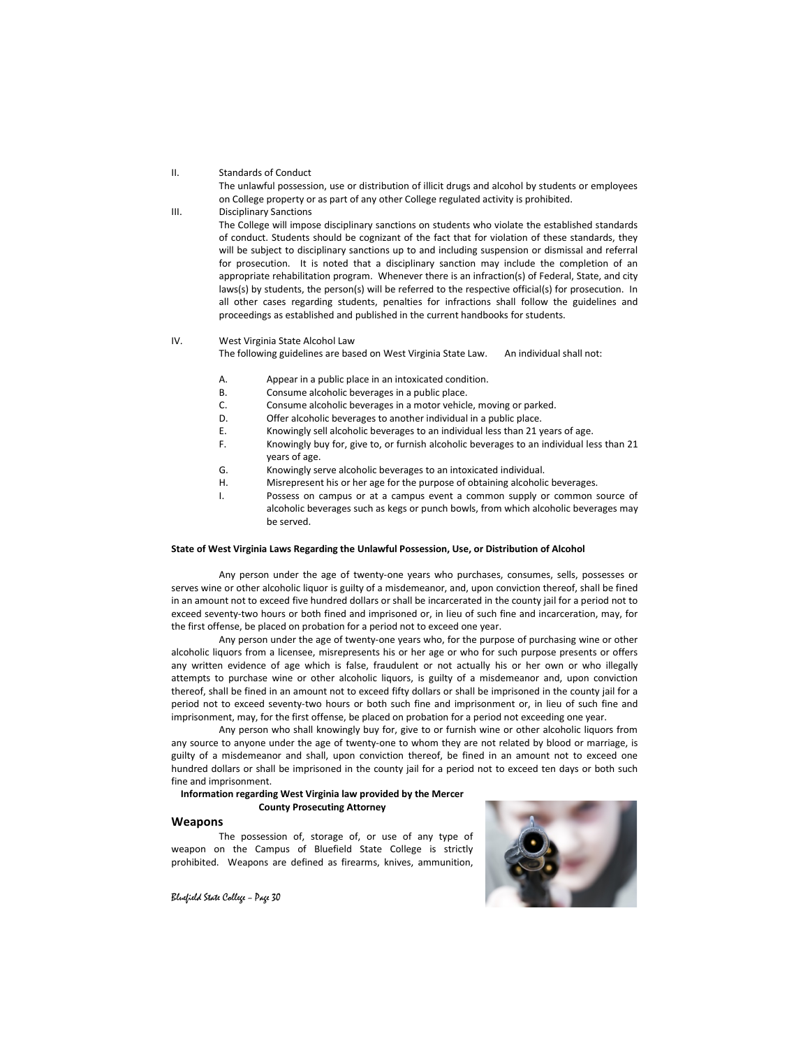II. Standards of Conduct

The unlawful possession, use or distribution of illicit drugs and alcohol by students or employees on College property or as part of any other College regulated activity is prohibited.

III. Disciplinary Sanctions

The College will impose disciplinary sanctions on students who violate the established standards of conduct. Students should be cognizant of the fact that for violation of these standards, they will be subject to disciplinary sanctions up to and including suspension or dismissal and referral for prosecution. It is noted that a disciplinary sanction may include the completion of an appropriate rehabilitation program. Whenever there is an infraction(s) of Federal, State, and city laws(s) by students, the person(s) will be referred to the respective official(s) for prosecution. In all other cases regarding students, penalties for infractions shall follow the guidelines and proceedings as established and published in the current handbooks for students.

IV. West Virginia State Alcohol Law

The following guidelines are based on West Virginia State Law. An individual shall not:

A. Appear in a public place in an intoxicated condition.
B. Consume alcoholic beverages in a public place.
C. Consume alcoholic beverages in a motor vehicle, moving or parked.
D. Offer alcoholic beverages to another individual in a public place.
E. Knowingly sell alcoholic beverages to an individual less than 21 years of age.
F. Knowingly buy for, give to, or furnish alcoholic beverages to an individual less than 21 years of age.
G. Knowingly serve alcoholic beverages to an intoxicated individual.
H. Misrepresent his or her age for the purpose of obtaining alcoholic beverages.
I. Possess on campus or at a campus event a common supply or common source of alcoholic beverages such as kegs or punch bowls, from which alcoholic beverages may be served.

**State of West Virginia Laws Regarding the Unlawful Possession, Use, or Distribution of Alcohol**

Any person under the age of twenty-one years who purchases, consumes, sells, possesses or serves wine or other alcoholic liquor is guilty of a misdemeanor, and, upon conviction thereof, shall be fined in an amount not to exceed five hundred dollars or shall be incarcerated in the county jail for a period not to exceed seventy-two hours or both fined and imprisoned or, in lieu of such fine and incarceration, may, for the first offense, be placed on probation for a period not to exceed one year.

Any person under the age of twenty-one years who, for the purpose of purchasing wine or other alcoholic liquors from a licensee, misrepresents his or her age or who for such purpose presents or offers any written evidence of age which is false, fraudulent or not actually his or her own or who illegally attempts to purchase wine or other alcoholic liquors, is guilty of a misdemeanor and, upon conviction thereof, shall be fined in an amount not to exceed fifty dollars or shall be imprisoned in the county jail for a period not to exceed seventy-two hours or both such fine and imprisonment or, in lieu of such fine and imprisonment, may, for the first offense, be placed on probation for a period not exceeding one year.

Any person who shall knowingly buy for, give to or furnish wine or other alcoholic liquors from any source to anyone under the age of twenty-one to whom they are not related by blood or marriage, is guilty of a misdemeanor and shall, upon conviction thereof, be fined in an amount not to exceed one hundred dollars or shall be imprisoned in the county jail for a period not to exceed ten days or both such fine and imprisonment.

**Information regarding West Virginia law provided by the Mercer County Prosecuting Attorney**

## Weapons

The possession of, storage of, or use of any type of weapon on the Campus of Bluefield State College is strictly prohibited. Weapons are defined as firearms, knives, ammunition,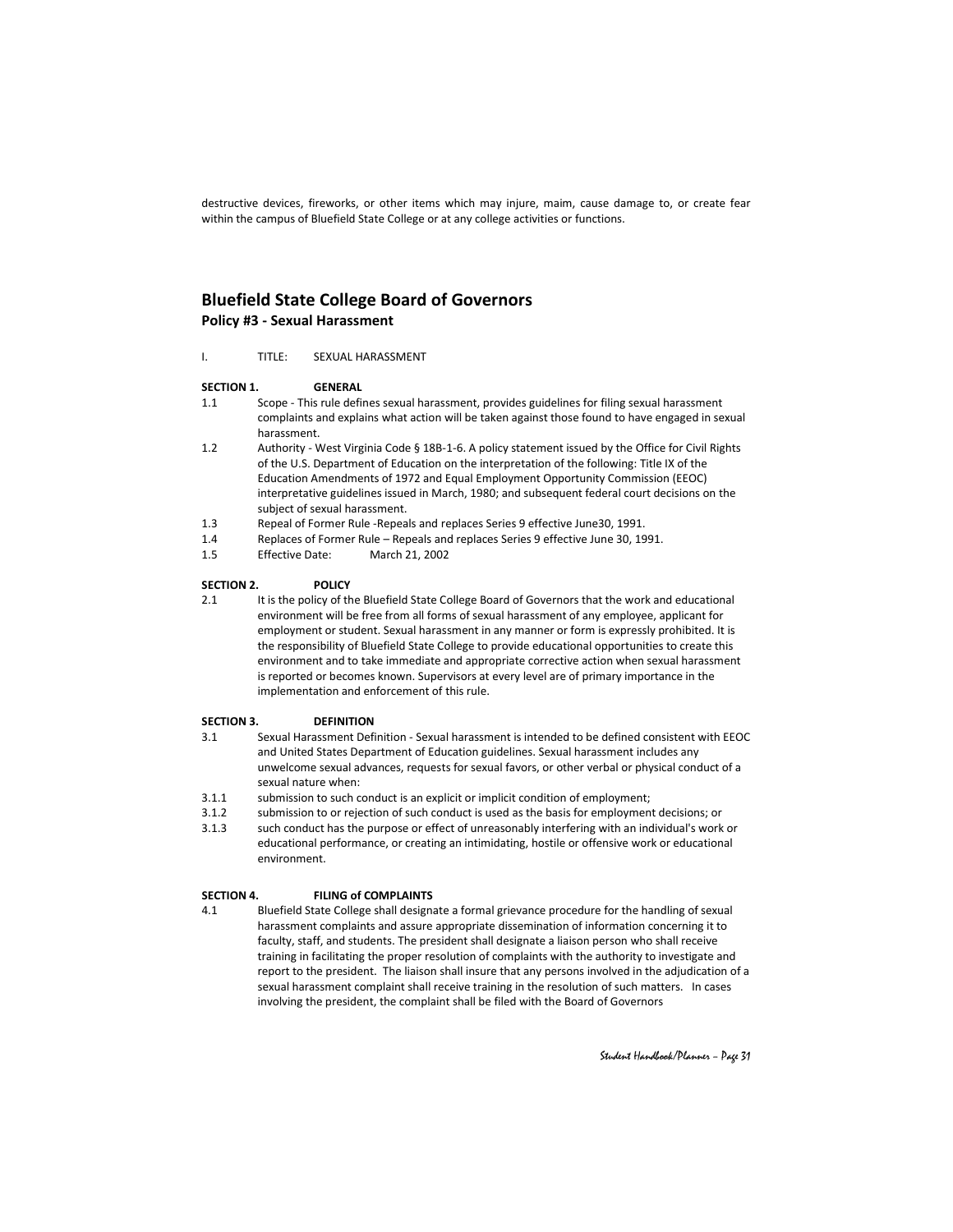destructive devices, fireworks, or other items which may injure, maim, cause damage to, or create fear within the campus of Bluefield State College or at any college activities or functions.

## Bluefield State College Board of Governors

### Policy #3 - Sexual Harassment

I. TITLE: SEXUAL HARASSMENT

**SECTION 1. GENERAL**

1.1 Scope - This rule defines sexual harassment, provides guidelines for filing sexual harassment complaints and explains what action will be taken against those found to have engaged in sexual harassment.

1.2 Authority - West Virginia Code § 18B-1-6. A policy statement issued by the Office for Civil Rights of the U.S. Department of Education on the interpretation of the following: Title IX of the Education Amendments of 1972 and Equal Employment Opportunity Commission (EEOC) interpretative guidelines issued in March, 1980; and subsequent federal court decisions on the subject of sexual harassment.

1.3 Repeal of Former Rule -Repeals and replaces Series 9 effective June30, 1991.

1.4 Replaces of Former Rule – Repeals and replaces Series 9 effective June 30, 1991.

1.5 Effective Date: March 21, 2002

**SECTION 2. POLICY**

2.1 It is the policy of the Bluefield State College Board of Governors that the work and educational environment will be free from all forms of sexual harassment of any employee, applicant for employment or student. Sexual harassment in any manner or form is expressly prohibited. It is the responsibility of Bluefield State College to provide educational opportunities to create this environment and to take immediate and appropriate corrective action when sexual harassment is reported or becomes known. Supervisors at every level are of primary importance in the implementation and enforcement of this rule.

**SECTION 3. DEFINITION**

3.1 Sexual Harassment Definition - Sexual harassment is intended to be defined consistent with EEOC and United States Department of Education guidelines. Sexual harassment includes any unwelcome sexual advances, requests for sexual favors, or other verbal or physical conduct of a sexual nature when:

3.1.1 submission to such conduct is an explicit or implicit condition of employment;

3.1.2 submission to or rejection of such conduct is used as the basis for employment decisions; or

3.1.3 such conduct has the purpose or effect of unreasonably interfering with an individual's work or educational performance, or creating an intimidating, hostile or offensive work or educational environment.

**SECTION 4. FILING of COMPLAINTS**

4.1 Bluefield State College shall designate a formal grievance procedure for the handling of sexual harassment complaints and assure appropriate dissemination of information concerning it to faculty, staff, and students. The president shall designate a liaison person who shall receive training in facilitating the proper resolution of complaints with the authority to investigate and report to the president. The liaison shall insure that any persons involved in the adjudication of a sexual harassment complaint shall receive training in the resolution of such matters. In cases involving the president, the complaint shall be filed with the Board of Governors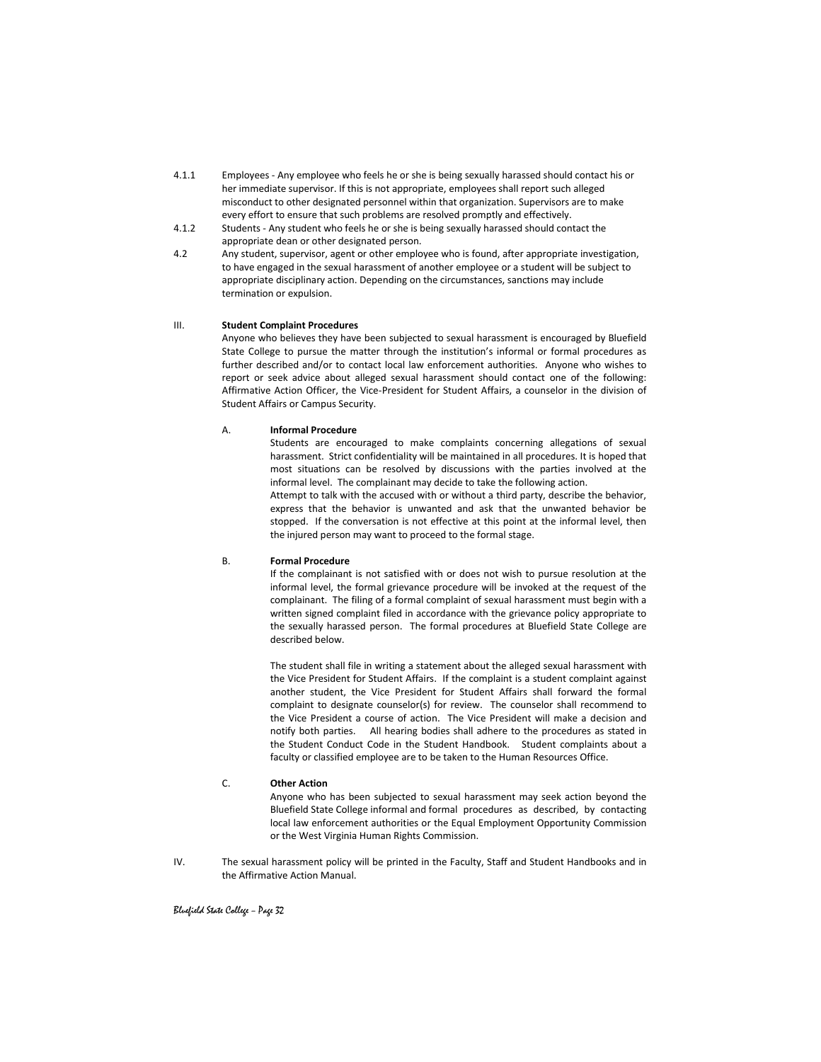4.1.1 Employees - Any employee who feels he or she is being sexually harassed should contact his or her immediate supervisor. If this is not appropriate, employees shall report such alleged misconduct to other designated personnel within that organization. Supervisors are to make every effort to ensure that such problems are resolved promptly and effectively.

4.1.2 Students - Any student who feels he or she is being sexually harassed should contact the appropriate dean or other designated person.

4.2 Any student, supervisor, agent or other employee who is found, after appropriate investigation, to have engaged in the sexual harassment of another employee or a student will be subject to appropriate disciplinary action. Depending on the circumstances, sanctions may include termination or expulsion.

III. **Student Complaint Procedures**

Anyone who believes they have been subjected to sexual harassment is encouraged by Bluefield State College to pursue the matter through the institution's informal or formal procedures as further described and/or to contact local law enforcement authorities. Anyone who wishes to report or seek advice about alleged sexual harassment should contact one of the following: Affirmative Action Officer, the Vice-President for Student Affairs, a counselor in the division of Student Affairs or Campus Security.

A. **Informal Procedure**

Students are encouraged to make complaints concerning allegations of sexual harassment. Strict confidentiality will be maintained in all procedures. It is hoped that most situations can be resolved by discussions with the parties involved at the informal level. The complainant may decide to take the following action.

Attempt to talk with the accused with or without a third party, describe the behavior, express that the behavior is unwanted and ask that the unwanted behavior be stopped. If the conversation is not effective at this point at the informal level, then the injured person may want to proceed to the formal stage.

B. **Formal Procedure**

If the complainant is not satisfied with or does not wish to pursue resolution at the informal level, the formal grievance procedure will be invoked at the request of the complainant. The filing of a formal complaint of sexual harassment must begin with a written signed complaint filed in accordance with the grievance policy appropriate to the sexually harassed person. The formal procedures at Bluefield State College are described below.

The student shall file in writing a statement about the alleged sexual harassment with the Vice President for Student Affairs. If the complaint is a student complaint against another student, the Vice President for Student Affairs shall forward the formal complaint to designate counselor(s) for review. The counselor shall recommend to the Vice President a course of action. The Vice President will make a decision and notify both parties. All hearing bodies shall adhere to the procedures as stated in the Student Conduct Code in the Student Handbook. Student complaints about a faculty or classified employee are to be taken to the Human Resources Office.

C. **Other Action**

Anyone who has been subjected to sexual harassment may seek action beyond the Bluefield State College informal and formal procedures as described, by contacting local law enforcement authorities or the Equal Employment Opportunity Commission or the West Virginia Human Rights Commission.

IV. The sexual harassment policy will be printed in the Faculty, Staff and Student Handbooks and in the Affirmative Action Manual.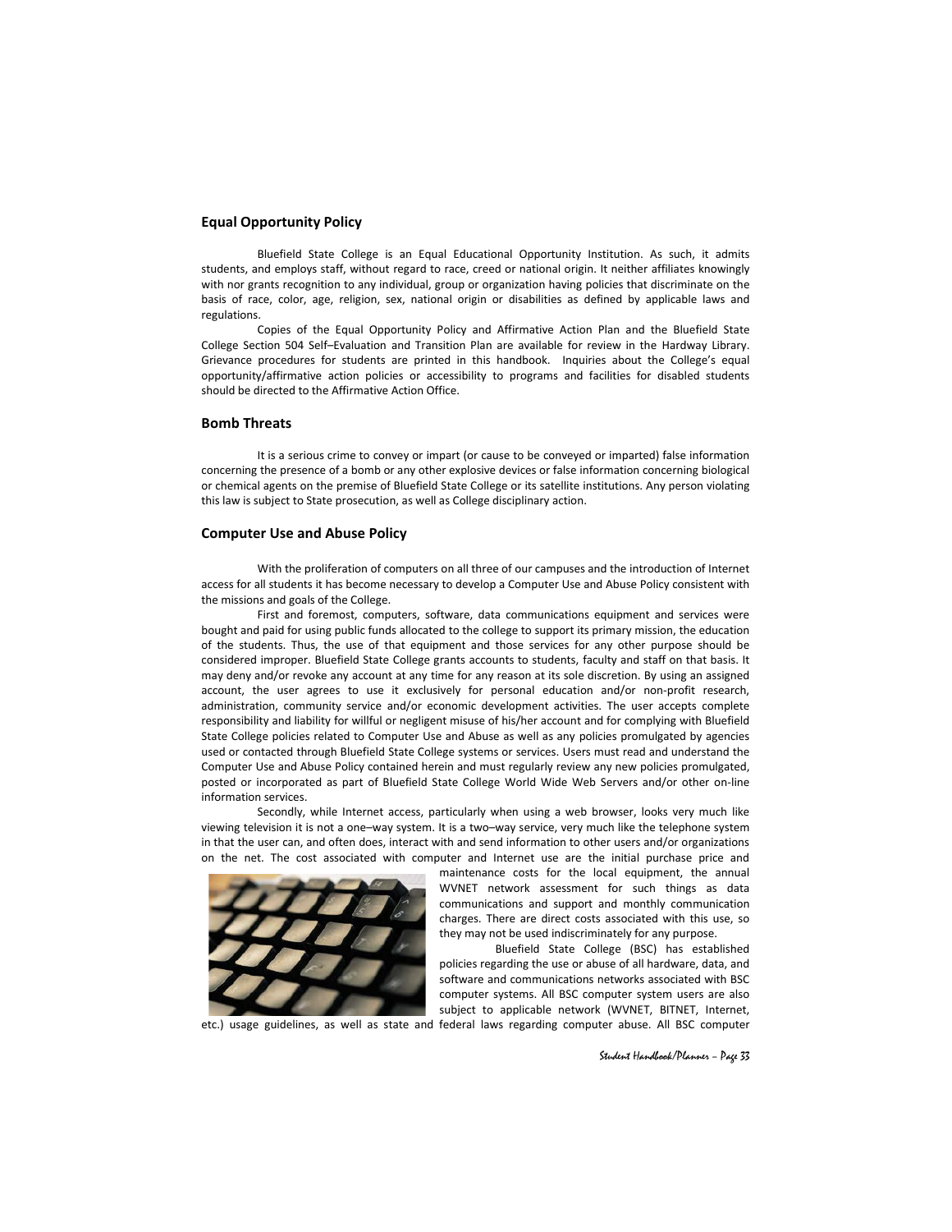## Equal Opportunity Policy

Bluefield State College is an Equal Educational Opportunity Institution. As such, it admits students, and employs staff, without regard to race, creed or national origin. It neither affiliates knowingly with nor grants recognition to any individual, group or organization having policies that discriminate on the basis of race, color, age, religion, sex, national origin or disabilities as defined by applicable laws and regulations.

Copies of the Equal Opportunity Policy and Affirmative Action Plan and the Bluefield State College Section 504 Self–Evaluation and Transition Plan are available for review in the Hardway Library. Grievance procedures for students are printed in this handbook. Inquiries about the College's equal opportunity/affirmative action policies or accessibility to programs and facilities for disabled students should be directed to the Affirmative Action Office.

## Bomb Threats

It is a serious crime to convey or impart (or cause to be conveyed or imparted) false information concerning the presence of a bomb or any other explosive devices or false information concerning biological or chemical agents on the premise of Bluefield State College or its satellite institutions. Any person violating this law is subject to State prosecution, as well as College disciplinary action.

## Computer Use and Abuse Policy

With the proliferation of computers on all three of our campuses and the introduction of Internet access for all students it has become necessary to develop a Computer Use and Abuse Policy consistent with the missions and goals of the College.

First and foremost, computers, software, data communications equipment and services were bought and paid for using public funds allocated to the college to support its primary mission, the education of the students. Thus, the use of that equipment and those services for any other purpose should be considered improper. Bluefield State College grants accounts to students, faculty and staff on that basis. It may deny and/or revoke any account at any time for any reason at its sole discretion. By using an assigned account, the user agrees to use it exclusively for personal education and/or non-profit research, administration, community service and/or economic development activities. The user accepts complete responsibility and liability for willful or negligent misuse of his/her account and for complying with Bluefield State College policies related to Computer Use and Abuse as well as any policies promulgated by agencies used or contacted through Bluefield State College systems or services. Users must read and understand the Computer Use and Abuse Policy contained herein and must regularly review any new policies promulgated, posted or incorporated as part of Bluefield State College World Wide Web Servers and/or other on-line information services.

Secondly, while Internet access, particularly when using a web browser, looks very much like viewing television it is not a one–way system. It is a two–way service, very much like the telephone system in that the user can, and often does, interact with and send information to other users and/or organizations on the net. The cost associated with computer and Internet use are the initial purchase price and maintenance costs for the local equipment, the annual WVNET network assessment for such things as data communications and support and monthly communication charges. There are direct costs associated with this use, so they may not be used indiscriminately for any purpose.

Bluefield State College (BSC) has established policies regarding the use or abuse of all hardware, data, and software and communications networks associated with BSC computer systems. All BSC computer system users are also subject to applicable network (WVNET, BITNET, Internet, etc.) usage guidelines, as well as state and federal laws regarding computer abuse. All BSC computer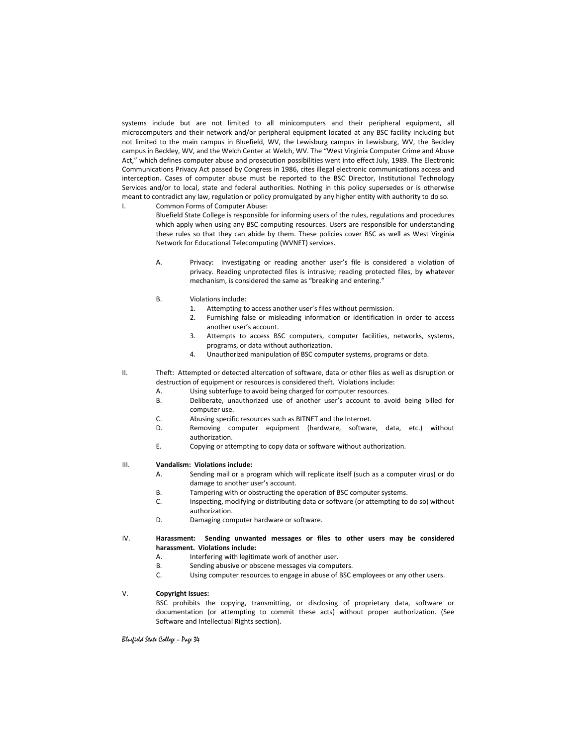systems include but are not limited to all minicomputers and their peripheral equipment, all microcomputers and their network and/or peripheral equipment located at any BSC facility including but not limited to the main campus in Bluefield, WV, the Lewisburg campus in Lewisburg, WV, the Beckley campus in Beckley, WV, and the Welch Center at Welch, WV. The "West Virginia Computer Crime and Abuse Act," which defines computer abuse and prosecution possibilities went into effect July, 1989. The Electronic Communications Privacy Act passed by Congress in 1986, cites illegal electronic communications access and interception. Cases of computer abuse must be reported to the BSC Director, Institutional Technology Services and/or to local, state and federal authorities. Nothing in this policy supersedes or is otherwise meant to contradict any law, regulation or policy promulgated by any higher entity with authority to do so.

I. Common Forms of Computer Abuse:

Bluefield State College is responsible for informing users of the rules, regulations and procedures which apply when using any BSC computing resources. Users are responsible for understanding these rules so that they can abide by them. These policies cover BSC as well as West Virginia Network for Educational Telecomputing (WVNET) services.

A. Privacy: Investigating or reading another user's file is considered a violation of privacy. Reading unprotected files is intrusive; reading protected files, by whatever mechanism, is considered the same as "breaking and entering."

B. Violations include:
1. Attempting to access another user's files without permission.
2. Furnishing false or misleading information or identification in order to access another user's account.
3. Attempts to access BSC computers, computer facilities, networks, systems, programs, or data without authorization.
4. Unauthorized manipulation of BSC computer systems, programs or data.

II. Theft: Attempted or detected altercation of software, data or other files as well as disruption or destruction of equipment or resources is considered theft. Violations include:

A. Using subterfuge to avoid being charged for computer resources.
B. Deliberate, unauthorized use of another user's account to avoid being billed for computer use.
C. Abusing specific resources such as BITNET and the Internet.
D. Removing computer equipment (hardware, software, data, etc.) without authorization.
E. Copying or attempting to copy data or software without authorization.

III. **Vandalism: Violations include:**

A. Sending mail or a program which will replicate itself (such as a computer virus) or do damage to another user's account.
B. Tampering with or obstructing the operation of BSC computer systems.
C. Inspecting, modifying or distributing data or software (or attempting to do so) without authorization.
D. Damaging computer hardware or software.

IV. **Harassment: Sending unwanted messages or files to other users may be considered harassment. Violations include:**

A. Interfering with legitimate work of another user.
B. Sending abusive or obscene messages via computers.
C. Using computer resources to engage in abuse of BSC employees or any other users.

V. **Copyright Issues:**

BSC prohibits the copying, transmitting, or disclosing of proprietary data, software or documentation (or attempting to commit these acts) without proper authorization. (See Software and Intellectual Rights section).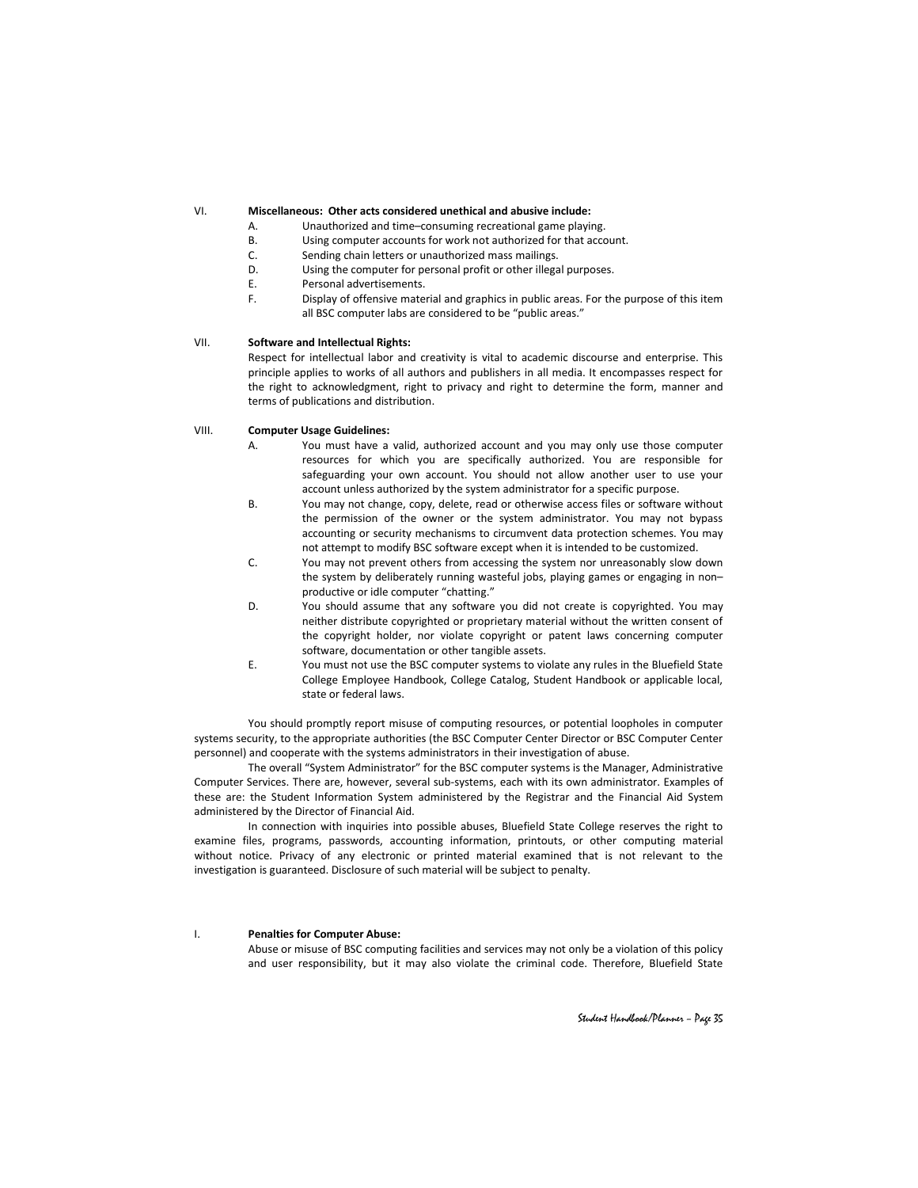VI. **Miscellaneous: Other acts considered unethical and abusive include:**

- A. Unauthorized and time–consuming recreational game playing.
- B. Using computer accounts for work not authorized for that account.
- C. Sending chain letters or unauthorized mass mailings.
- D. Using the computer for personal profit or other illegal purposes.
- E. Personal advertisements.
- F. Display of offensive material and graphics in public areas. For the purpose of this item all BSC computer labs are considered to be "public areas."

VII. **Software and Intellectual Rights:**

Respect for intellectual labor and creativity is vital to academic discourse and enterprise. This principle applies to works of all authors and publishers in all media. It encompasses respect for the right to acknowledgment, right to privacy and right to determine the form, manner and terms of publications and distribution.

VIII. **Computer Usage Guidelines:**

- A. You must have a valid, authorized account and you may only use those computer resources for which you are specifically authorized. You are responsible for safeguarding your own account. You should not allow another user to use your account unless authorized by the system administrator for a specific purpose.
- B. You may not change, copy, delete, read or otherwise access files or software without the permission of the owner or the system administrator. You may not bypass accounting or security mechanisms to circumvent data protection schemes. You may not attempt to modify BSC software except when it is intended to be customized.
- C. You may not prevent others from accessing the system nor unreasonably slow down the system by deliberately running wasteful jobs, playing games or engaging in non–productive or idle computer "chatting."
- D. You should assume that any software you did not create is copyrighted. You may neither distribute copyrighted or proprietary material without the written consent of the copyright holder, nor violate copyright or patent laws concerning computer software, documentation or other tangible assets.
- E. You must not use the BSC computer systems to violate any rules in the Bluefield State College Employee Handbook, College Catalog, Student Handbook or applicable local, state or federal laws.

You should promptly report misuse of computing resources, or potential loopholes in computer systems security, to the appropriate authorities (the BSC Computer Center Director or BSC Computer Center personnel) and cooperate with the systems administrators in their investigation of abuse.

The overall "System Administrator" for the BSC computer systems is the Manager, Administrative Computer Services. There are, however, several sub-systems, each with its own administrator. Examples of these are: the Student Information System administered by the Registrar and the Financial Aid System administered by the Director of Financial Aid.

In connection with inquiries into possible abuses, Bluefield State College reserves the right to examine files, programs, passwords, accounting information, printouts, or other computing material without notice. Privacy of any electronic or printed material examined that is not relevant to the investigation is guaranteed. Disclosure of such material will be subject to penalty.

I. **Penalties for Computer Abuse:**

Abuse or misuse of BSC computing facilities and services may not only be a violation of this policy and user responsibility, but it may also violate the criminal code. Therefore, Bluefield State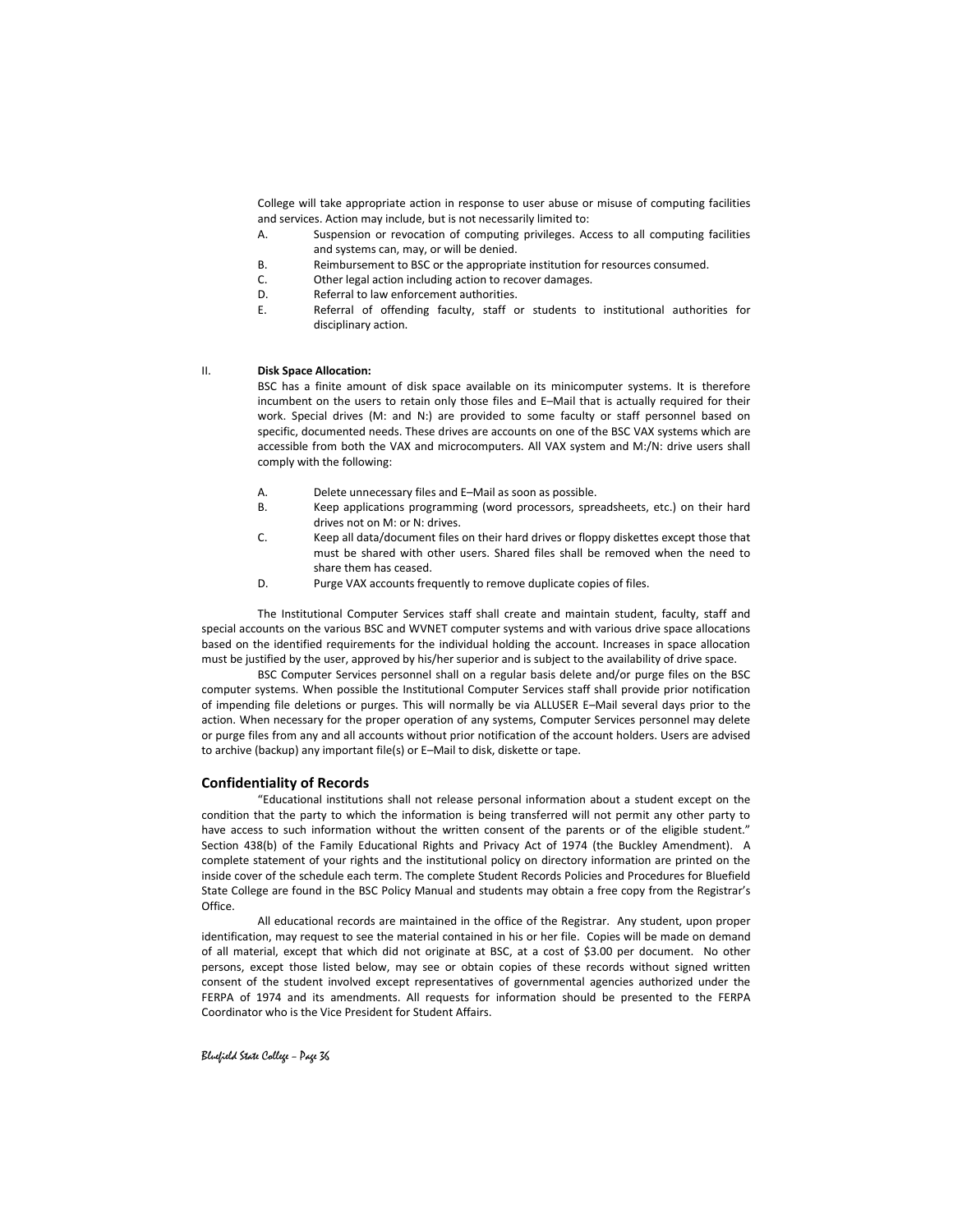College will take appropriate action in response to user abuse or misuse of computing facilities and services. Action may include, but is not necessarily limited to:

A. Suspension or revocation of computing privileges. Access to all computing facilities and systems can, may, or will be denied.
B. Reimbursement to BSC or the appropriate institution for resources consumed.
C. Other legal action including action to recover damages.
D. Referral to law enforcement authorities.
E. Referral of offending faculty, staff or students to institutional authorities for disciplinary action.

II. **Disk Space Allocation:**

BSC has a finite amount of disk space available on its minicomputer systems. It is therefore incumbent on the users to retain only those files and E–Mail that is actually required for their work. Special drives (M: and N:) are provided to some faculty or staff personnel based on specific, documented needs. These drives are accounts on one of the BSC VAX systems which are accessible from both the VAX and microcomputers. All VAX system and M:/N: drive users shall comply with the following:

A. Delete unnecessary files and E–Mail as soon as possible.
B. Keep applications programming (word processors, spreadsheets, etc.) on their hard drives not on M: or N: drives.
C. Keep all data/document files on their hard drives or floppy diskettes except those that must be shared with other users. Shared files shall be removed when the need to share them has ceased.
D. Purge VAX accounts frequently to remove duplicate copies of files.

The Institutional Computer Services staff shall create and maintain student, faculty, staff and special accounts on the various BSC and WVNET computer systems and with various drive space allocations based on the identified requirements for the individual holding the account. Increases in space allocation must be justified by the user, approved by his/her superior and is subject to the availability of drive space.

BSC Computer Services personnel shall on a regular basis delete and/or purge files on the BSC computer systems. When possible the Institutional Computer Services staff shall provide prior notification of impending file deletions or purges. This will normally be via ALLUSER E–Mail several days prior to the action. When necessary for the proper operation of any systems, Computer Services personnel may delete or purge files from any and all accounts without prior notification of the account holders. Users are advised to archive (backup) any important file(s) or E–Mail to disk, diskette or tape.

## Confidentiality of Records

"Educational institutions shall not release personal information about a student except on the condition that the party to which the information is being transferred will not permit any other party to have access to such information without the written consent of the parents or of the eligible student." Section 438(b) of the Family Educational Rights and Privacy Act of 1974 (the Buckley Amendment). A complete statement of your rights and the institutional policy on directory information are printed on the inside cover of the schedule each term. The complete Student Records Policies and Procedures for Bluefield State College are found in the BSC Policy Manual and students may obtain a free copy from the Registrar's Office.

All educational records are maintained in the office of the Registrar. Any student, upon proper identification, may request to see the material contained in his or her file. Copies will be made on demand of all material, except that which did not originate at BSC, at a cost of $3.00 per document. No other persons, except those listed below, may see or obtain copies of these records without signed written consent of the student involved except representatives of governmental agencies authorized under the FERPA of 1974 and its amendments. All requests for information should be presented to the FERPA Coordinator who is the Vice President for Student Affairs.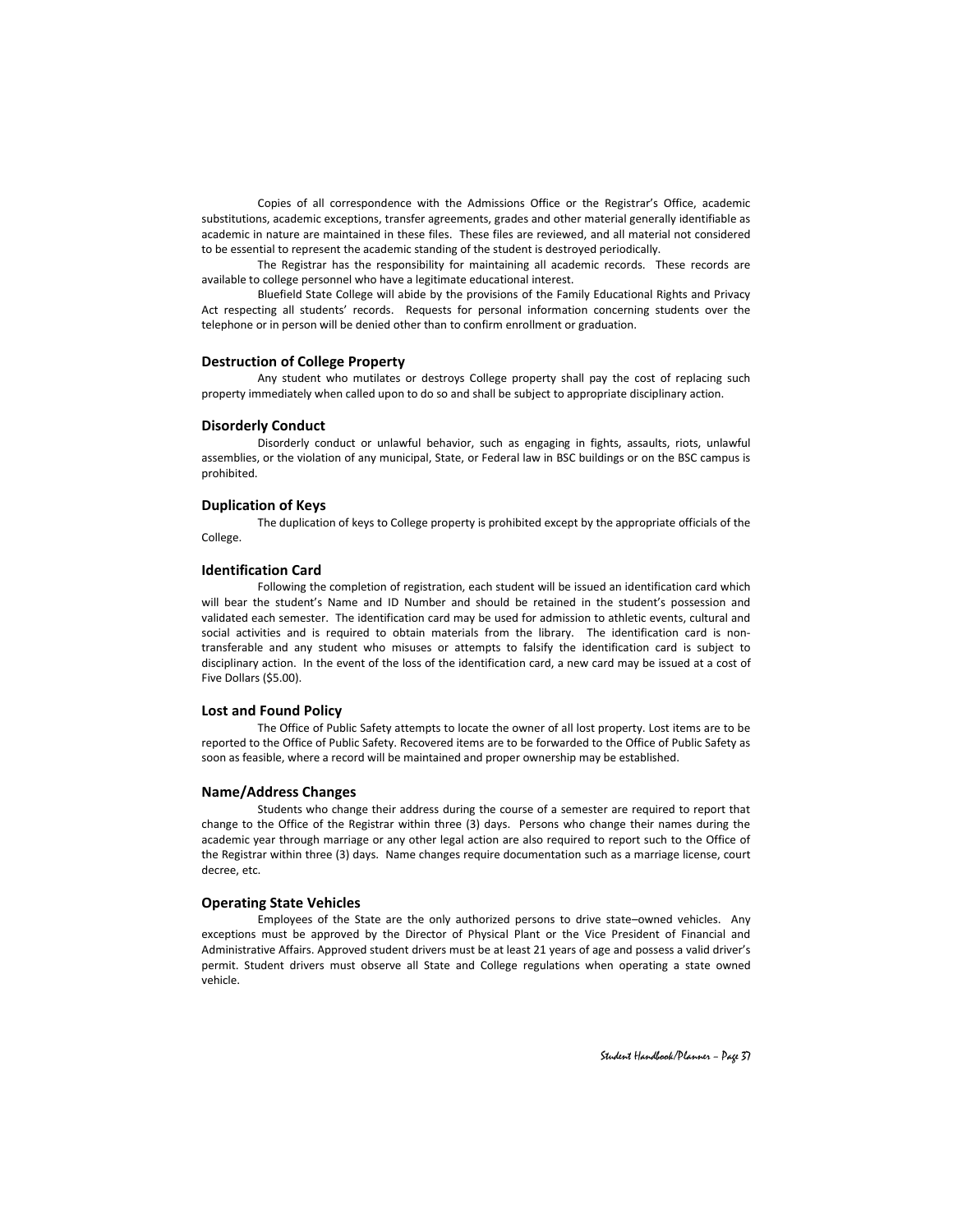Copies of all correspondence with the Admissions Office or the Registrar's Office, academic substitutions, academic exceptions, transfer agreements, grades and other material generally identifiable as academic in nature are maintained in these files. These files are reviewed, and all material not considered to be essential to represent the academic standing of the student is destroyed periodically.

The Registrar has the responsibility for maintaining all academic records. These records are available to college personnel who have a legitimate educational interest.

Bluefield State College will abide by the provisions of the Family Educational Rights and Privacy Act respecting all students' records. Requests for personal information concerning students over the telephone or in person will be denied other than to confirm enrollment or graduation.

### Destruction of College Property

Any student who mutilates or destroys College property shall pay the cost of replacing such property immediately when called upon to do so and shall be subject to appropriate disciplinary action.

### Disorderly Conduct

Disorderly conduct or unlawful behavior, such as engaging in fights, assaults, riots, unlawful assemblies, or the violation of any municipal, State, or Federal law in BSC buildings or on the BSC campus is prohibited.

### Duplication of Keys

The duplication of keys to College property is prohibited except by the appropriate officials of the College.

### Identification Card

Following the completion of registration, each student will be issued an identification card which will bear the student's Name and ID Number and should be retained in the student's possession and validated each semester. The identification card may be used for admission to athletic events, cultural and social activities and is required to obtain materials from the library. The identification card is non-transferable and any student who misuses or attempts to falsify the identification card is subject to disciplinary action. In the event of the loss of the identification card, a new card may be issued at a cost of Five Dollars ($5.00).

### Lost and Found Policy

The Office of Public Safety attempts to locate the owner of all lost property. Lost items are to be reported to the Office of Public Safety. Recovered items are to be forwarded to the Office of Public Safety as soon as feasible, where a record will be maintained and proper ownership may be established.

### Name/Address Changes

Students who change their address during the course of a semester are required to report that change to the Office of the Registrar within three (3) days. Persons who change their names during the academic year through marriage or any other legal action are also required to report such to the Office of the Registrar within three (3) days. Name changes require documentation such as a marriage license, court decree, etc.

### Operating State Vehicles

Employees of the State are the only authorized persons to drive state–owned vehicles. Any exceptions must be approved by the Director of Physical Plant or the Vice President of Financial and Administrative Affairs. Approved student drivers must be at least 21 years of age and possess a valid driver's permit. Student drivers must observe all State and College regulations when operating a state owned vehicle.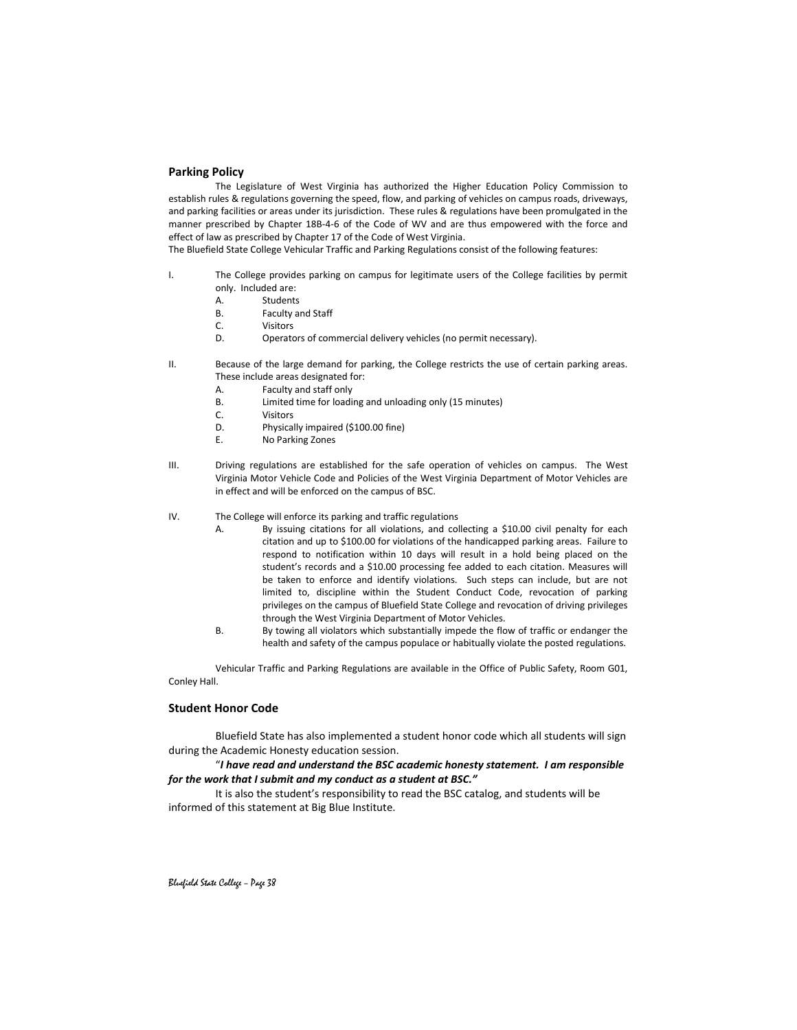## Parking Policy

The Legislature of West Virginia has authorized the Higher Education Policy Commission to establish rules & regulations governing the speed, flow, and parking of vehicles on campus roads, driveways, and parking facilities or areas under its jurisdiction. These rules & regulations have been promulgated in the manner prescribed by Chapter 18B-4-6 of the Code of WV and are thus empowered with the force and effect of law as prescribed by Chapter 17 of the Code of West Virginia.

The Bluefield State College Vehicular Traffic and Parking Regulations consist of the following features:

I. The College provides parking on campus for legitimate users of the College facilities by permit only. Included are:
   - A. Students
   - B. Faculty and Staff
   - C. Visitors
   - D. Operators of commercial delivery vehicles (no permit necessary).

II. Because of the large demand for parking, the College restricts the use of certain parking areas. These include areas designated for:
   - A. Faculty and staff only
   - B. Limited time for loading and unloading only (15 minutes)
   - C. Visitors
   - D. Physically impaired ($100.00 fine)
   - E. No Parking Zones

III. Driving regulations are established for the safe operation of vehicles on campus. The West Virginia Motor Vehicle Code and Policies of the West Virginia Department of Motor Vehicles are in effect and will be enforced on the campus of BSC.

IV. The College will enforce its parking and traffic regulations
   - A. By issuing citations for all violations, and collecting a $10.00 civil penalty for each citation and up to $100.00 for violations of the handicapped parking areas. Failure to respond to notification within 10 days will result in a hold being placed on the student's records and a $10.00 processing fee added to each citation. Measures will be taken to enforce and identify violations. Such steps can include, but are not limited to, discipline within the Student Conduct Code, revocation of parking privileges on the campus of Bluefield State College and revocation of driving privileges through the West Virginia Department of Motor Vehicles.
   - B. By towing all violators which substantially impede the flow of traffic or endanger the health and safety of the campus populace or habitually violate the posted regulations.

Vehicular Traffic and Parking Regulations are available in the Office of Public Safety, Room G01, Conley Hall.

## Student Honor Code

Bluefield State has also implemented a student honor code which all students will sign during the Academic Honesty education session.

"***I have read and understand the BSC academic honesty statement. I am responsible for the work that I submit and my conduct as a student at BSC."***

It is also the student's responsibility to read the BSC catalog, and students will be informed of this statement at Big Blue Institute.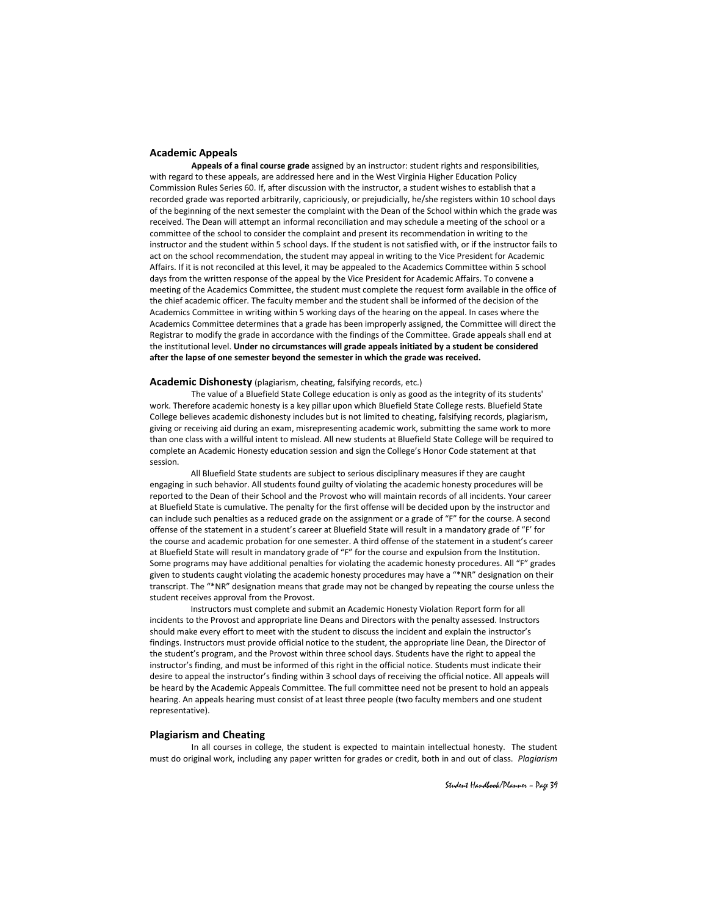## Academic Appeals

**Appeals of a final course grade** assigned by an instructor: student rights and responsibilities, with regard to these appeals, are addressed here and in the West Virginia Higher Education Policy Commission Rules Series 60. If, after discussion with the instructor, a student wishes to establish that a recorded grade was reported arbitrarily, capriciously, or prejudicially, he/she registers within 10 school days of the beginning of the next semester the complaint with the Dean of the School within which the grade was received. The Dean will attempt an informal reconciliation and may schedule a meeting of the school or a committee of the school to consider the complaint and present its recommendation in writing to the instructor and the student within 5 school days. If the student is not satisfied with, or if the instructor fails to act on the school recommendation, the student may appeal in writing to the Vice President for Academic Affairs. If it is not reconciled at this level, it may be appealed to the Academics Committee within 5 school days from the written response of the appeal by the Vice President for Academic Affairs. To convene a meeting of the Academics Committee, the student must complete the request form available in the office of the chief academic officer. The faculty member and the student shall be informed of the decision of the Academics Committee in writing within 5 working days of the hearing on the appeal. In cases where the Academics Committee determines that a grade has been improperly assigned, the Committee will direct the Registrar to modify the grade in accordance with the findings of the Committee. Grade appeals shall end at the institutional level. **Under no circumstances will grade appeals initiated by a student be considered after the lapse of one semester beyond the semester in which the grade was received.**

## Academic Dishonesty (plagiarism, cheating, falsifying records, etc.)

The value of a Bluefield State College education is only as good as the integrity of its students' work. Therefore academic honesty is a key pillar upon which Bluefield State College rests. Bluefield State College believes academic dishonesty includes but is not limited to cheating, falsifying records, plagiarism, giving or receiving aid during an exam, misrepresenting academic work, submitting the same work to more than one class with a willful intent to mislead. All new students at Bluefield State College will be required to complete an Academic Honesty education session and sign the College's Honor Code statement at that session.

All Bluefield State students are subject to serious disciplinary measures if they are caught engaging in such behavior. All students found guilty of violating the academic honesty procedures will be reported to the Dean of their School and the Provost who will maintain records of all incidents. Your career at Bluefield State is cumulative. The penalty for the first offense will be decided upon by the instructor and can include such penalties as a reduced grade on the assignment or a grade of "F" for the course. A second offense of the statement in a student's career at Bluefield State will result in a mandatory grade of "F' for the course and academic probation for one semester. A third offense of the statement in a student's career at Bluefield State will result in mandatory grade of "F" for the course and expulsion from the Institution. Some programs may have additional penalties for violating the academic honesty procedures. All "F" grades given to students caught violating the academic honesty procedures may have a "*NR" designation on their transcript. The "*NR" designation means that grade may not be changed by repeating the course unless the student receives approval from the Provost.

Instructors must complete and submit an Academic Honesty Violation Report form for all incidents to the Provost and appropriate line Deans and Directors with the penalty assessed. Instructors should make every effort to meet with the student to discuss the incident and explain the instructor's findings. Instructors must provide official notice to the student, the appropriate line Dean, the Director of the student's program, and the Provost within three school days. Students have the right to appeal the instructor's finding, and must be informed of this right in the official notice. Students must indicate their desire to appeal the instructor's finding within 3 school days of receiving the official notice. All appeals will be heard by the Academic Appeals Committee. The full committee need not be present to hold an appeals hearing. An appeals hearing must consist of at least three people (two faculty members and one student representative).

## Plagiarism and Cheating

In all courses in college, the student is expected to maintain intellectual honesty. The student must do original work, including any paper written for grades or credit, both in and out of class. *Plagiarism*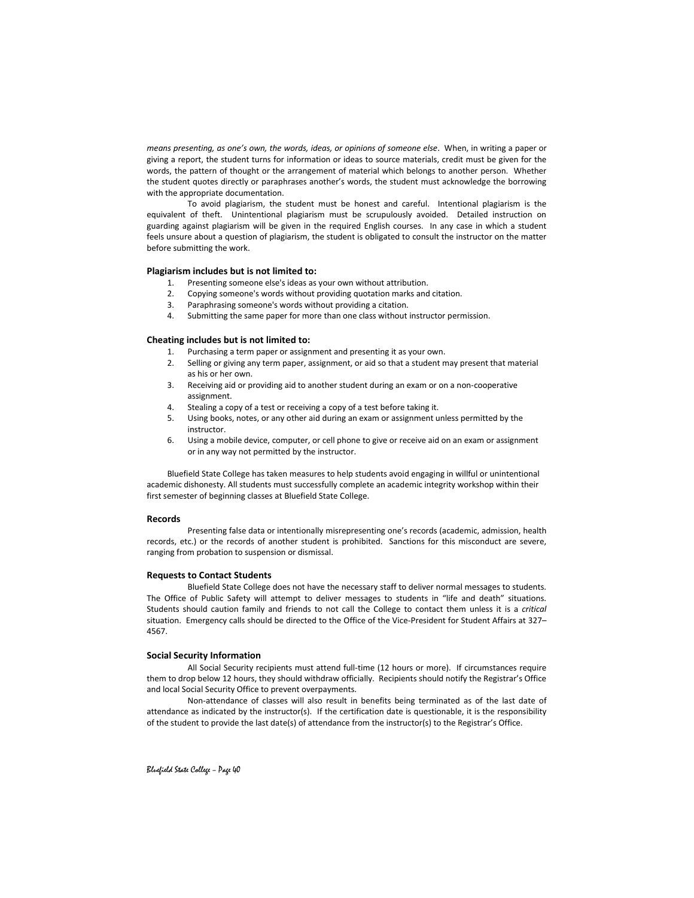*means presenting, as one's own, the words, ideas, or opinions of someone else*. When, in writing a paper or giving a report, the student turns for information or ideas to source materials, credit must be given for the words, the pattern of thought or the arrangement of material which belongs to another person. Whether the student quotes directly or paraphrases another's words, the student must acknowledge the borrowing with the appropriate documentation.

To avoid plagiarism, the student must be honest and careful. Intentional plagiarism is the equivalent of theft. Unintentional plagiarism must be scrupulously avoided. Detailed instruction on guarding against plagiarism will be given in the required English courses. In any case in which a student feels unsure about a question of plagiarism, the student is obligated to consult the instructor on the matter before submitting the work.

### Plagiarism includes but is not limited to:

1. Presenting someone else's ideas as your own without attribution.
2. Copying someone's words without providing quotation marks and citation.
3. Paraphrasing someone's words without providing a citation.
4. Submitting the same paper for more than one class without instructor permission.

### Cheating includes but is not limited to:

1. Purchasing a term paper or assignment and presenting it as your own.
2. Selling or giving any term paper, assignment, or aid so that a student may present that material as his or her own.
3. Receiving aid or providing aid to another student during an exam or on a non-cooperative assignment.
4. Stealing a copy of a test or receiving a copy of a test before taking it.
5. Using books, notes, or any other aid during an exam or assignment unless permitted by the instructor.
6. Using a mobile device, computer, or cell phone to give or receive aid on an exam or assignment or in any way not permitted by the instructor.

Bluefield State College has taken measures to help students avoid engaging in willful or unintentional academic dishonesty. All students must successfully complete an academic integrity workshop within their first semester of beginning classes at Bluefield State College.

### Records

Presenting false data or intentionally misrepresenting one's records (academic, admission, health records, etc.) or the records of another student is prohibited. Sanctions for this misconduct are severe, ranging from probation to suspension or dismissal.

### Requests to Contact Students

Bluefield State College does not have the necessary staff to deliver normal messages to students. The Office of Public Safety will attempt to deliver messages to students in "life and death" situations. Students should caution family and friends to not call the College to contact them unless it is a *critical* situation. Emergency calls should be directed to the Office of the Vice-President for Student Affairs at 327–4567.

### Social Security Information

All Social Security recipients must attend full-time (12 hours or more). If circumstances require them to drop below 12 hours, they should withdraw officially. Recipients should notify the Registrar's Office and local Social Security Office to prevent overpayments.

Non-attendance of classes will also result in benefits being terminated as of the last date of attendance as indicated by the instructor(s). If the certification date is questionable, it is the responsibility of the student to provide the last date(s) of attendance from the instructor(s) to the Registrar's Office.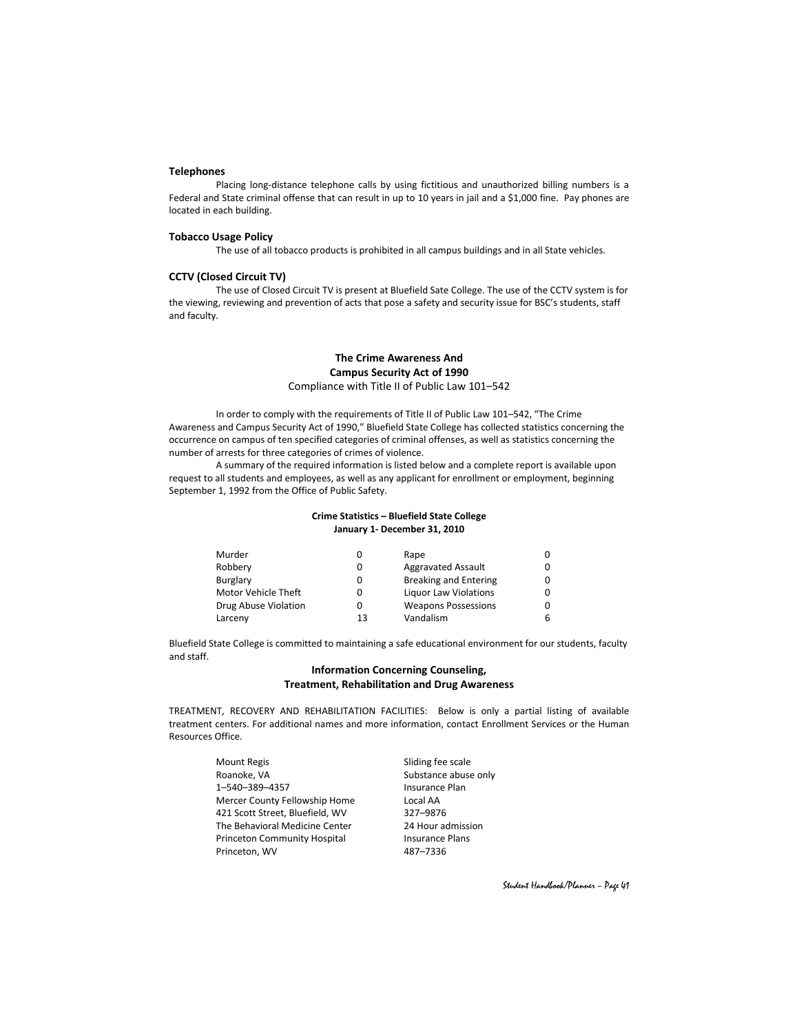### Telephones

Placing long-distance telephone calls by using fictitious and unauthorized billing numbers is a Federal and State criminal offense that can result in up to 10 years in jail and a $1,000 fine. Pay phones are located in each building.

### Tobacco Usage Policy

The use of all tobacco products is prohibited in all campus buildings and in all State vehicles.

### CCTV (Closed Circuit TV)

The use of Closed Circuit TV is present at Bluefield Sate College. The use of the CCTV system is for the viewing, reviewing and prevention of acts that pose a safety and security issue for BSC's students, staff and faculty.

## The Crime Awareness And Campus Security Act of 1990

Compliance with Title II of Public Law 101–542

In order to comply with the requirements of Title II of Public Law 101–542, "The Crime Awareness and Campus Security Act of 1990," Bluefield State College has collected statistics concerning the occurrence on campus of ten specified categories of criminal offenses, as well as statistics concerning the number of arrests for three categories of crimes of violence.

A summary of the required information is listed below and a complete report is available upon request to all students and employees, as well as any applicant for enrollment or employment, beginning September 1, 1992 from the Office of Public Safety.

**Crime Statistics – Bluefield State College**
**January 1- December 31, 2010**

| | | | |
|---|---|---|---|
| Murder | 0 | Rape | 0 |
| Robbery | 0 | Aggravated Assault | 0 |
| Burglary | 0 | Breaking and Entering | 0 |
| Motor Vehicle Theft | 0 | Liquor Law Violations | 0 |
| Drug Abuse Violation | 0 | Weapons Possessions | 0 |
| Larceny | 13 | Vandalism | 6 |

Bluefield State College is committed to maintaining a safe educational environment for our students, faculty and staff.

## Information Concerning Counseling, Treatment, Rehabilitation and Drug Awareness

TREATMENT, RECOVERY AND REHABILITATION FACILITIES: Below is only a partial listing of available treatment centers. For additional names and more information, contact Enrollment Services or the Human Resources Office.

| | |
|---|---|
| Mount Regis | Sliding fee scale |
| Roanoke, VA | Substance abuse only |
| 1–540–389–4357 | Insurance Plan |
| Mercer County Fellowship Home | Local AA |
| 421 Scott Street, Bluefield, WV | 327–9876 |
| The Behavioral Medicine Center | 24 Hour admission |
| Princeton Community Hospital | Insurance Plans |
| Princeton, WV | 487–7336 |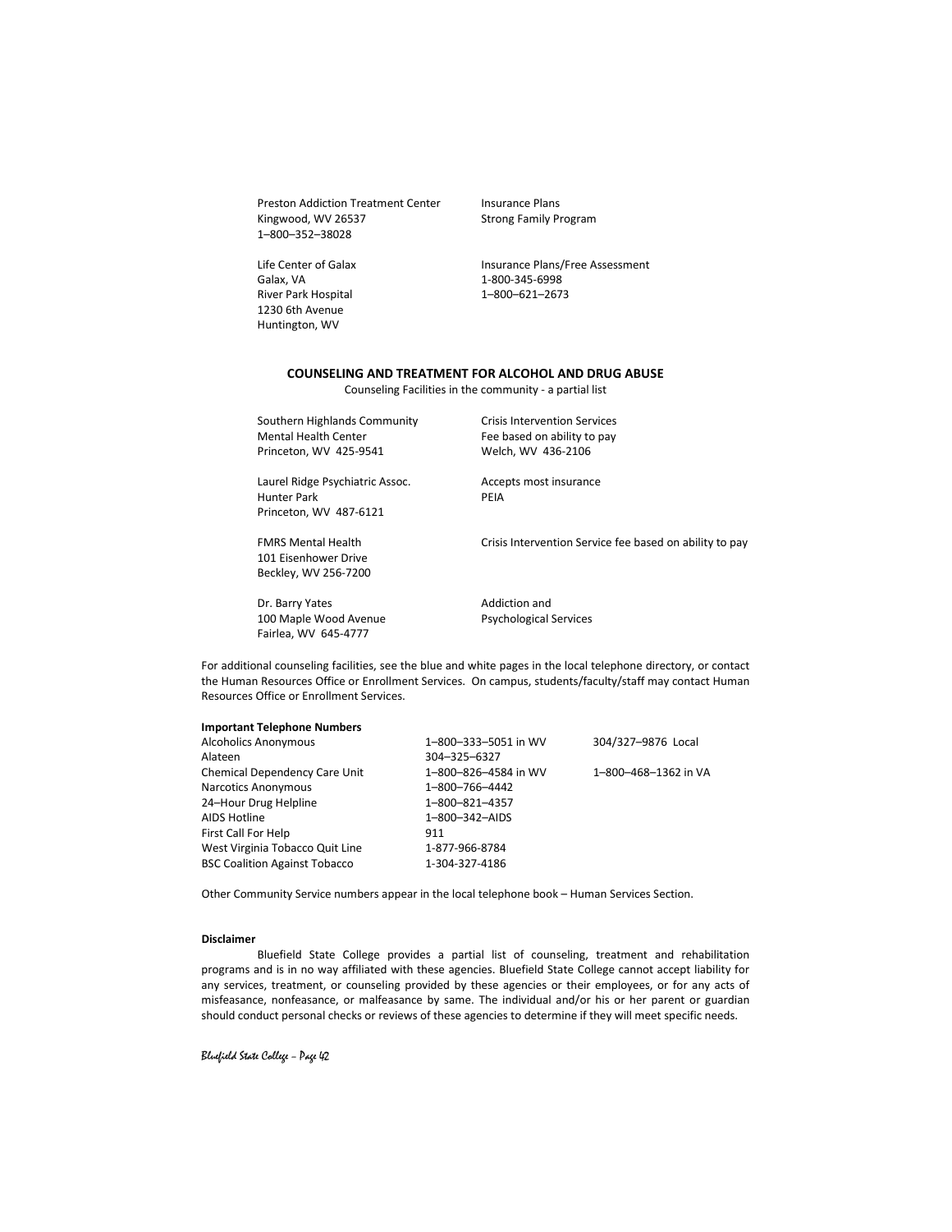| | |
|---|---|
| Preston Addiction Treatment Center<br>Kingwood, WV 26537<br>1–800–352–38028 | Insurance Plans<br>Strong Family Program |
| Life Center of Galax<br>Galax, VA<br>River Park Hospital<br>1230 6th Avenue<br>Huntington, WV | Insurance Plans/Free Assessment<br>1-800-345-6998<br>1–800–621–2673 |

**COUNSELING AND TREATMENT FOR ALCOHOL AND DRUG ABUSE**

Counseling Facilities in the community - a partial list

| | |
|---|---|
| Southern Highlands Community<br>Mental Health Center<br>Princeton, WV 425-9541 | Crisis Intervention Services<br>Fee based on ability to pay<br>Welch, WV 436-2106 |
| Laurel Ridge Psychiatric Assoc.<br>Hunter Park<br>Princeton, WV 487-6121 | Accepts most insurance<br>PEIA |
| FMRS Mental Health<br>101 Eisenhower Drive<br>Beckley, WV 256-7200 | Crisis Intervention Service fee based on ability to pay |
| Dr. Barry Yates<br>100 Maple Wood Avenue<br>Fairlea, WV 645-4777 | Addiction and<br>Psychological Services |

For additional counseling facilities, see the blue and white pages in the local telephone directory, or contact the Human Resources Office or Enrollment Services. On campus, students/faculty/staff may contact Human Resources Office or Enrollment Services.

**Important Telephone Numbers**

| | | |
|---|---|---|
| Alcoholics Anonymous | 1–800–333–5051 in WV | 304/327–9876 Local |
| Alateen | 304–325–6327 | |
| Chemical Dependency Care Unit | 1–800–826–4584 in WV | 1–800–468–1362 in VA |
| Narcotics Anonymous | 1–800–766–4442 | |
| 24–Hour Drug Helpline | 1–800–821–4357 | |
| AIDS Hotline | 1–800–342–AIDS | |
| First Call For Help | 911 | |
| West Virginia Tobacco Quit Line | 1-877-966-8784 | |
| BSC Coalition Against Tobacco | 1-304-327-4186 | |

Other Community Service numbers appear in the local telephone book – Human Services Section.

**Disclaimer**

Bluefield State College provides a partial list of counseling, treatment and rehabilitation programs and is in no way affiliated with these agencies. Bluefield State College cannot accept liability for any services, treatment, or counseling provided by these agencies or their employees, or for any acts of misfeasance, nonfeasance, or malfeasance by same. The individual and/or his or her parent or guardian should conduct personal checks or reviews of these agencies to determine if they will meet specific needs.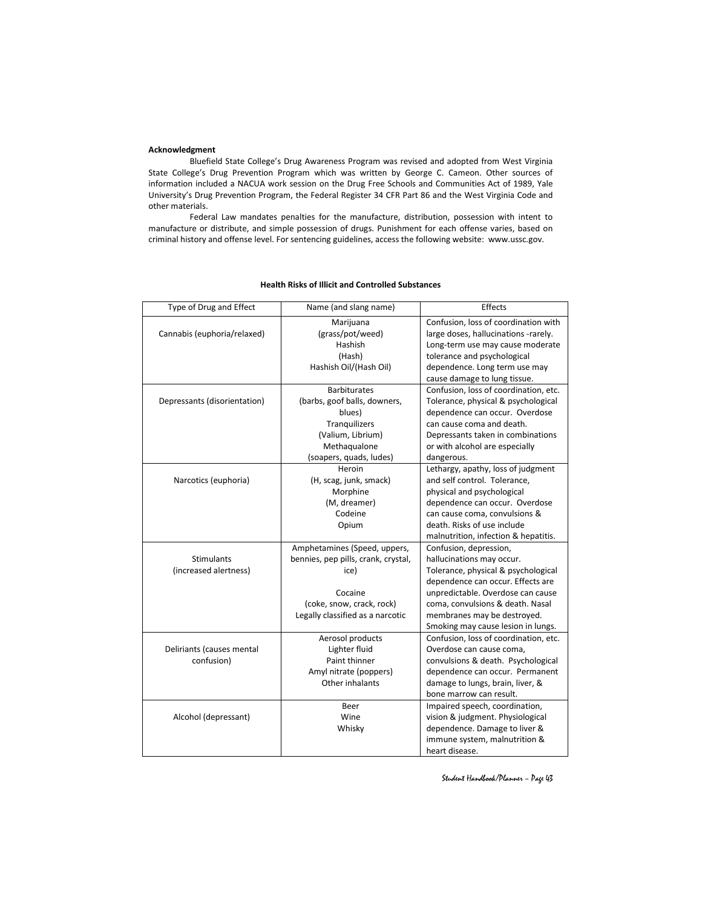**Acknowledgment**

Bluefield State College's Drug Awareness Program was revised and adopted from West Virginia State College's Drug Prevention Program which was written by George C. Cameon. Other sources of information included a NACUA work session on the Drug Free Schools and Communities Act of 1989, Yale University's Drug Prevention Program, the Federal Register 34 CFR Part 86 and the West Virginia Code and other materials.

Federal Law mandates penalties for the manufacture, distribution, possession with intent to manufacture or distribute, and simple possession of drugs. Punishment for each offense varies, based on criminal history and offense level. For sentencing guidelines, access the following website: www.ussc.gov.

**Health Risks of Illicit and Controlled Substances**

| Type of Drug and Effect | Name (and slang name) | Effects |
|---|---|---|
| Cannabis (euphoria/relaxed) | Marijuana (grass/pot/weed) Hashish (Hash) Hashish Oil/(Hash Oil) | Confusion, loss of coordination with large doses, hallucinations -rarely. Long-term use may cause moderate tolerance and psychological dependence. Long term use may cause damage to lung tissue. |
| Depressants (disorientation) | Barbiturates (barbs, goof balls, downers, blues) Tranquilizers (Valium, Librium) Methaqualone (soapers, quads, ludes) | Confusion, loss of coordination, etc. Tolerance, physical & psychological dependence can occur. Overdose can cause coma and death. Depressants taken in combinations or with alcohol are especially dangerous. |
| Narcotics (euphoria) | Heroin (H, scag, junk, smack) Morphine (M, dreamer) Codeine Opium | Lethargy, apathy, loss of judgment and self control. Tolerance, physical and psychological dependence can occur. Overdose can cause coma, convulsions & death. Risks of use include malnutrition, infection & hepatitis. |
| Stimulants (increased alertness) | Amphetamines (Speed, uppers, bennies, pep pills, crank, crystal, ice) Cocaine (coke, snow, crack, rock) Legally classified as a narcotic | Confusion, depression, hallucinations may occur. Tolerance, physical & psychological dependence can occur. Effects are unpredictable. Overdose can cause coma, convulsions & death. Nasal membranes may be destroyed. Smoking may cause lesion in lungs. |
| Deliriants (causes mental confusion) | Aerosol products Lighter fluid Paint thinner Amyl nitrate (poppers) Other inhalants | Confusion, loss of coordination, etc. Overdose can cause coma, convulsions & death. Psychological dependence can occur. Permanent damage to lungs, brain, liver, & bone marrow can result. |
| Alcohol (depressant) | Beer Wine Whisky | Impaired speech, coordination, vision & judgment. Physiological dependence. Damage to liver & immune system, malnutrition & heart disease. |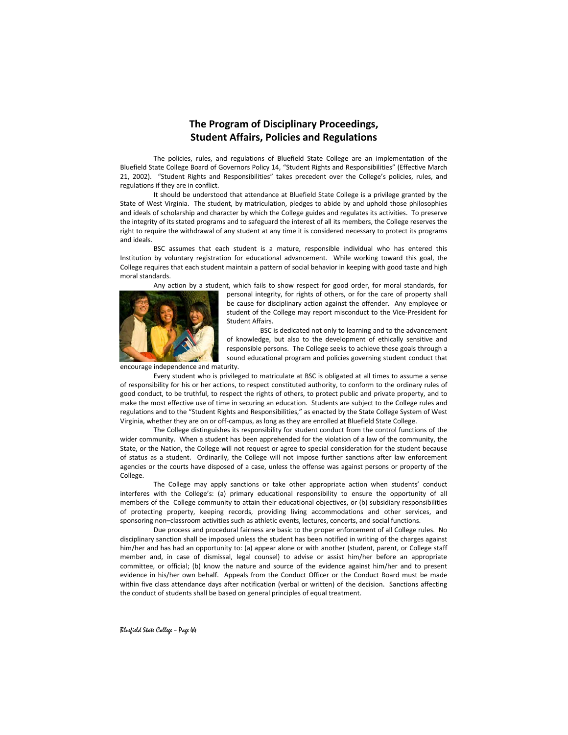# The Program of Disciplinary Proceedings, Student Affairs, Policies and Regulations

The policies, rules, and regulations of Bluefield State College are an implementation of the Bluefield State College Board of Governors Policy 14, "Student Rights and Responsibilities" (Effective March 21, 2002). "Student Rights and Responsibilities" takes precedent over the College's policies, rules, and regulations if they are in conflict.

It should be understood that attendance at Bluefield State College is a privilege granted by the State of West Virginia. The student, by matriculation, pledges to abide by and uphold those philosophies and ideals of scholarship and character by which the College guides and regulates its activities. To preserve the integrity of its stated programs and to safeguard the interest of all its members, the College reserves the right to require the withdrawal of any student at any time it is considered necessary to protect its programs and ideals.

BSC assumes that each student is a mature, responsible individual who has entered this Institution by voluntary registration for educational advancement. While working toward this goal, the College requires that each student maintain a pattern of social behavior in keeping with good taste and high moral standards.

Any action by a student, which fails to show respect for good order, for moral standards, for personal integrity, for rights of others, or for the care of property shall be cause for disciplinary action against the offender. Any employee or student of the College may report misconduct to the Vice-President for Student Affairs.

BSC is dedicated not only to learning and to the advancement of knowledge, but also to the development of ethically sensitive and responsible persons. The College seeks to achieve these goals through a sound educational program and policies governing student conduct that encourage independence and maturity.

Every student who is privileged to matriculate at BSC is obligated at all times to assume a sense of responsibility for his or her actions, to respect constituted authority, to conform to the ordinary rules of good conduct, to be truthful, to respect the rights of others, to protect public and private property, and to make the most effective use of time in securing an education. Students are subject to the College rules and regulations and to the "Student Rights and Responsibilities," as enacted by the State College System of West Virginia, whether they are on or off-campus, as long as they are enrolled at Bluefield State College.

The College distinguishes its responsibility for student conduct from the control functions of the wider community. When a student has been apprehended for the violation of a law of the community, the State, or the Nation, the College will not request or agree to special consideration for the student because of status as a student. Ordinarily, the College will not impose further sanctions after law enforcement agencies or the courts have disposed of a case, unless the offense was against persons or property of the College.

The College may apply sanctions or take other appropriate action when students' conduct interferes with the College's: (a) primary educational responsibility to ensure the opportunity of all members of the College community to attain their educational objectives, or (b) subsidiary responsibilities of protecting property, keeping records, providing living accommodations and other services, and sponsoring non–classroom activities such as athletic events, lectures, concerts, and social functions.

Due process and procedural fairness are basic to the proper enforcement of all College rules. No disciplinary sanction shall be imposed unless the student has been notified in writing of the charges against him/her and has had an opportunity to: (a) appear alone or with another (student, parent, or College staff member and, in case of dismissal, legal counsel) to advise or assist him/her before an appropriate committee, or official; (b) know the nature and source of the evidence against him/her and to present evidence in his/her own behalf. Appeals from the Conduct Officer or the Conduct Board must be made within five class attendance days after notification (verbal or written) of the decision. Sanctions affecting the conduct of students shall be based on general principles of equal treatment.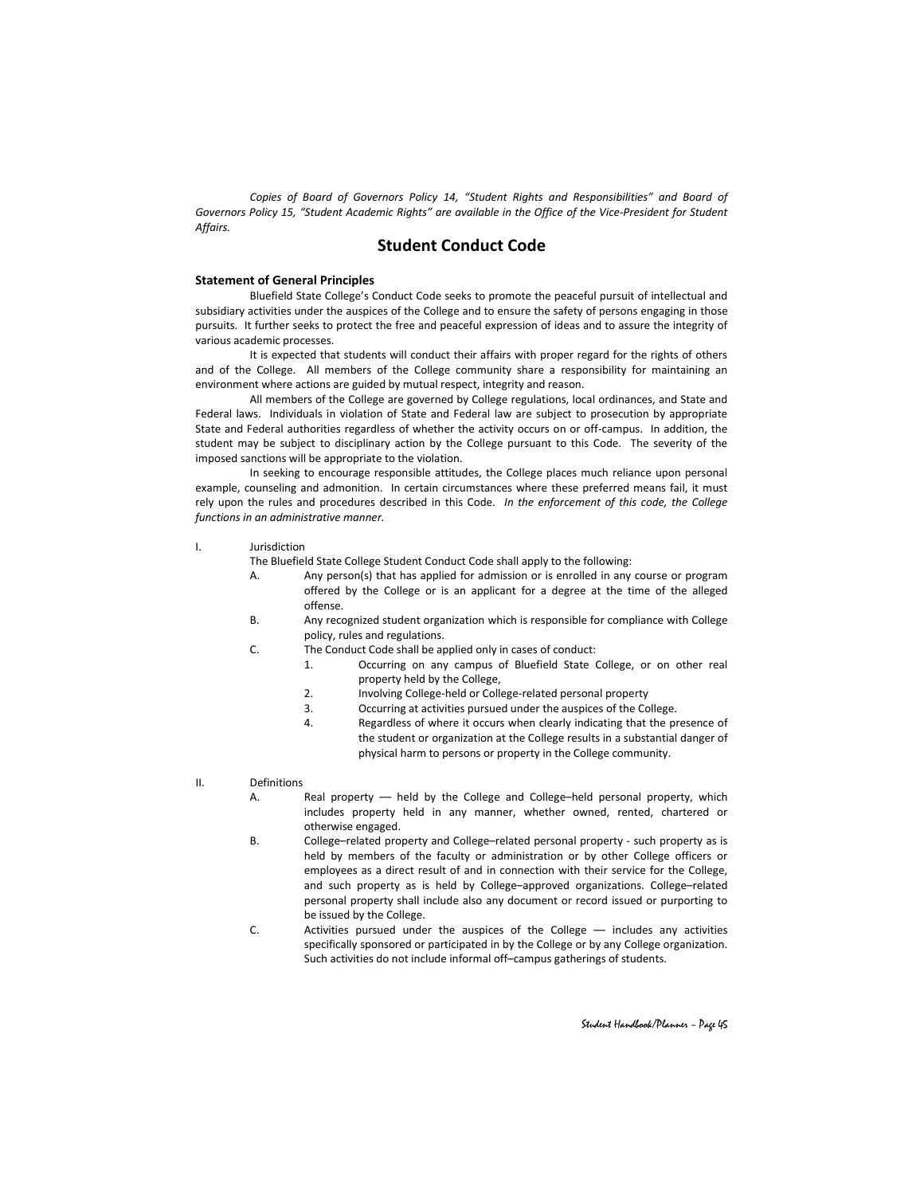*Copies of Board of Governors Policy 14, "Student Rights and Responsibilities" and Board of Governors Policy 15, "Student Academic Rights" are available in the Office of the Vice-President for Student Affairs.*

## Student Conduct Code

### Statement of General Principles

Bluefield State College's Conduct Code seeks to promote the peaceful pursuit of intellectual and subsidiary activities under the auspices of the College and to ensure the safety of persons engaging in those pursuits. It further seeks to protect the free and peaceful expression of ideas and to assure the integrity of various academic processes.

It is expected that students will conduct their affairs with proper regard for the rights of others and of the College. All members of the College community share a responsibility for maintaining an environment where actions are guided by mutual respect, integrity and reason.

All members of the College are governed by College regulations, local ordinances, and State and Federal laws. Individuals in violation of State and Federal law are subject to prosecution by appropriate State and Federal authorities regardless of whether the activity occurs on or off-campus. In addition, the student may be subject to disciplinary action by the College pursuant to this Code. The severity of the imposed sanctions will be appropriate to the violation.

In seeking to encourage responsible attitudes, the College places much reliance upon personal example, counseling and admonition. In certain circumstances where these preferred means fail, it must rely upon the rules and procedures described in this Code. *In the enforcement of this code, the College functions in an administrative manner.*

I. Jurisdiction

The Bluefield State College Student Conduct Code shall apply to the following:

- A. Any person(s) that has applied for admission or is enrolled in any course or program offered by the College or is an applicant for a degree at the time of the alleged offense.
- B. Any recognized student organization which is responsible for compliance with College policy, rules and regulations.
- C. The Conduct Code shall be applied only in cases of conduct:
  1. Occurring on any campus of Bluefield State College, or on other real property held by the College,
  2. Involving College-held or College-related personal property
  3. Occurring at activities pursued under the auspices of the College.
  4. Regardless of where it occurs when clearly indicating that the presence of the student or organization at the College results in a substantial danger of physical harm to persons or property in the College community.

II. Definitions

- A. Real property — held by the College and College–held personal property, which includes property held in any manner, whether owned, rented, chartered or otherwise engaged.
- B. College–related property and College–related personal property - such property as is held by members of the faculty or administration or by other College officers or employees as a direct result of and in connection with their service for the College, and such property as is held by College–approved organizations. College–related personal property shall include also any document or record issued or purporting to be issued by the College.
- C. Activities pursued under the auspices of the College — includes any activities specifically sponsored or participated in by the College or by any College organization. Such activities do not include informal off–campus gatherings of students.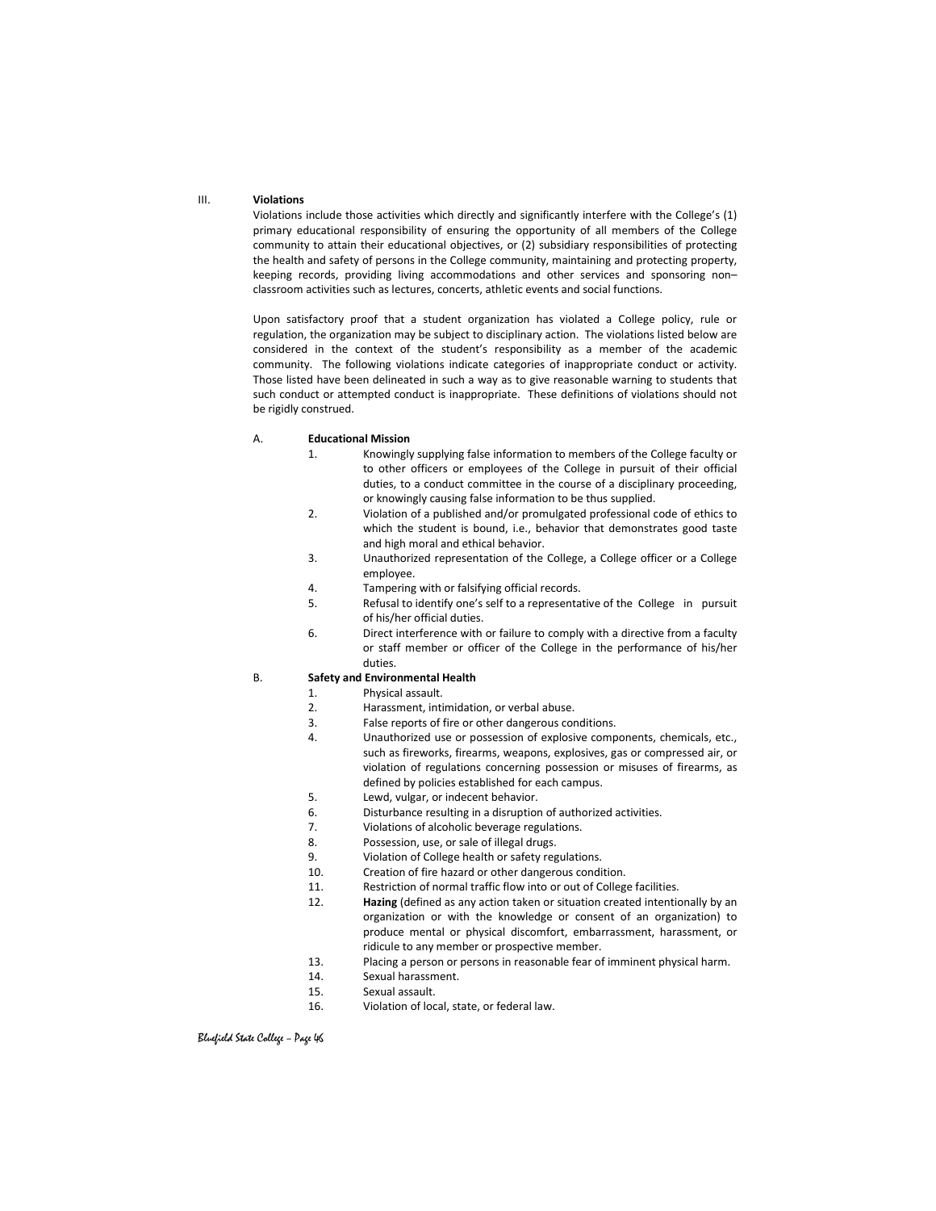## III. Violations

Violations include those activities which directly and significantly interfere with the College's (1) primary educational responsibility of ensuring the opportunity of all members of the College community to attain their educational objectives, or (2) subsidiary responsibilities of protecting the health and safety of persons in the College community, maintaining and protecting property, keeping records, providing living accommodations and other services and sponsoring non–classroom activities such as lectures, concerts, athletic events and social functions.

Upon satisfactory proof that a student organization has violated a College policy, rule or regulation, the organization may be subject to disciplinary action. The violations listed below are considered in the context of the student's responsibility as a member of the academic community. The following violations indicate categories of inappropriate conduct or activity. Those listed have been delineated in such a way as to give reasonable warning to students that such conduct or attempted conduct is inappropriate. These definitions of violations should not be rigidly construed.

### A. Educational Mission

1. Knowingly supplying false information to members of the College faculty or to other officers or employees of the College in pursuit of their official duties, to a conduct committee in the course of a disciplinary proceeding, or knowingly causing false information to be thus supplied.
2. Violation of a published and/or promulgated professional code of ethics to which the student is bound, i.e., behavior that demonstrates good taste and high moral and ethical behavior.
3. Unauthorized representation of the College, a College officer or a College employee.
4. Tampering with or falsifying official records.
5. Refusal to identify one's self to a representative of the College in pursuit of his/her official duties.
6. Direct interference with or failure to comply with a directive from a faculty or staff member or officer of the College in the performance of his/her duties.

### B. Safety and Environmental Health

1. Physical assault.
2. Harassment, intimidation, or verbal abuse.
3. False reports of fire or other dangerous conditions.
4. Unauthorized use or possession of explosive components, chemicals, etc., such as fireworks, firearms, weapons, explosives, gas or compressed air, or violation of regulations concerning possession or misuses of firearms, as defined by policies established for each campus.
5. Lewd, vulgar, or indecent behavior.
6. Disturbance resulting in a disruption of authorized activities.
7. Violations of alcoholic beverage regulations.
8. Possession, use, or sale of illegal drugs.
9. Violation of College health or safety regulations.
10. Creation of fire hazard or other dangerous condition.
11. Restriction of normal traffic flow into or out of College facilities.
12. **Hazing** (defined as any action taken or situation created intentionally by an organization or with the knowledge or consent of an organization) to produce mental or physical discomfort, embarrassment, harassment, or ridicule to any member or prospective member.
13. Placing a person or persons in reasonable fear of imminent physical harm.
14. Sexual harassment.
15. Sexual assault.
16. Violation of local, state, or federal law.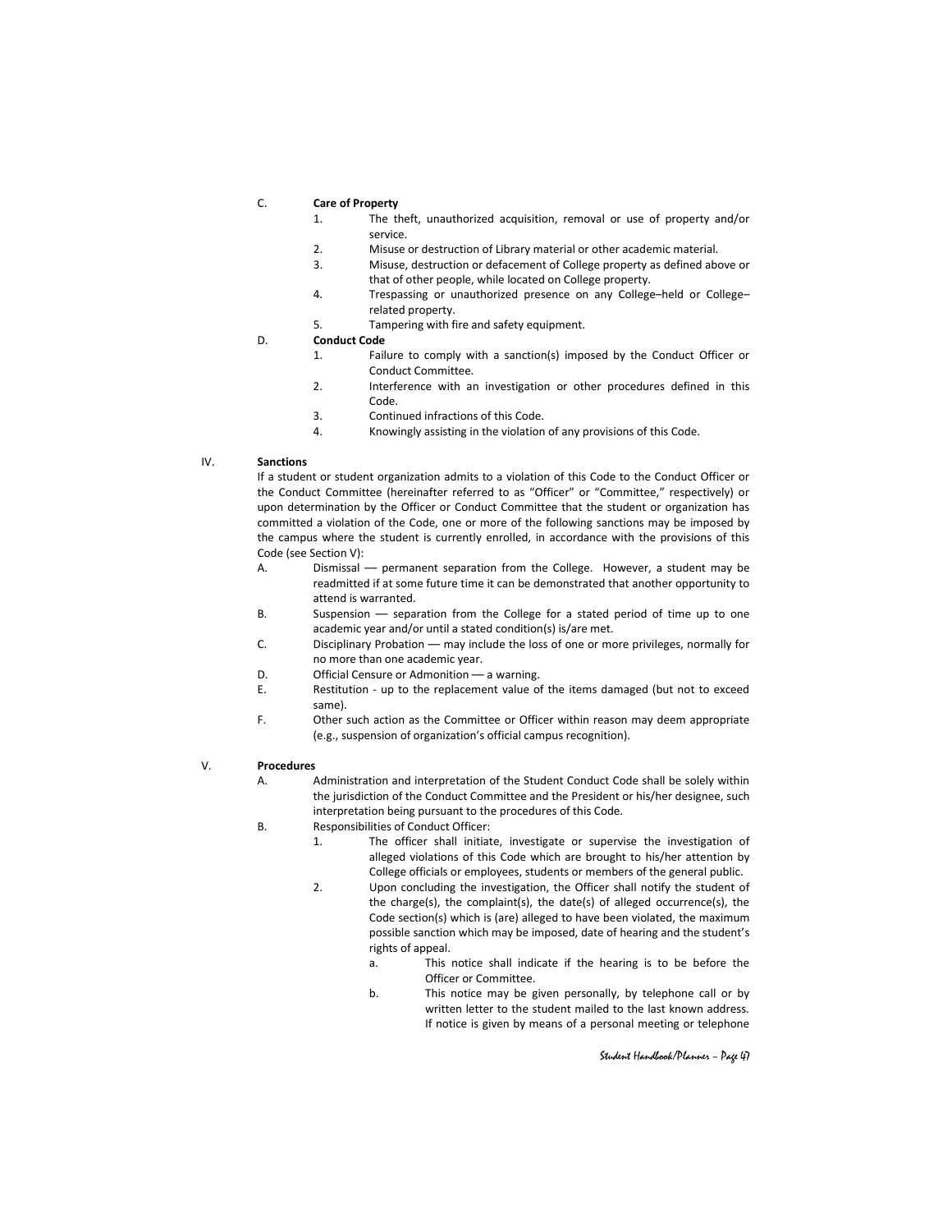C. **Care of Property**

1. The theft, unauthorized acquisition, removal or use of property and/or service.
2. Misuse or destruction of Library material or other academic material.
3. Misuse, destruction or defacement of College property as defined above or that of other people, while located on College property.
4. Trespassing or unauthorized presence on any College–held or College–related property.
5. Tampering with fire and safety equipment.

D. **Conduct Code**

1. Failure to comply with a sanction(s) imposed by the Conduct Officer or Conduct Committee.
2. Interference with an investigation or other procedures defined in this Code.
3. Continued infractions of this Code.
4. Knowingly assisting in the violation of any provisions of this Code.

IV. **Sanctions**

If a student or student organization admits to a violation of this Code to the Conduct Officer or the Conduct Committee (hereinafter referred to as "Officer" or "Committee," respectively) or upon determination by the Officer or Conduct Committee that the student or organization has committed a violation of the Code, one or more of the following sanctions may be imposed by the campus where the student is currently enrolled, in accordance with the provisions of this Code (see Section V):

A. Dismissal — permanent separation from the College. However, a student may be readmitted if at some future time it can be demonstrated that another opportunity to attend is warranted.

B. Suspension — separation from the College for a stated period of time up to one academic year and/or until a stated condition(s) is/are met.

C. Disciplinary Probation — may include the loss of one or more privileges, normally for no more than one academic year.

D. Official Censure or Admonition — a warning.

E. Restitution - up to the replacement value of the items damaged (but not to exceed same).

F. Other such action as the Committee or Officer within reason may deem appropriate (e.g., suspension of organization's official campus recognition).

V. **Procedures**

A. Administration and interpretation of the Student Conduct Code shall be solely within the jurisdiction of the Conduct Committee and the President or his/her designee, such interpretation being pursuant to the procedures of this Code.

B. Responsibilities of Conduct Officer:

1. The officer shall initiate, investigate or supervise the investigation of alleged violations of this Code which are brought to his/her attention by College officials or employees, students or members of the general public.
2. Upon concluding the investigation, the Officer shall notify the student of the charge(s), the complaint(s), the date(s) of alleged occurrence(s), the Code section(s) which is (are) alleged to have been violated, the maximum possible sanction which may be imposed, date of hearing and the student's rights of appeal.
   a. This notice shall indicate if the hearing is to be before the Officer or Committee.
   b. This notice may be given personally, by telephone call or by written letter to the student mailed to the last known address. If notice is given by means of a personal meeting or telephone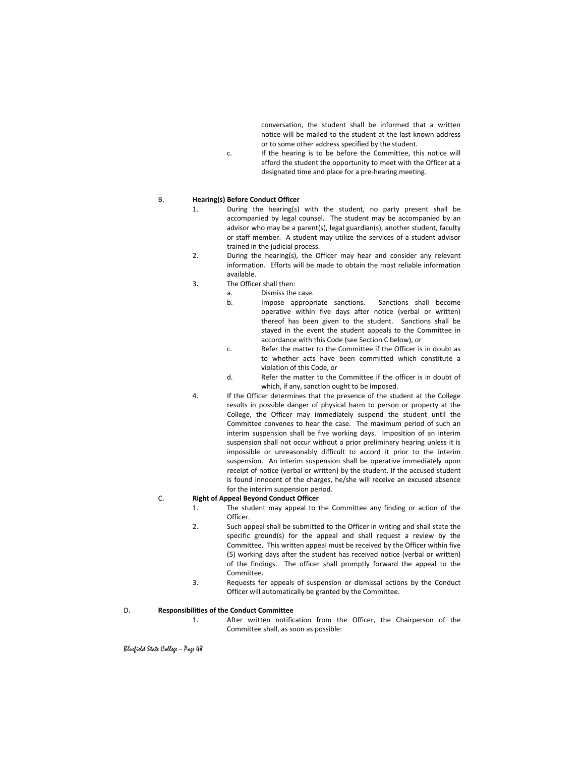conversation, the student shall be informed that a written notice will be mailed to the student at the last known address or to some other address specified by the student.

c. If the hearing is to be before the Committee, this notice will afford the student the opportunity to meet with the Officer at a designated time and place for a pre-hearing meeting.

B. **Hearing(s) Before Conduct Officer**

1. During the hearing(s) with the student, no party present shall be accompanied by legal counsel. The student may be accompanied by an advisor who may be a parent(s), legal guardian(s), another student, faculty or staff member. A student may utilize the services of a student advisor trained in the judicial process.
2. During the hearing(s), the Officer may hear and consider any relevant information. Efforts will be made to obtain the most reliable information available.
3. The Officer shall then:
   a. Dismiss the case.
   b. Impose appropriate sanctions. Sanctions shall become operative within five days after notice (verbal or written) thereof has been given to the student. Sanctions shall be stayed in the event the student appeals to the Committee in accordance with this Code (see Section C below), or
   c. Refer the matter to the Committee if the Officer is in doubt as to whether acts have been committed which constitute a violation of this Code, or
   d. Refer the matter to the Committee if the officer is in doubt of which, if any, sanction ought to be imposed.
4. If the Officer determines that the presence of the student at the College results in possible danger of physical harm to person or property at the College, the Officer may immediately suspend the student until the Committee convenes to hear the case. The maximum period of such an interim suspension shall be five working days. Imposition of an interim suspension shall not occur without a prior preliminary hearing unless it is impossible or unreasonably difficult to accord it prior to the interim suspension. An interim suspension shall be operative immediately upon receipt of notice (verbal or written) by the student. If the accused student is found innocent of the charges, he/she will receive an excused absence for the interim suspension period.

C. **Right of Appeal Beyond Conduct Officer**

1. The student may appeal to the Committee any finding or action of the Officer.
2. Such appeal shall be submitted to the Officer in writing and shall state the specific ground(s) for the appeal and shall request a review by the Committee. This written appeal must be received by the Officer within five (5) working days after the student has received notice (verbal or written) of the findings. The officer shall promptly forward the appeal to the Committee.
3. Requests for appeals of suspension or dismissal actions by the Conduct Officer will automatically be granted by the Committee.

D. **Responsibilities of the Conduct Committee**

1. After written notification from the Officer, the Chairperson of the Committee shall, as soon as possible: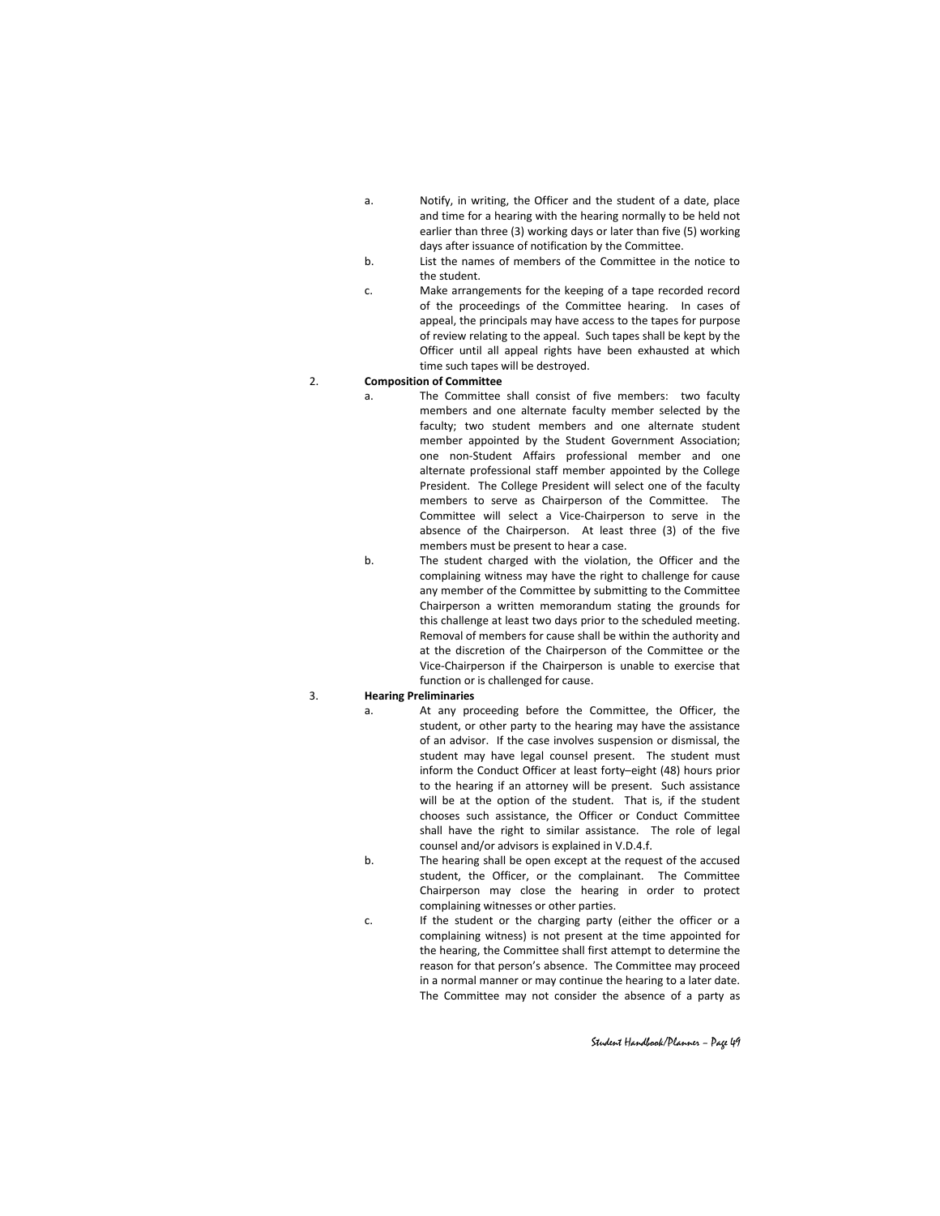a. Notify, in writing, the Officer and the student of a date, place and time for a hearing with the hearing normally to be held not earlier than three (3) working days or later than five (5) working days after issuance of notification by the Committee.

b. List the names of members of the Committee in the notice to the student.

c. Make arrangements for the keeping of a tape recorded record of the proceedings of the Committee hearing. In cases of appeal, the principals may have access to the tapes for purpose of review relating to the appeal. Such tapes shall be kept by the Officer until all appeal rights have been exhausted at which time such tapes will be destroyed.

2. **Composition of Committee**

a. The Committee shall consist of five members: two faculty members and one alternate faculty member selected by the faculty; two student members and one alternate student member appointed by the Student Government Association; one non-Student Affairs professional member and one alternate professional staff member appointed by the College President. The College President will select one of the faculty members to serve as Chairperson of the Committee. The Committee will select a Vice-Chairperson to serve in the absence of the Chairperson. At least three (3) of the five members must be present to hear a case.

b. The student charged with the violation, the Officer and the complaining witness may have the right to challenge for cause any member of the Committee by submitting to the Committee Chairperson a written memorandum stating the grounds for this challenge at least two days prior to the scheduled meeting. Removal of members for cause shall be within the authority and at the discretion of the Chairperson of the Committee or the Vice-Chairperson if the Chairperson is unable to exercise that function or is challenged for cause.

3. **Hearing Preliminaries**

a. At any proceeding before the Committee, the Officer, the student, or other party to the hearing may have the assistance of an advisor. If the case involves suspension or dismissal, the student may have legal counsel present. The student must inform the Conduct Officer at least forty–eight (48) hours prior to the hearing if an attorney will be present. Such assistance will be at the option of the student. That is, if the student chooses such assistance, the Officer or Conduct Committee shall have the right to similar assistance. The role of legal counsel and/or advisors is explained in V.D.4.f.

b. The hearing shall be open except at the request of the accused student, the Officer, or the complainant. The Committee Chairperson may close the hearing in order to protect complaining witnesses or other parties.

c. If the student or the charging party (either the officer or a complaining witness) is not present at the time appointed for the hearing, the Committee shall first attempt to determine the reason for that person's absence. The Committee may proceed in a normal manner or may continue the hearing to a later date. The Committee may not consider the absence of a party as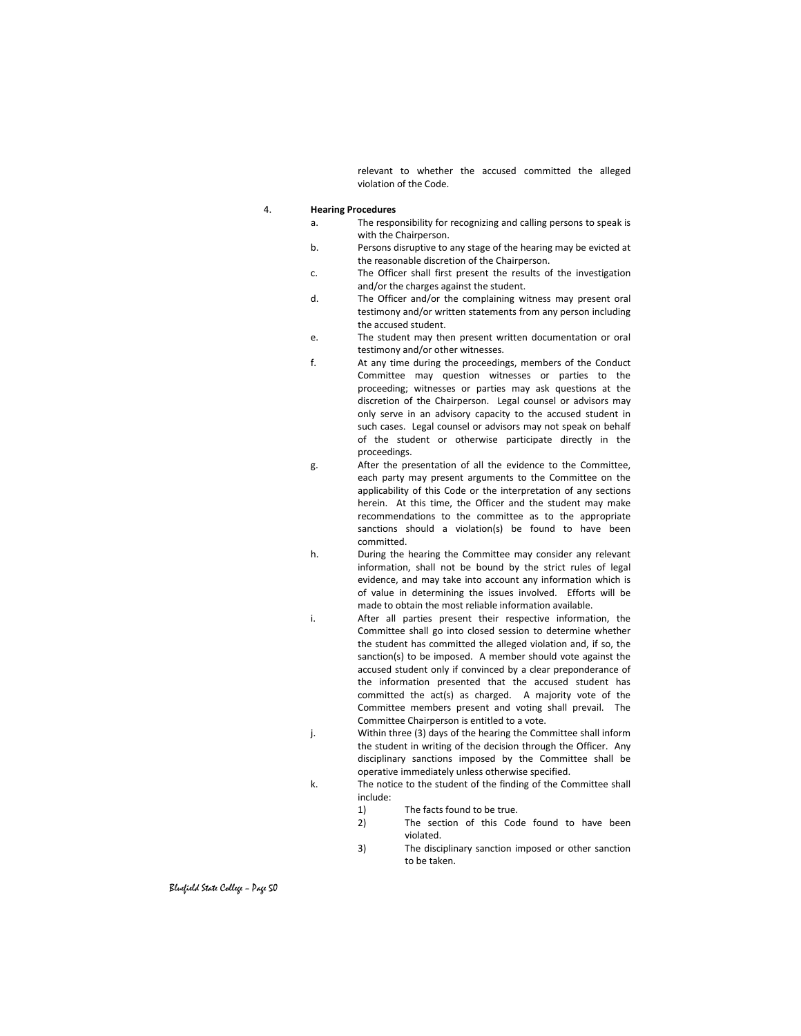relevant to whether the accused committed the alleged violation of the Code.

4. **Hearing Procedures**

   a. The responsibility for recognizing and calling persons to speak is with the Chairperson.

   b. Persons disruptive to any stage of the hearing may be evicted at the reasonable discretion of the Chairperson.

   c. The Officer shall first present the results of the investigation and/or the charges against the student.

   d. The Officer and/or the complaining witness may present oral testimony and/or written statements from any person including the accused student.

   e. The student may then present written documentation or oral testimony and/or other witnesses.

   f. At any time during the proceedings, members of the Conduct Committee may question witnesses or parties to the proceeding; witnesses or parties may ask questions at the discretion of the Chairperson. Legal counsel or advisors may only serve in an advisory capacity to the accused student in such cases. Legal counsel or advisors may not speak on behalf of the student or otherwise participate directly in the proceedings.

   g. After the presentation of all the evidence to the Committee, each party may present arguments to the Committee on the applicability of this Code or the interpretation of any sections herein. At this time, the Officer and the student may make recommendations to the committee as to the appropriate sanctions should a violation(s) be found to have been committed.

   h. During the hearing the Committee may consider any relevant information, shall not be bound by the strict rules of legal evidence, and may take into account any information which is of value in determining the issues involved. Efforts will be made to obtain the most reliable information available.

   i. After all parties present their respective information, the Committee shall go into closed session to determine whether the student has committed the alleged violation and, if so, the sanction(s) to be imposed. A member should vote against the accused student only if convinced by a clear preponderance of the information presented that the accused student has committed the act(s) as charged. A majority vote of the Committee members present and voting shall prevail. The Committee Chairperson is entitled to a vote.

   j. Within three (3) days of the hearing the Committee shall inform the student in writing of the decision through the Officer. Any disciplinary sanctions imposed by the Committee shall be operative immediately unless otherwise specified.

   k. The notice to the student of the finding of the Committee shall include:

      1) The facts found to be true.

      2) The section of this Code found to have been violated.

      3) The disciplinary sanction imposed or other sanction to be taken.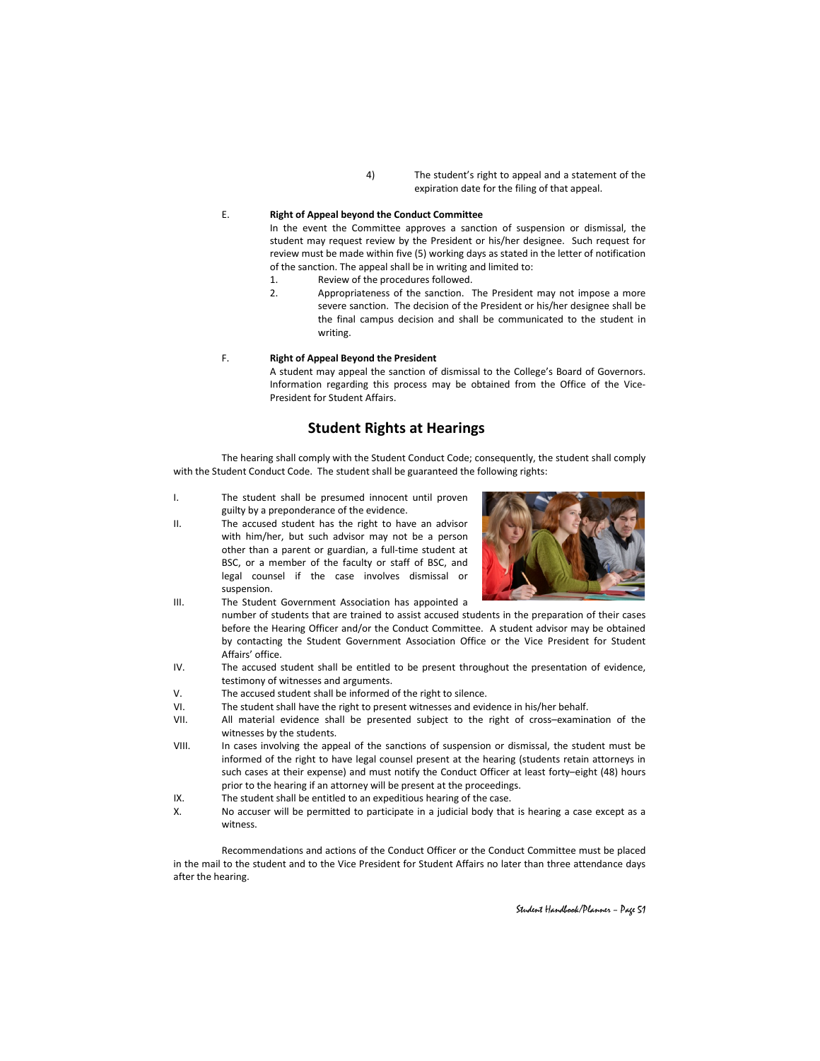4) The student's right to appeal and a statement of the expiration date for the filing of that appeal.

E. **Right of Appeal beyond the Conduct Committee**

In the event the Committee approves a sanction of suspension or dismissal, the student may request review by the President or his/her designee. Such request for review must be made within five (5) working days as stated in the letter of notification of the sanction. The appeal shall be in writing and limited to:

1. Review of the procedures followed.
2. Appropriateness of the sanction. The President may not impose a more severe sanction. The decision of the President or his/her designee shall be the final campus decision and shall be communicated to the student in writing.

F. **Right of Appeal Beyond the President**

A student may appeal the sanction of dismissal to the College's Board of Governors. Information regarding this process may be obtained from the Office of the Vice-President for Student Affairs.

## Student Rights at Hearings

The hearing shall comply with the Student Conduct Code; consequently, the student shall comply with the Student Conduct Code. The student shall be guaranteed the following rights:

I. The student shall be presumed innocent until proven guilty by a preponderance of the evidence.

II. The accused student has the right to have an advisor with him/her, but such advisor may not be a person other than a parent or guardian, a full-time student at BSC, or a member of the faculty or staff of BSC, and legal counsel if the case involves dismissal or suspension.

III. The Student Government Association has appointed a number of students that are trained to assist accused students in the preparation of their cases before the Hearing Officer and/or the Conduct Committee. A student advisor may be obtained by contacting the Student Government Association Office or the Vice President for Student Affairs' office.

IV. The accused student shall be entitled to be present throughout the presentation of evidence, testimony of witnesses and arguments.

V. The accused student shall be informed of the right to silence.

VI. The student shall have the right to present witnesses and evidence in his/her behalf.

VII. All material evidence shall be presented subject to the right of cross–examination of the witnesses by the students.

VIII. In cases involving the appeal of the sanctions of suspension or dismissal, the student must be informed of the right to have legal counsel present at the hearing (students retain attorneys in such cases at their expense) and must notify the Conduct Officer at least forty–eight (48) hours prior to the hearing if an attorney will be present at the proceedings.

IX. The student shall be entitled to an expeditious hearing of the case.

X. No accuser will be permitted to participate in a judicial body that is hearing a case except as a witness.

Recommendations and actions of the Conduct Officer or the Conduct Committee must be placed in the mail to the student and to the Vice President for Student Affairs no later than three attendance days after the hearing.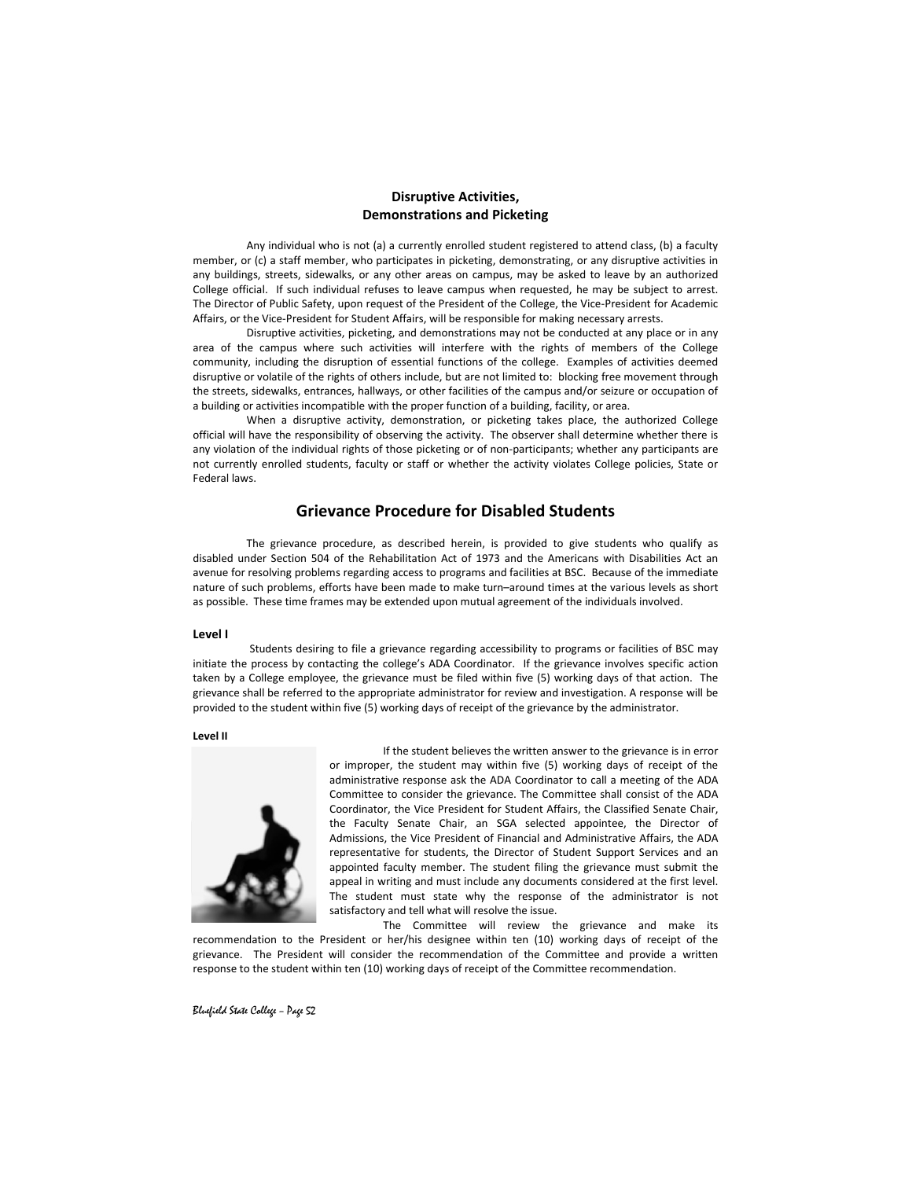## Disruptive Activities, Demonstrations and Picketing

Any individual who is not (a) a currently enrolled student registered to attend class, (b) a faculty member, or (c) a staff member, who participates in picketing, demonstrating, or any disruptive activities in any buildings, streets, sidewalks, or any other areas on campus, may be asked to leave by an authorized College official. If such individual refuses to leave campus when requested, he may be subject to arrest. The Director of Public Safety, upon request of the President of the College, the Vice-President for Academic Affairs, or the Vice-President for Student Affairs, will be responsible for making necessary arrests.

Disruptive activities, picketing, and demonstrations may not be conducted at any place or in any area of the campus where such activities will interfere with the rights of members of the College community, including the disruption of essential functions of the college. Examples of activities deemed disruptive or volatile of the rights of others include, but are not limited to: blocking free movement through the streets, sidewalks, entrances, hallways, or other facilities of the campus and/or seizure or occupation of a building or activities incompatible with the proper function of a building, facility, or area.

When a disruptive activity, demonstration, or picketing takes place, the authorized College official will have the responsibility of observing the activity. The observer shall determine whether there is any violation of the individual rights of those picketing or of non-participants; whether any participants are not currently enrolled students, faculty or staff or whether the activity violates College policies, State or Federal laws.

## Grievance Procedure for Disabled Students

The grievance procedure, as described herein, is provided to give students who qualify as disabled under Section 504 of the Rehabilitation Act of 1973 and the Americans with Disabilities Act an avenue for resolving problems regarding access to programs and facilities at BSC. Because of the immediate nature of such problems, efforts have been made to make turn–around times at the various levels as short as possible. These time frames may be extended upon mutual agreement of the individuals involved.

#### Level I

Students desiring to file a grievance regarding accessibility to programs or facilities of BSC may initiate the process by contacting the college's ADA Coordinator. If the grievance involves specific action taken by a College employee, the grievance must be filed within five (5) working days of that action. The grievance shall be referred to the appropriate administrator for review and investigation. A response will be provided to the student within five (5) working days of receipt of the grievance by the administrator.

#### Level II

If the student believes the written answer to the grievance is in error or improper, the student may within five (5) working days of receipt of the administrative response ask the ADA Coordinator to call a meeting of the ADA Committee to consider the grievance. The Committee shall consist of the ADA Coordinator, the Vice President for Student Affairs, the Classified Senate Chair, the Faculty Senate Chair, an SGA selected appointee, the Director of Admissions, the Vice President of Financial and Administrative Affairs, the ADA representative for students, the Director of Student Support Services and an appointed faculty member. The student filing the grievance must submit the appeal in writing and must include any documents considered at the first level. The student must state why the response of the administrator is not satisfactory and tell what will resolve the issue.

The Committee will review the grievance and make its recommendation to the President or her/his designee within ten (10) working days of receipt of the grievance. The President will consider the recommendation of the Committee and provide a written response to the student within ten (10) working days of receipt of the Committee recommendation.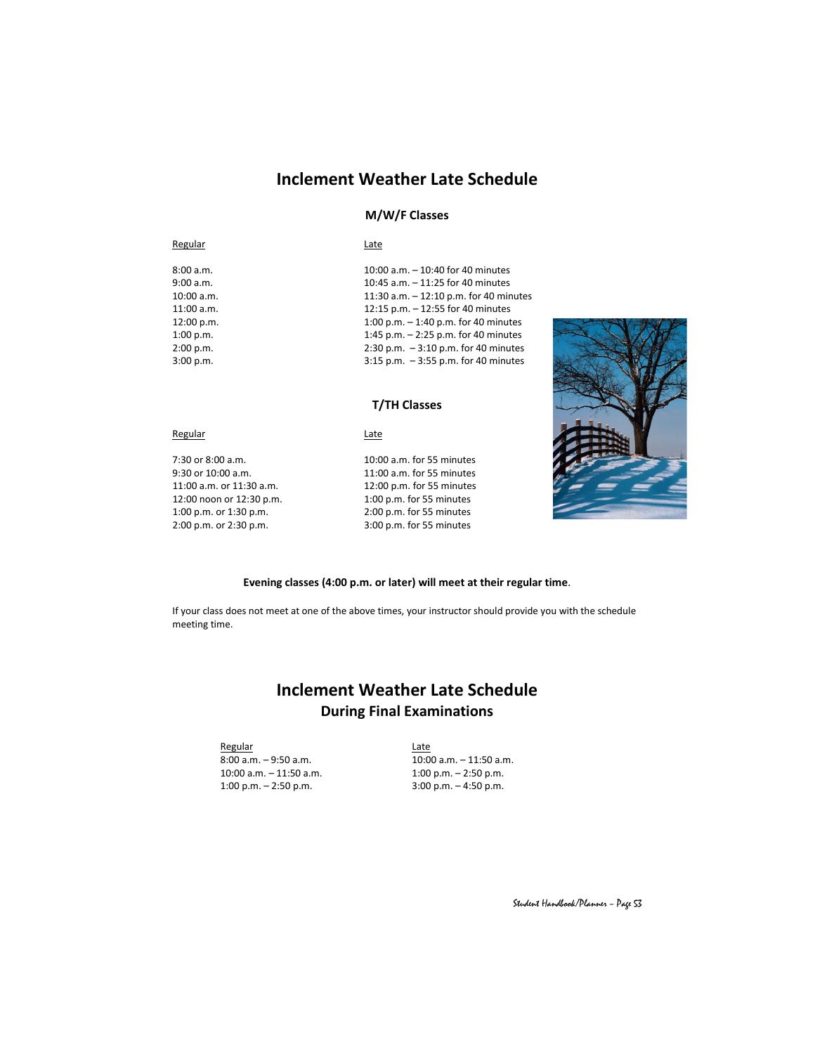# Inclement Weather Late Schedule

## M/W/F Classes

| Regular | Late |
| --- | --- |
| 8:00 a.m. | 10:00 a.m. – 10:40 for 40 minutes |
| 9:00 a.m. | 10:45 a.m. – 11:25 for 40 minutes |
| 10:00 a.m. | 11:30 a.m. – 12:10 p.m. for 40 minutes |
| 11:00 a.m. | 12:15 p.m. – 12:55 for 40 minutes |
| 12:00 p.m. | 1:00 p.m. – 1:40 p.m. for 40 minutes |
| 1:00 p.m. | 1:45 p.m. – 2:25 p.m. for 40 minutes |
| 2:00 p.m. | 2:30 p.m. – 3:10 p.m. for 40 minutes |
| 3:00 p.m. | 3:15 p.m. – 3:55 p.m. for 40 minutes |

## T/TH Classes

| Regular | Late |
| --- | --- |
| 7:30 or 8:00 a.m. | 10:00 a.m. for 55 minutes |
| 9:30 or 10:00 a.m. | 11:00 a.m. for 55 minutes |
| 11:00 a.m. or 11:30 a.m. | 12:00 p.m. for 55 minutes |
| 12:00 noon or 12:30 p.m. | 1:00 p.m. for 55 minutes |
| 1:00 p.m. or 1:30 p.m. | 2:00 p.m. for 55 minutes |
| 2:00 p.m. or 2:30 p.m. | 3:00 p.m. for 55 minutes |

**Evening classes (4:00 p.m. or later) will meet at their regular time**.

If your class does not meet at one of the above times, your instructor should provide you with the schedule meeting time.

# Inclement Weather Late Schedule
## During Final Examinations

| Regular | Late |
| --- | --- |
| 8:00 a.m. – 9:50 a.m. | 10:00 a.m. – 11:50 a.m. |
| 10:00 a.m. – 11:50 a.m. | 1:00 p.m. – 2:50 p.m. |
| 1:00 p.m. – 2:50 p.m. | 3:00 p.m. – 4:50 p.m. |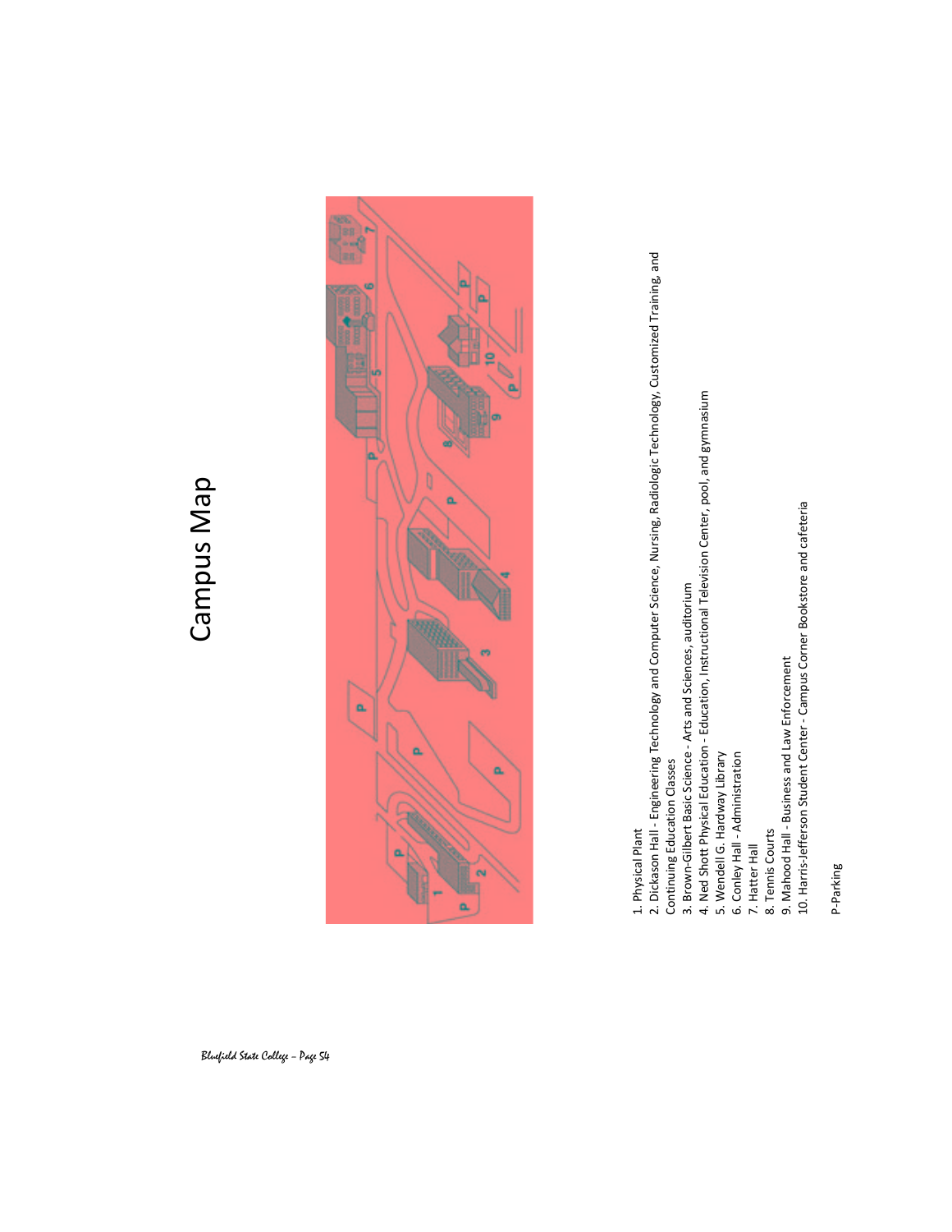# Campus Map

1. Physical Plant
2. Dickason Hall - Engineering Technology and Computer Science, Nursing, Radiologic Technology, Customized Training, and Continuing Education Classes
3. Brown-Gilbert Basic Science - Arts and Sciences, auditorium
4. Ned Shott Physical Education - Education, Instructional Television Center, pool, and gymnasium
5. Wendell G. Hardway Library
6. Conley Hall - Administration
7. Hatter Hall
8. Tennis Courts
9. Mahood Hall - Business and Law Enforcement
10. Harris-Jefferson Student Center - Campus Corner Bookstore and cafeteria

P-Parking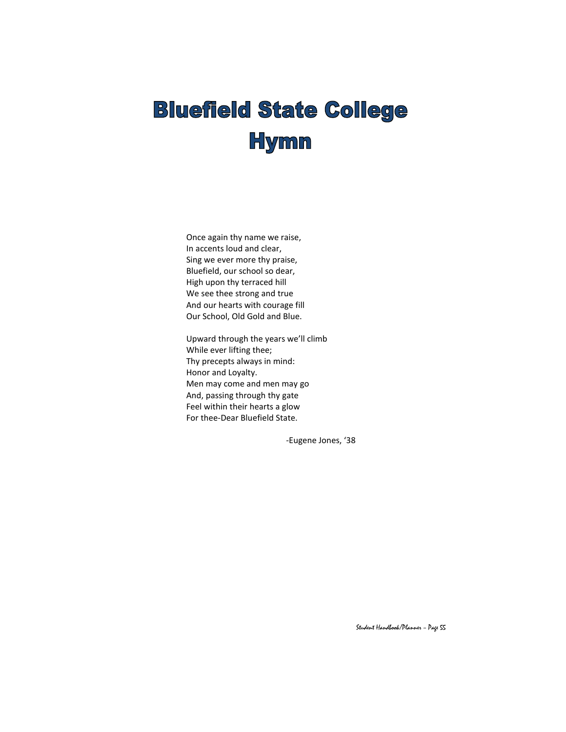# Bluefield State College Hymn

Once again thy name we raise,
In accents loud and clear,
Sing we ever more thy praise,
Bluefield, our school so dear,
High upon thy terraced hill
We see thee strong and true
And our hearts with courage fill
Our School, Old Gold and Blue.

Upward through the years we'll climb
While ever lifting thee;
Thy precepts always in mind:
Honor and Loyalty.
Men may come and men may go
And, passing through thy gate
Feel within their hearts a glow
For thee-Dear Bluefield State.

-Eugene Jones, '38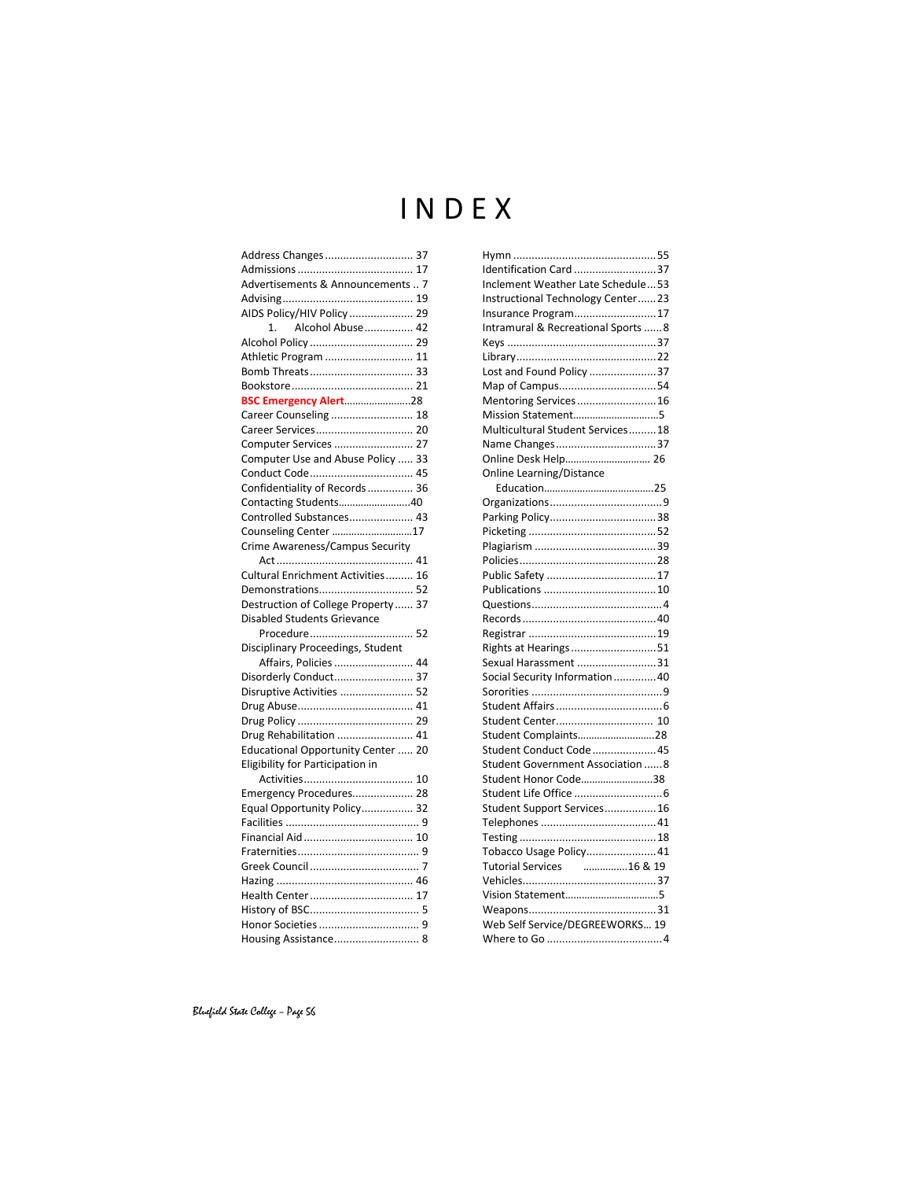# INDEX

Address Changes ............................ 37
Admissions ...................................... 17
Advertisements & Announcements .. 7
Advising .......................................... 19
AIDS Policy/HIV Policy ..................... 29
1. Alcohol Abuse ................ 42
Alcohol Policy .................................. 29
Athletic Program ............................. 11
Bomb Threats .................................. 33
Bookstore ........................................ 21
**BSC Emergency Alert**........................28
Career Counseling ........................... 18
Career Services ................................ 20
Computer Services .......................... 27
Computer Use and Abuse Policy ..... 33
Conduct Code .................................. 45
Confidentiality of Records ............... 36
Contacting Students..........................40
Controlled Substances ..................... 43
Counseling Center ............................17
Crime Awareness/Campus Security Act ............................................. 41
Cultural Enrichment Activities ......... 16
Demonstrations ............................... 52
Destruction of College Property ...... 37
Disabled Students Grievance Procedure ................................. 52
Disciplinary Proceedings, Student Affairs, Policies .......................... 44
Disorderly Conduct .......................... 37
Disruptive Activities ........................ 52
Drug Abuse ...................................... 41
Drug Policy ...................................... 29
Drug Rehabilitation ......................... 41
Educational Opportunity Center ..... 20
Eligibility for Participation in Activities .................................... 10
Emergency Procedures .................... 28
Equal Opportunity Policy ................. 32
Facilities ............................................ 9
Financial Aid .................................... 10
Fraternities ........................................ 9
Greek Council .................................... 7
Hazing ............................................. 46
Health Center .................................. 17
History of BSC .................................... 5
Honor Societies ................................. 9
Housing Assistance ............................ 8
Hymn ...............................................55
Identification Card ...........................37
Inclement Weather Late Schedule ...53
Instructional Technology Center ......23
Insurance Program ...........................17
Intramural & Recreational Sports ......8
Keys .................................................37
Library ..............................................22
Lost and Found Policy ......................37
Map of Campus ................................54
Mentoring Services ...........................16
Mission Statement..............................5
Multicultural Student Services .........18
Name Changes .................................37
Online Desk Help............................... 26
Online Learning/Distance Education.........................................25
Organizations .....................................9
Parking Policy ...................................38
Picketing ..........................................52
Plagiarism ........................................39
Policies .............................................28
Public Safety ....................................17
Publications .....................................10
Questions ...........................................4
Records ............................................40
Registrar ..........................................19
Rights at Hearings ............................51
Sexual Harassment ..........................31
Social Security Information ..............40
Sororities ...........................................9
Student Affairs ...................................6
Student Center................................ 10
Student Complaints............................28
Student Conduct Code .....................45
Student Government Association ......8
Student Honor Code..........................38
Student Life Office .............................6
Student Support Services .................16
Telephones ......................................41
Testing .............................................18
Tobacco Usage Policy .......................41
Tutorial Services ...............16 & 19
Vehicles ............................................37
Vision Statement.................................5
Weapons ..........................................31
Web Self Service/DEGREEWORKS... 19
Where to Go ......................................4